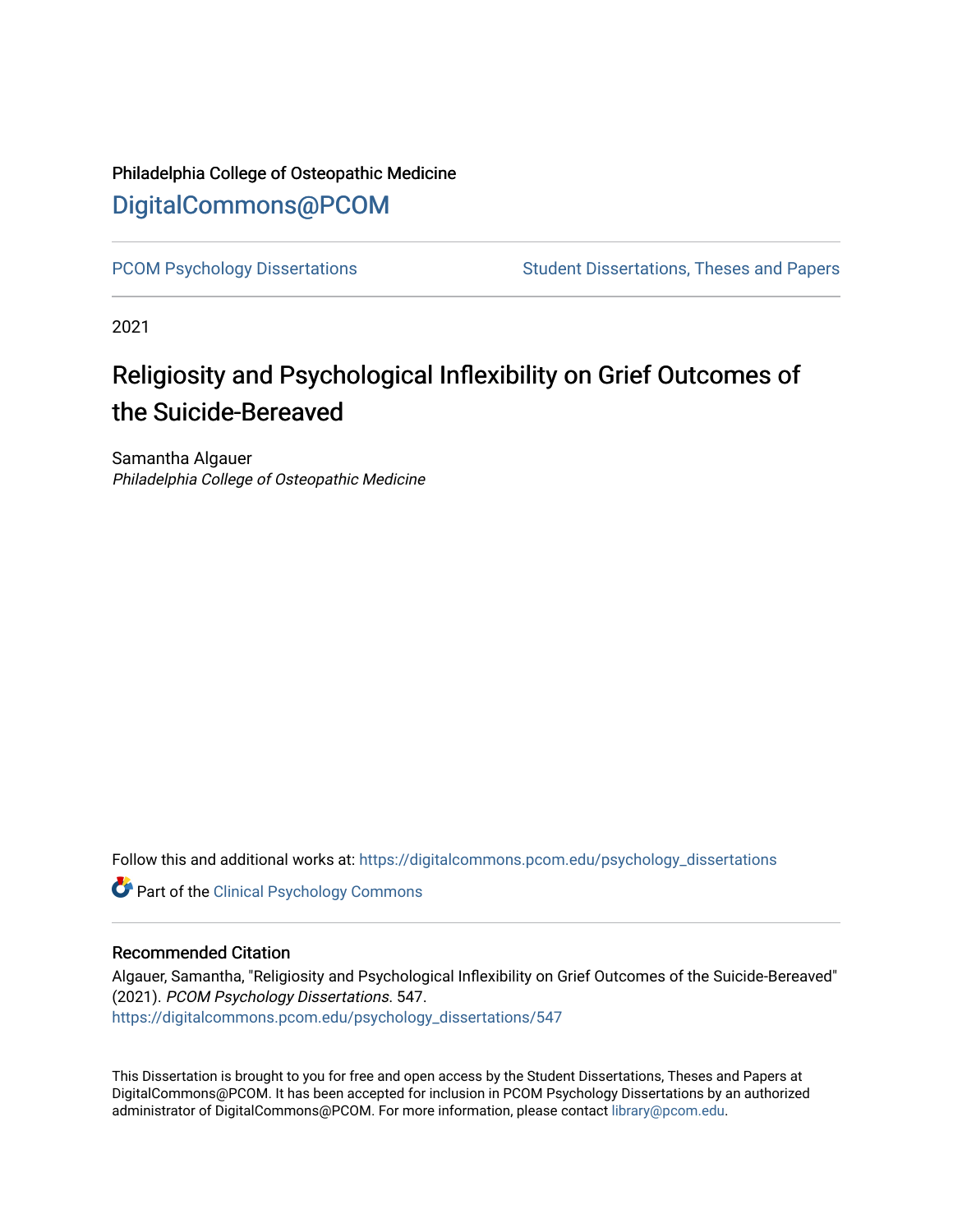Philadelphia College of Osteopathic Medicine

# DigitalCommons@PCOM

PCOM Psychology Dissertations | Student Dissertations, Theses and Papers

2021

# Religiosity and Psychological Inflexibility on Grief Outcomes of the Suicide-Bereaved

Samantha Algauer
*Philadelphia College of Osteopathic Medicine*

Follow this and additional works at: https://digitalcommons.pcom.edu/psychology_dissertations

Part of the Clinical Psychology Commons

## Recommended Citation

Algauer, Samantha, "Religiosity and Psychological Inflexibility on Grief Outcomes of the Suicide-Bereaved" (2021). *PCOM Psychology Dissertations*. 547.
https://digitalcommons.pcom.edu/psychology_dissertations/547

This Dissertation is brought to you for free and open access by the Student Dissertations, Theses and Papers at DigitalCommons@PCOM. It has been accepted for inclusion in PCOM Psychology Dissertations by an authorized administrator of DigitalCommons@PCOM. For more information, please contact library@pcom.edu.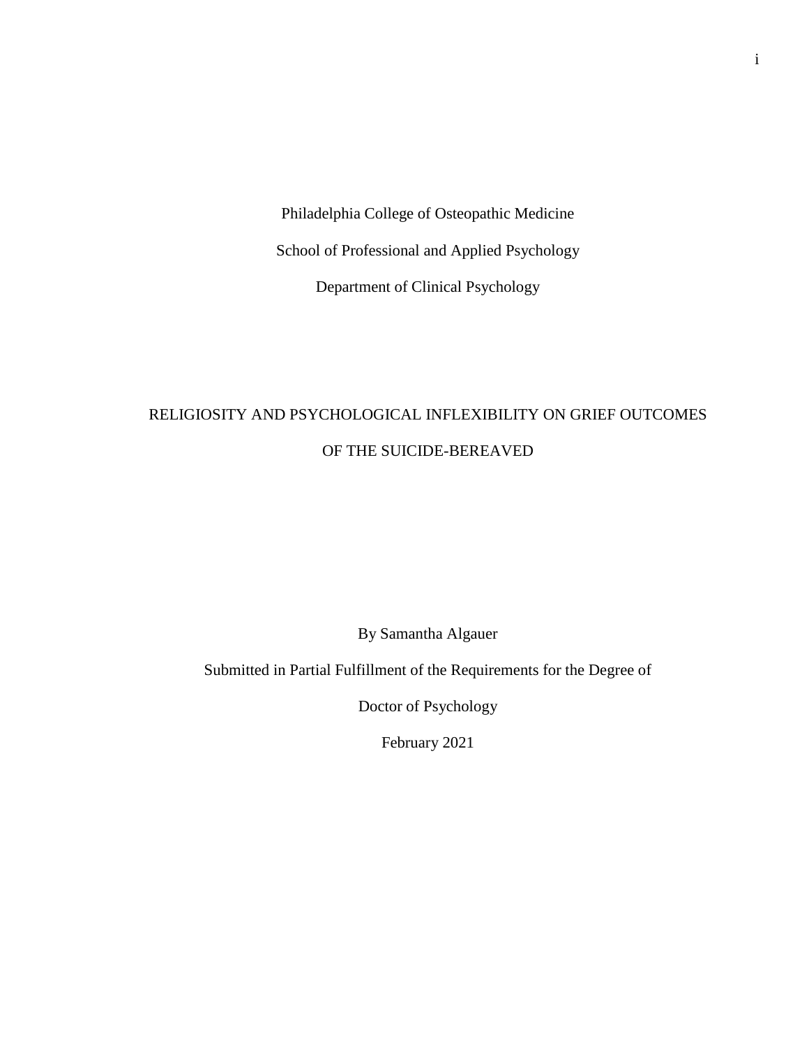Philadelphia College of Osteopathic Medicine

School of Professional and Applied Psychology

Department of Clinical Psychology

# RELIGIOSITY AND PSYCHOLOGICAL INFLEXIBILITY ON GRIEF OUTCOMES OF THE SUICIDE-BEREAVED

By Samantha Algauer

Submitted in Partial Fulfillment of the Requirements for the Degree of

Doctor of Psychology

February 2021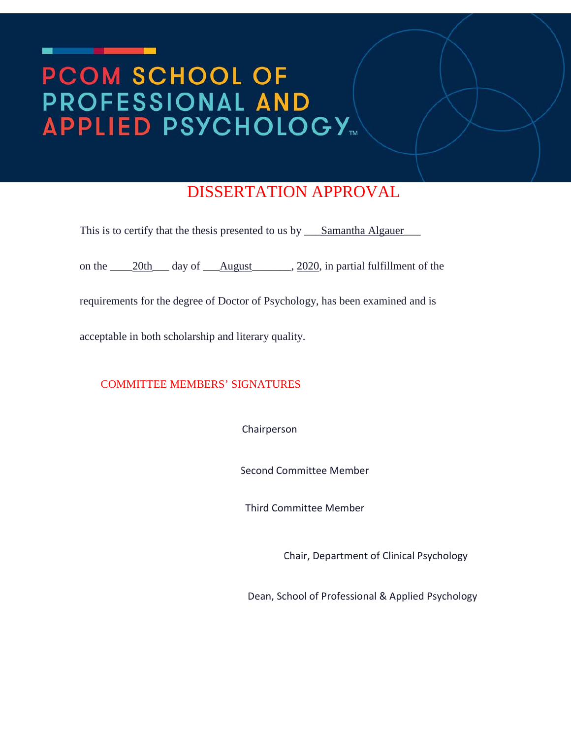PCOM SCHOOL OF PROFESSIONAL AND APPLIED PSYCHOLOGY™

# DISSERTATION APPROVAL

This is to certify that the thesis presented to us by ___Samantha Algauer___

on the ____20th___ day of ___August_______, 2020, in partial fulfillment of the

requirements for the degree of Doctor of Psychology, has been examined and is

acceptable in both scholarship and literary quality.

COMMITTEE MEMBERS' SIGNATURES

Chairperson

Second Committee Member

Third Committee Member

Chair, Department of Clinical Psychology

Dean, School of Professional & Applied Psychology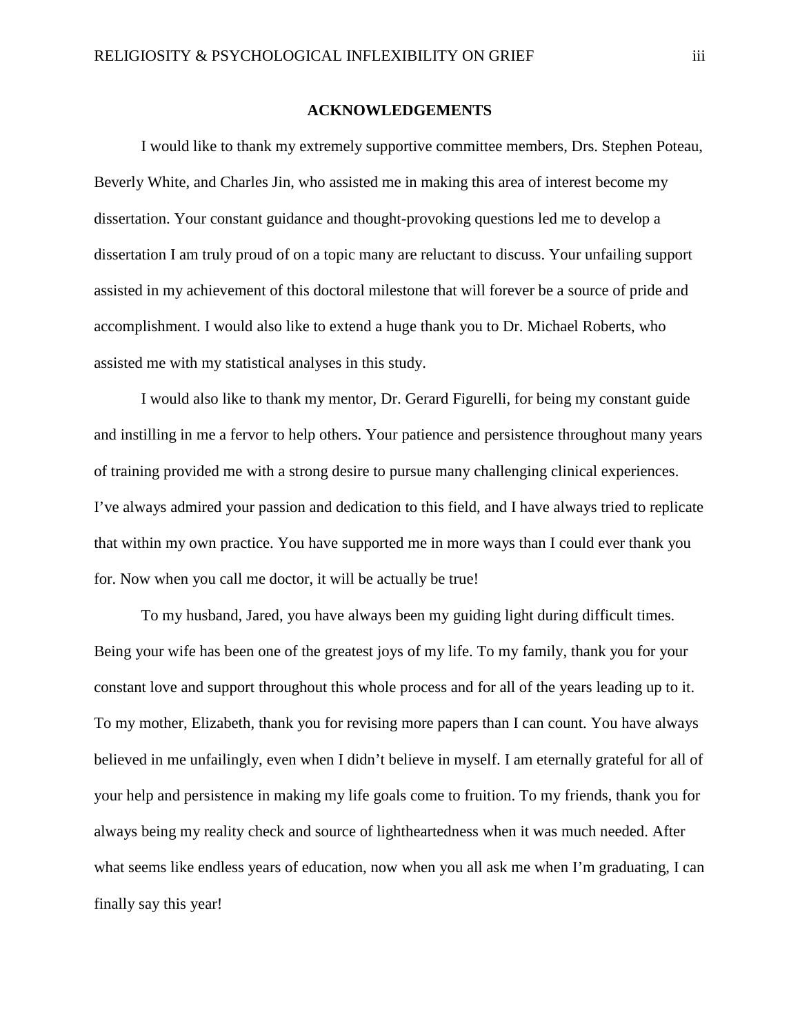# ACKNOWLEDGEMENTS

I would like to thank my extremely supportive committee members, Drs. Stephen Poteau, Beverly White, and Charles Jin, who assisted me in making this area of interest become my dissertation. Your constant guidance and thought-provoking questions led me to develop a dissertation I am truly proud of on a topic many are reluctant to discuss. Your unfailing support assisted in my achievement of this doctoral milestone that will forever be a source of pride and accomplishment. I would also like to extend a huge thank you to Dr. Michael Roberts, who assisted me with my statistical analyses in this study.

I would also like to thank my mentor, Dr. Gerard Figurelli, for being my constant guide and instilling in me a fervor to help others. Your patience and persistence throughout many years of training provided me with a strong desire to pursue many challenging clinical experiences. I've always admired your passion and dedication to this field, and I have always tried to replicate that within my own practice. You have supported me in more ways than I could ever thank you for. Now when you call me doctor, it will be actually be true!

To my husband, Jared, you have always been my guiding light during difficult times. Being your wife has been one of the greatest joys of my life. To my family, thank you for your constant love and support throughout this whole process and for all of the years leading up to it. To my mother, Elizabeth, thank you for revising more papers than I can count. You have always believed in me unfailingly, even when I didn't believe in myself. I am eternally grateful for all of your help and persistence in making my life goals come to fruition. To my friends, thank you for always being my reality check and source of lightheartedness when it was much needed. After what seems like endless years of education, now when you all ask me when I'm graduating, I can finally say this year!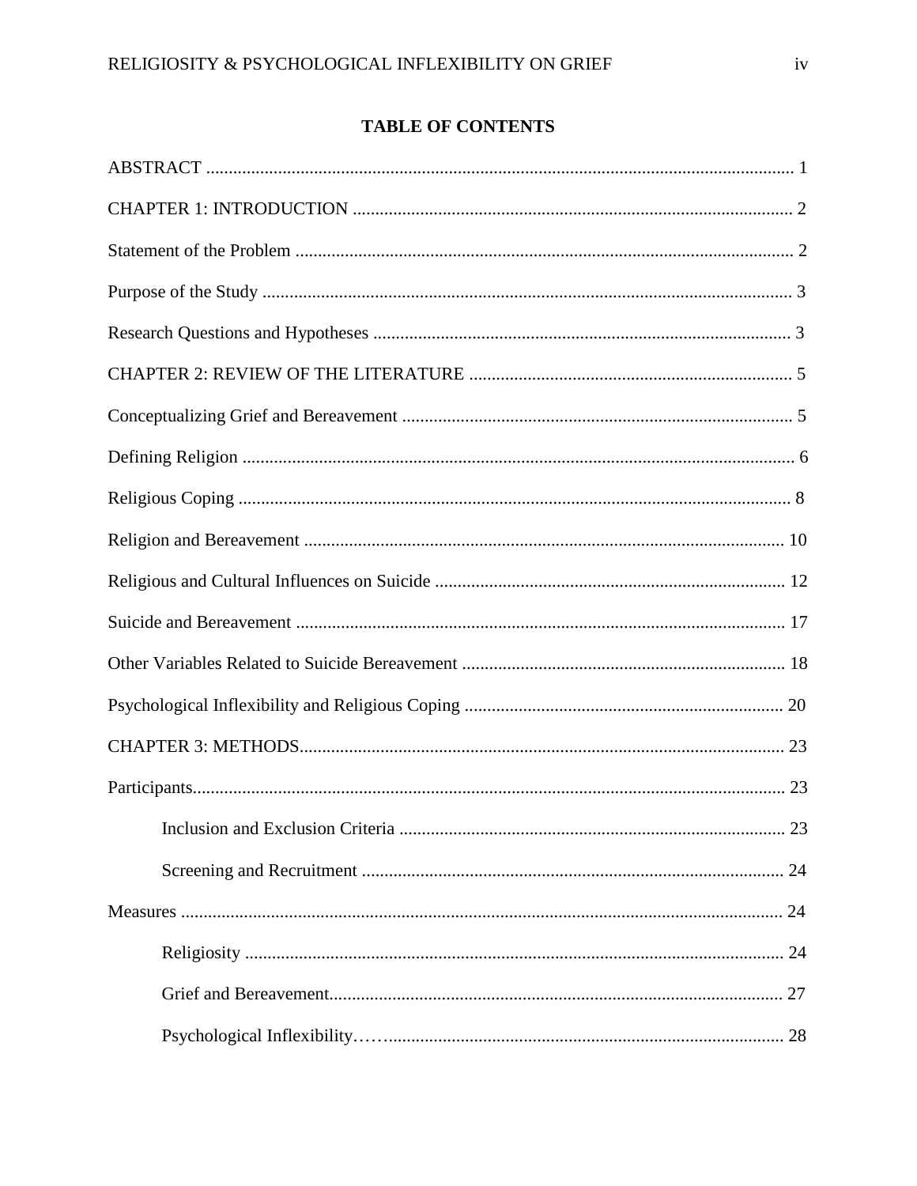## TABLE OF CONTENTS

ABSTRACT .................................................................................................................... 1

CHAPTER 1: INTRODUCTION .................................................................................. 2

Statement of the Problem ............................................................................................... 2

Purpose of the Study ...................................................................................................... 3

Research Questions and Hypotheses ............................................................................. 3

CHAPTER 2: REVIEW OF THE LITERATURE ........................................................ 5

Conceptualizing Grief and Bereavement ....................................................................... 5

Defining Religion ........................................................................................................... 6

Religious Coping ............................................................................................................ 8

Religion and Bereavement ........................................................................................... 10

Religious and Cultural Influences on Suicide .............................................................. 12

Suicide and Bereavement ............................................................................................. 17

Other Variables Related to Suicide Bereavement ........................................................ 18

Psychological Inflexibility and Religious Coping ....................................................... 20

CHAPTER 3: METHODS............................................................................................ 23

Participants.................................................................................................................... 23

Inclusion and Exclusion Criteria ...................................................................... 23

Screening and Recruitment .............................................................................. 24

Measures ...................................................................................................................... 24

Religiosity ........................................................................................................ 24

Grief and Bereavement..................................................................................... 27

Psychological Inflexibility……......................................................................... 28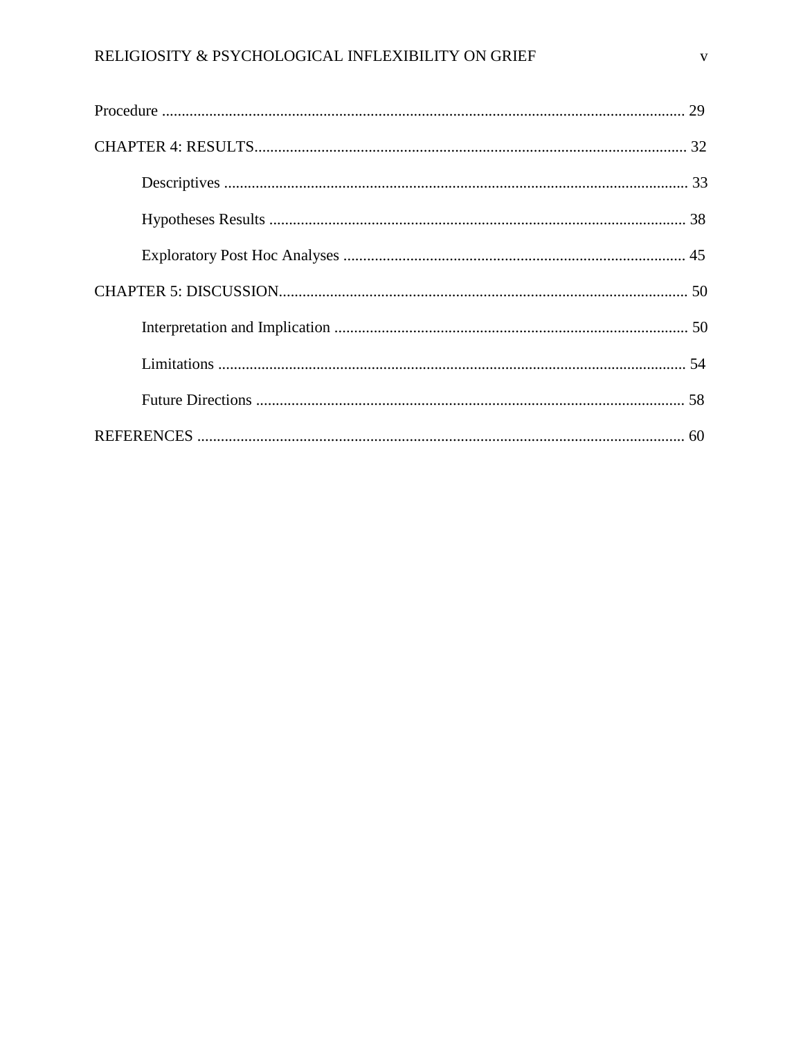Procedure ..................................................................................................................... 29

CHAPTER 4: RESULTS............................................................................................................. 32

Descriptives ...................................................................................................................... 33

Hypotheses Results .......................................................................................................... 38

Exploratory Post Hoc Analyses ....................................................................................... 45

CHAPTER 5: DISCUSSION....................................................................................................... 50

Interpretation and Implication ......................................................................................... 50

Limitations ....................................................................................................................... 54

Future Directions ............................................................................................................. 58

REFERENCES ........................................................................................................................... 60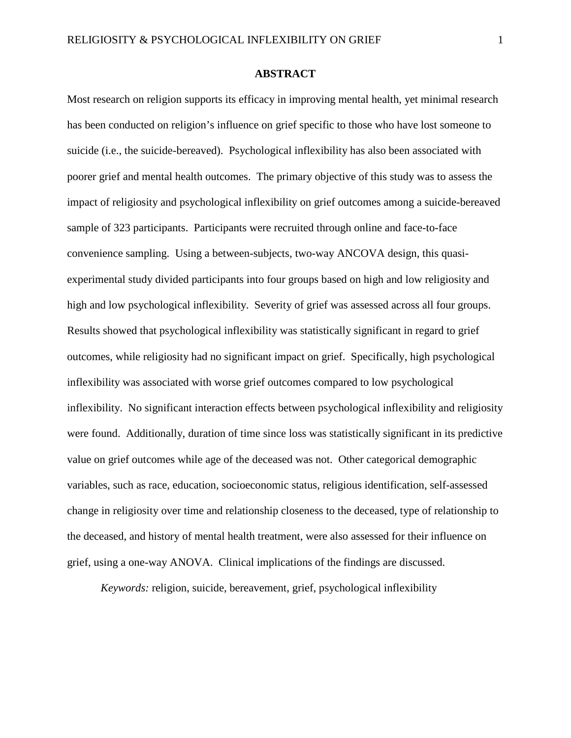# ABSTRACT

Most research on religion supports its efficacy in improving mental health, yet minimal research has been conducted on religion's influence on grief specific to those who have lost someone to suicide (i.e., the suicide-bereaved). Psychological inflexibility has also been associated with poorer grief and mental health outcomes. The primary objective of this study was to assess the impact of religiosity and psychological inflexibility on grief outcomes among a suicide-bereaved sample of 323 participants. Participants were recruited through online and face-to-face convenience sampling. Using a between-subjects, two-way ANCOVA design, this quasi-experimental study divided participants into four groups based on high and low religiosity and high and low psychological inflexibility. Severity of grief was assessed across all four groups. Results showed that psychological inflexibility was statistically significant in regard to grief outcomes, while religiosity had no significant impact on grief. Specifically, high psychological inflexibility was associated with worse grief outcomes compared to low psychological inflexibility. No significant interaction effects between psychological inflexibility and religiosity were found. Additionally, duration of time since loss was statistically significant in its predictive value on grief outcomes while age of the deceased was not. Other categorical demographic variables, such as race, education, socioeconomic status, religious identification, self-assessed change in religiosity over time and relationship closeness to the deceased, type of relationship to the deceased, and history of mental health treatment, were also assessed for their influence on grief, using a one-way ANOVA. Clinical implications of the findings are discussed.

*Keywords:* religion, suicide, bereavement, grief, psychological inflexibility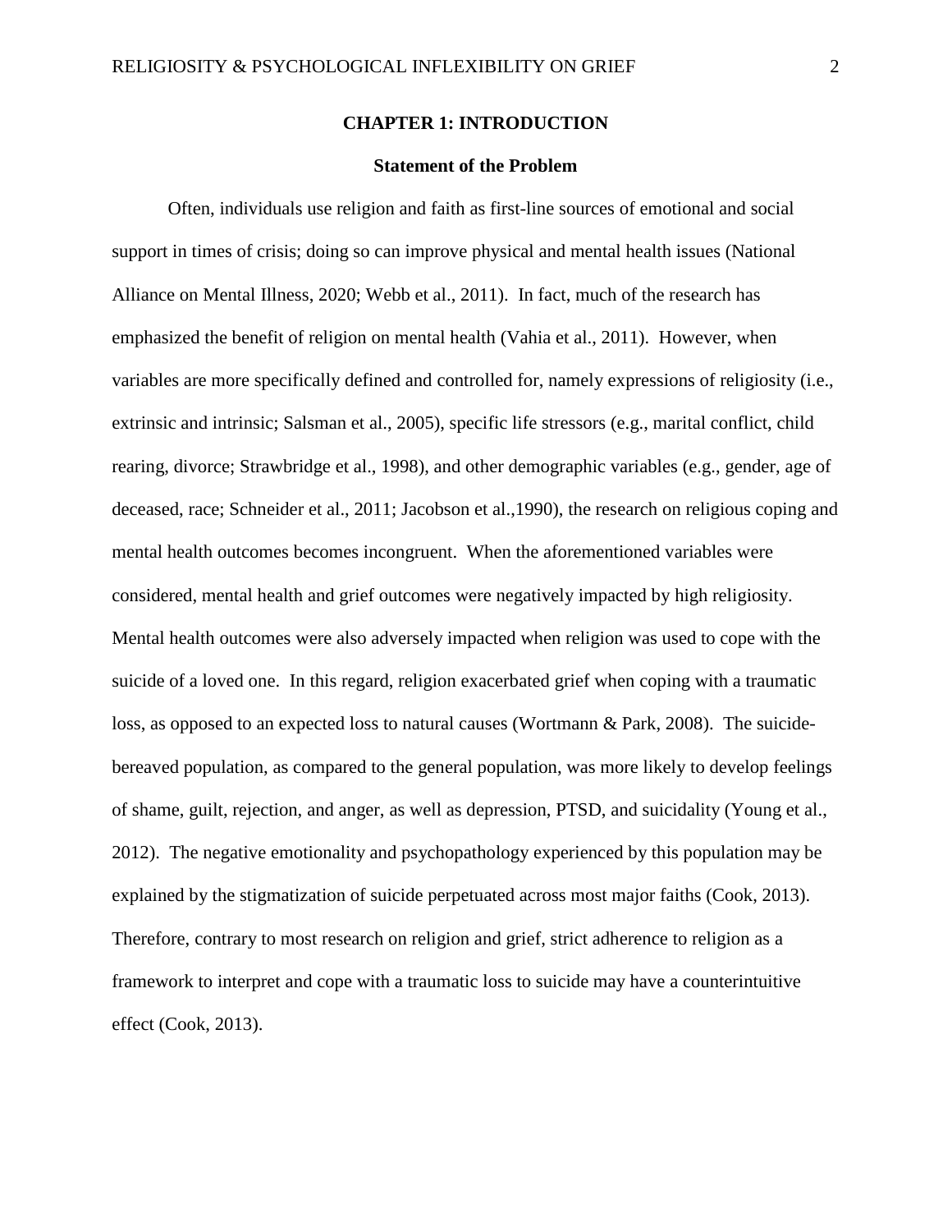# CHAPTER 1: INTRODUCTION

## Statement of the Problem

Often, individuals use religion and faith as first-line sources of emotional and social support in times of crisis; doing so can improve physical and mental health issues (National Alliance on Mental Illness, 2020; Webb et al., 2011). In fact, much of the research has emphasized the benefit of religion on mental health (Vahia et al., 2011). However, when variables are more specifically defined and controlled for, namely expressions of religiosity (i.e., extrinsic and intrinsic; Salsman et al., 2005), specific life stressors (e.g., marital conflict, child rearing, divorce; Strawbridge et al., 1998), and other demographic variables (e.g., gender, age of deceased, race; Schneider et al., 2011; Jacobson et al.,1990), the research on religious coping and mental health outcomes becomes incongruent. When the aforementioned variables were considered, mental health and grief outcomes were negatively impacted by high religiosity. Mental health outcomes were also adversely impacted when religion was used to cope with the suicide of a loved one. In this regard, religion exacerbated grief when coping with a traumatic loss, as opposed to an expected loss to natural causes (Wortmann & Park, 2008). The suicide-bereaved population, as compared to the general population, was more likely to develop feelings of shame, guilt, rejection, and anger, as well as depression, PTSD, and suicidality (Young et al., 2012). The negative emotionality and psychopathology experienced by this population may be explained by the stigmatization of suicide perpetuated across most major faiths (Cook, 2013). Therefore, contrary to most research on religion and grief, strict adherence to religion as a framework to interpret and cope with a traumatic loss to suicide may have a counterintuitive effect (Cook, 2013).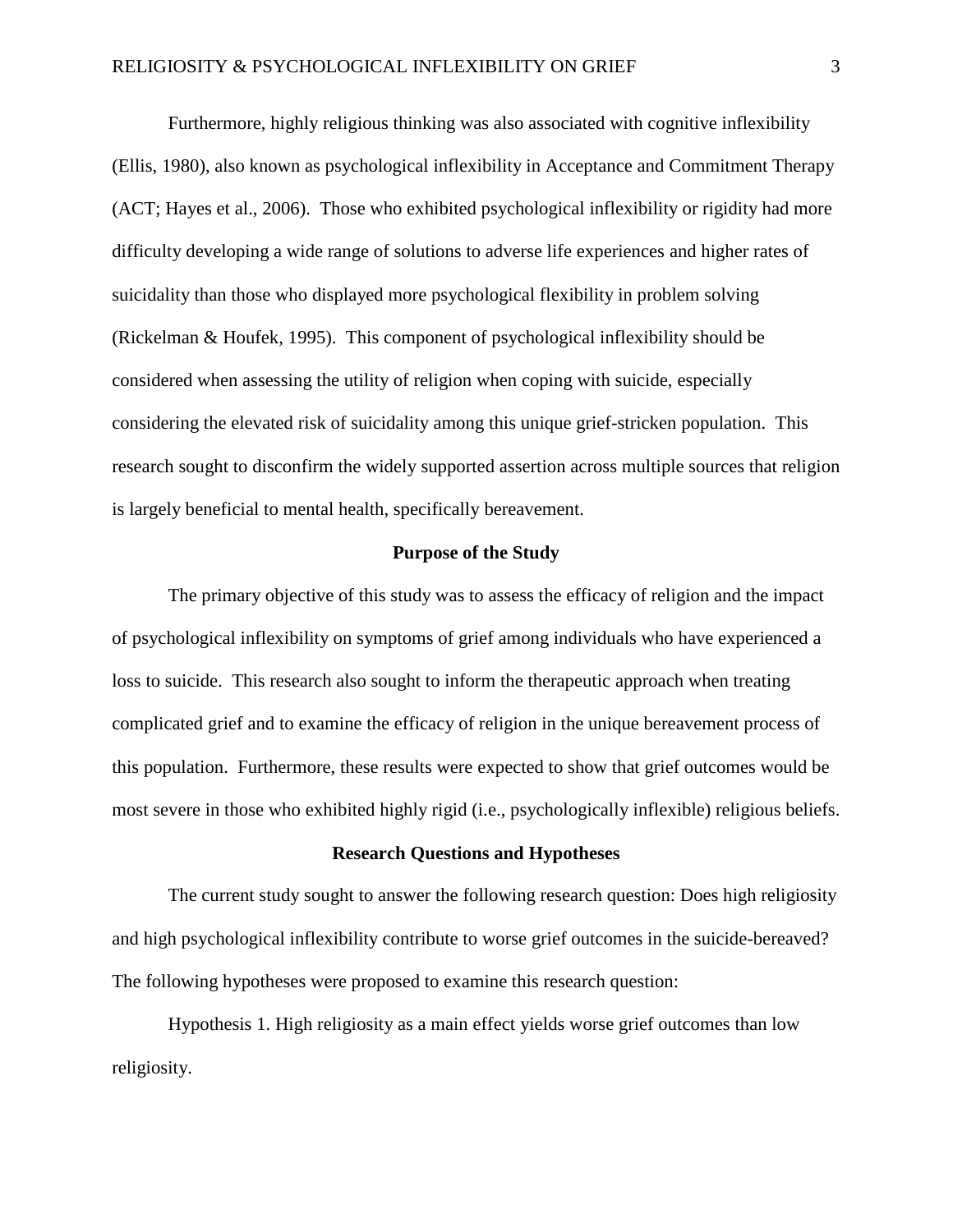Furthermore, highly religious thinking was also associated with cognitive inflexibility (Ellis, 1980), also known as psychological inflexibility in Acceptance and Commitment Therapy (ACT; Hayes et al., 2006). Those who exhibited psychological inflexibility or rigidity had more difficulty developing a wide range of solutions to adverse life experiences and higher rates of suicidality than those who displayed more psychological flexibility in problem solving (Rickelman & Houfek, 1995). This component of psychological inflexibility should be considered when assessing the utility of religion when coping with suicide, especially considering the elevated risk of suicidality among this unique grief-stricken population. This research sought to disconfirm the widely supported assertion across multiple sources that religion is largely beneficial to mental health, specifically bereavement.

## Purpose of the Study

The primary objective of this study was to assess the efficacy of religion and the impact of psychological inflexibility on symptoms of grief among individuals who have experienced a loss to suicide. This research also sought to inform the therapeutic approach when treating complicated grief and to examine the efficacy of religion in the unique bereavement process of this population. Furthermore, these results were expected to show that grief outcomes would be most severe in those who exhibited highly rigid (i.e., psychologically inflexible) religious beliefs.

## Research Questions and Hypotheses

The current study sought to answer the following research question: Does high religiosity and high psychological inflexibility contribute to worse grief outcomes in the suicide-bereaved? The following hypotheses were proposed to examine this research question:

Hypothesis 1. High religiosity as a main effect yields worse grief outcomes than low religiosity.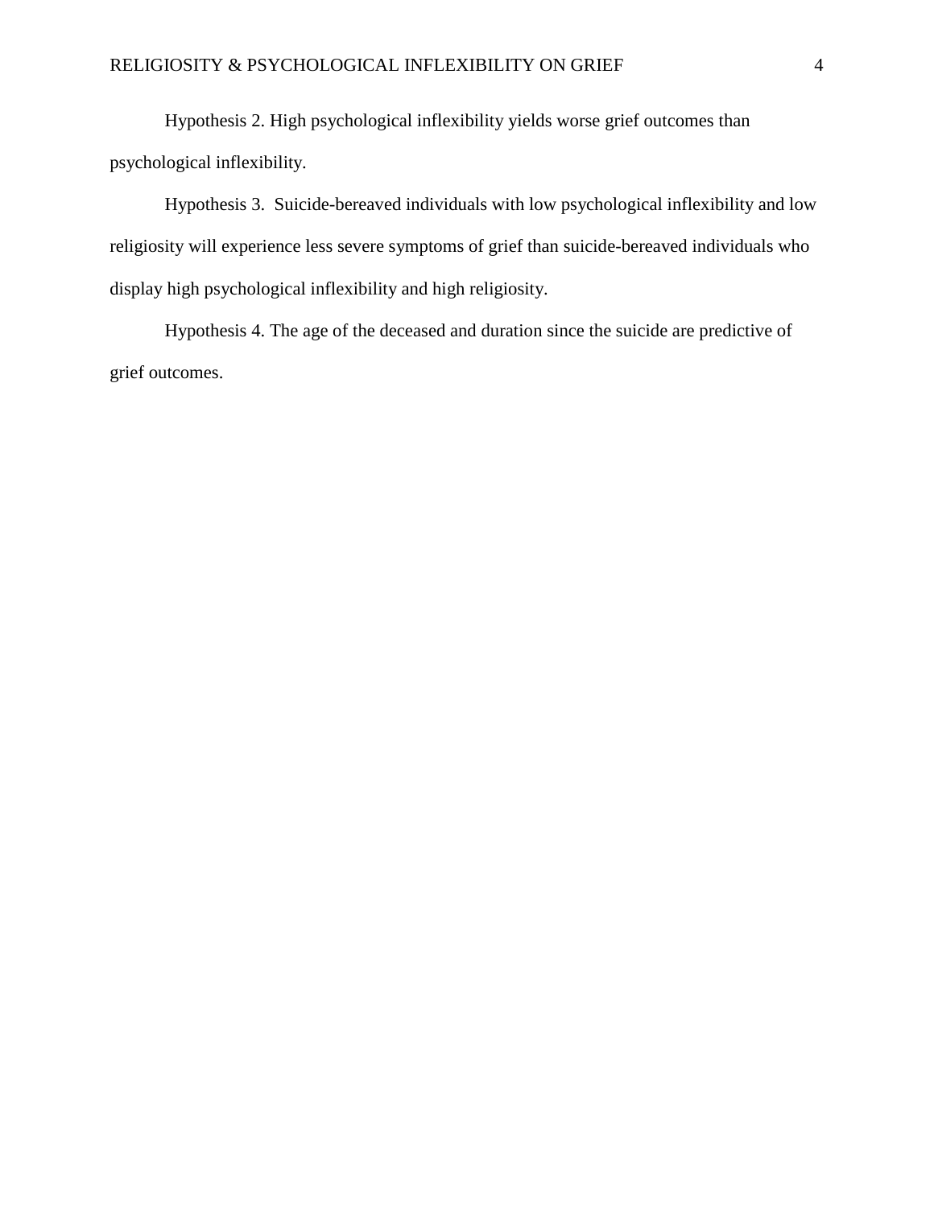Hypothesis 2. High psychological inflexibility yields worse grief outcomes than psychological inflexibility.

Hypothesis 3. Suicide-bereaved individuals with low psychological inflexibility and low religiosity will experience less severe symptoms of grief than suicide-bereaved individuals who display high psychological inflexibility and high religiosity.

Hypothesis 4. The age of the deceased and duration since the suicide are predictive of grief outcomes.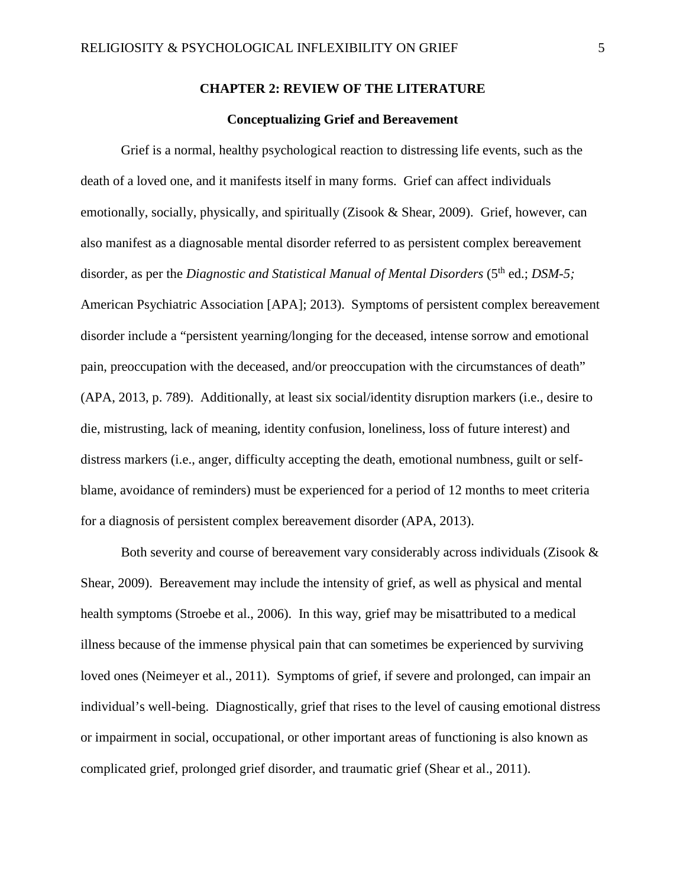# CHAPTER 2: REVIEW OF THE LITERATURE

## Conceptualizing Grief and Bereavement

Grief is a normal, healthy psychological reaction to distressing life events, such as the death of a loved one, and it manifests itself in many forms. Grief can affect individuals emotionally, socially, physically, and spiritually (Zisook & Shear, 2009). Grief, however, can also manifest as a diagnosable mental disorder referred to as persistent complex bereavement disorder, as per the *Diagnostic and Statistical Manual of Mental Disorders* (5th ed.; *DSM-5;* American Psychiatric Association [APA]; 2013). Symptoms of persistent complex bereavement disorder include a "persistent yearning/longing for the deceased, intense sorrow and emotional pain, preoccupation with the deceased, and/or preoccupation with the circumstances of death" (APA, 2013, p. 789). Additionally, at least six social/identity disruption markers (i.e., desire to die, mistrusting, lack of meaning, identity confusion, loneliness, loss of future interest) and distress markers (i.e., anger, difficulty accepting the death, emotional numbness, guilt or self-blame, avoidance of reminders) must be experienced for a period of 12 months to meet criteria for a diagnosis of persistent complex bereavement disorder (APA, 2013).

Both severity and course of bereavement vary considerably across individuals (Zisook & Shear, 2009). Bereavement may include the intensity of grief, as well as physical and mental health symptoms (Stroebe et al., 2006). In this way, grief may be misattributed to a medical illness because of the immense physical pain that can sometimes be experienced by surviving loved ones (Neimeyer et al., 2011). Symptoms of grief, if severe and prolonged, can impair an individual's well-being. Diagnostically, grief that rises to the level of causing emotional distress or impairment in social, occupational, or other important areas of functioning is also known as complicated grief, prolonged grief disorder, and traumatic grief (Shear et al., 2011).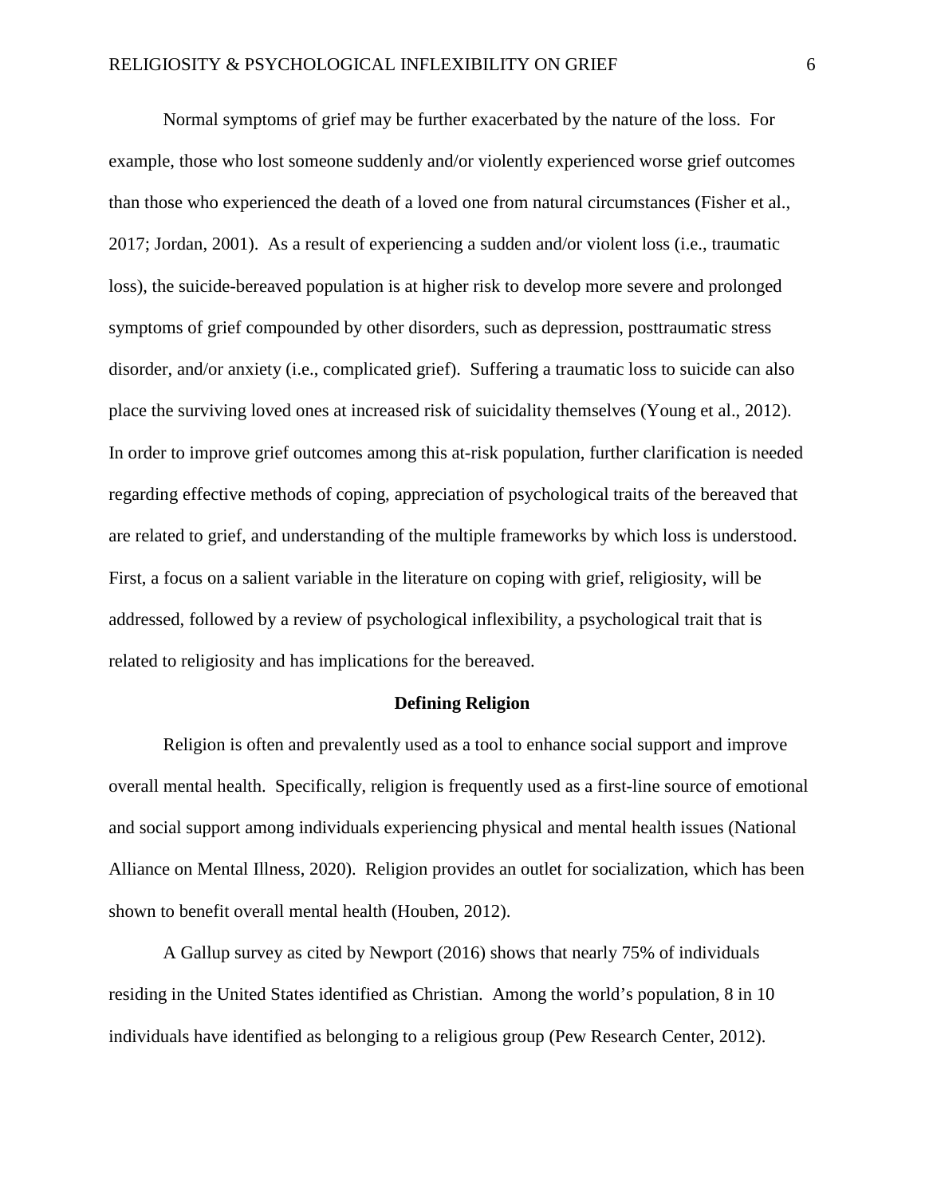Normal symptoms of grief may be further exacerbated by the nature of the loss. For example, those who lost someone suddenly and/or violently experienced worse grief outcomes than those who experienced the death of a loved one from natural circumstances (Fisher et al., 2017; Jordan, 2001). As a result of experiencing a sudden and/or violent loss (i.e., traumatic loss), the suicide-bereaved population is at higher risk to develop more severe and prolonged symptoms of grief compounded by other disorders, such as depression, posttraumatic stress disorder, and/or anxiety (i.e., complicated grief). Suffering a traumatic loss to suicide can also place the surviving loved ones at increased risk of suicidality themselves (Young et al., 2012). In order to improve grief outcomes among this at-risk population, further clarification is needed regarding effective methods of coping, appreciation of psychological traits of the bereaved that are related to grief, and understanding of the multiple frameworks by which loss is understood. First, a focus on a salient variable in the literature on coping with grief, religiosity, will be addressed, followed by a review of psychological inflexibility, a psychological trait that is related to religiosity and has implications for the bereaved.

## Defining Religion

Religion is often and prevalently used as a tool to enhance social support and improve overall mental health. Specifically, religion is frequently used as a first-line source of emotional and social support among individuals experiencing physical and mental health issues (National Alliance on Mental Illness, 2020). Religion provides an outlet for socialization, which has been shown to benefit overall mental health (Houben, 2012).

A Gallup survey as cited by Newport (2016) shows that nearly 75% of individuals residing in the United States identified as Christian. Among the world's population, 8 in 10 individuals have identified as belonging to a religious group (Pew Research Center, 2012).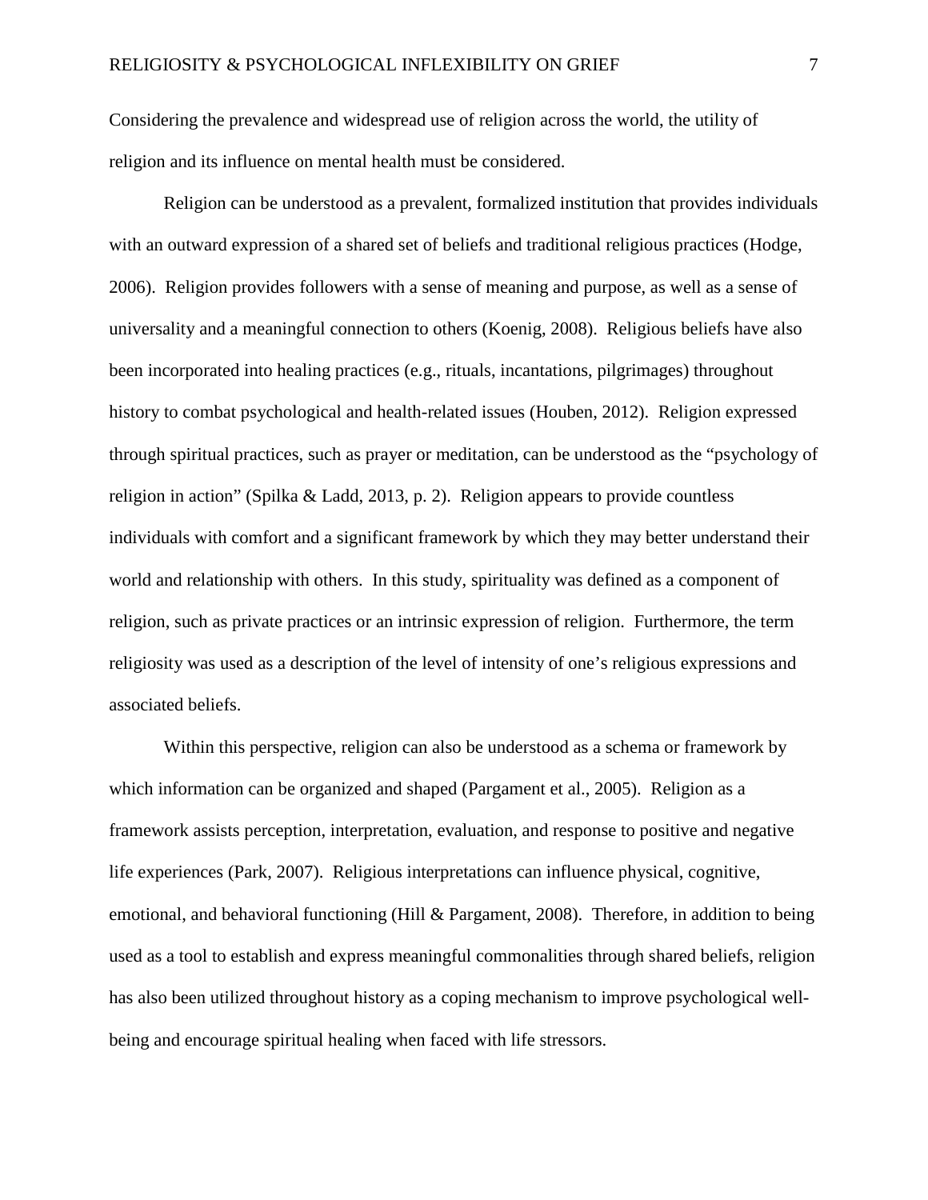Considering the prevalence and widespread use of religion across the world, the utility of religion and its influence on mental health must be considered.

Religion can be understood as a prevalent, formalized institution that provides individuals with an outward expression of a shared set of beliefs and traditional religious practices (Hodge, 2006). Religion provides followers with a sense of meaning and purpose, as well as a sense of universality and a meaningful connection to others (Koenig, 2008). Religious beliefs have also been incorporated into healing practices (e.g., rituals, incantations, pilgrimages) throughout history to combat psychological and health-related issues (Houben, 2012). Religion expressed through spiritual practices, such as prayer or meditation, can be understood as the "psychology of religion in action" (Spilka & Ladd, 2013, p. 2). Religion appears to provide countless individuals with comfort and a significant framework by which they may better understand their world and relationship with others. In this study, spirituality was defined as a component of religion, such as private practices or an intrinsic expression of religion. Furthermore, the term religiosity was used as a description of the level of intensity of one's religious expressions and associated beliefs.

Within this perspective, religion can also be understood as a schema or framework by which information can be organized and shaped (Pargament et al., 2005). Religion as a framework assists perception, interpretation, evaluation, and response to positive and negative life experiences (Park, 2007). Religious interpretations can influence physical, cognitive, emotional, and behavioral functioning (Hill & Pargament, 2008). Therefore, in addition to being used as a tool to establish and express meaningful commonalities through shared beliefs, religion has also been utilized throughout history as a coping mechanism to improve psychological well-being and encourage spiritual healing when faced with life stressors.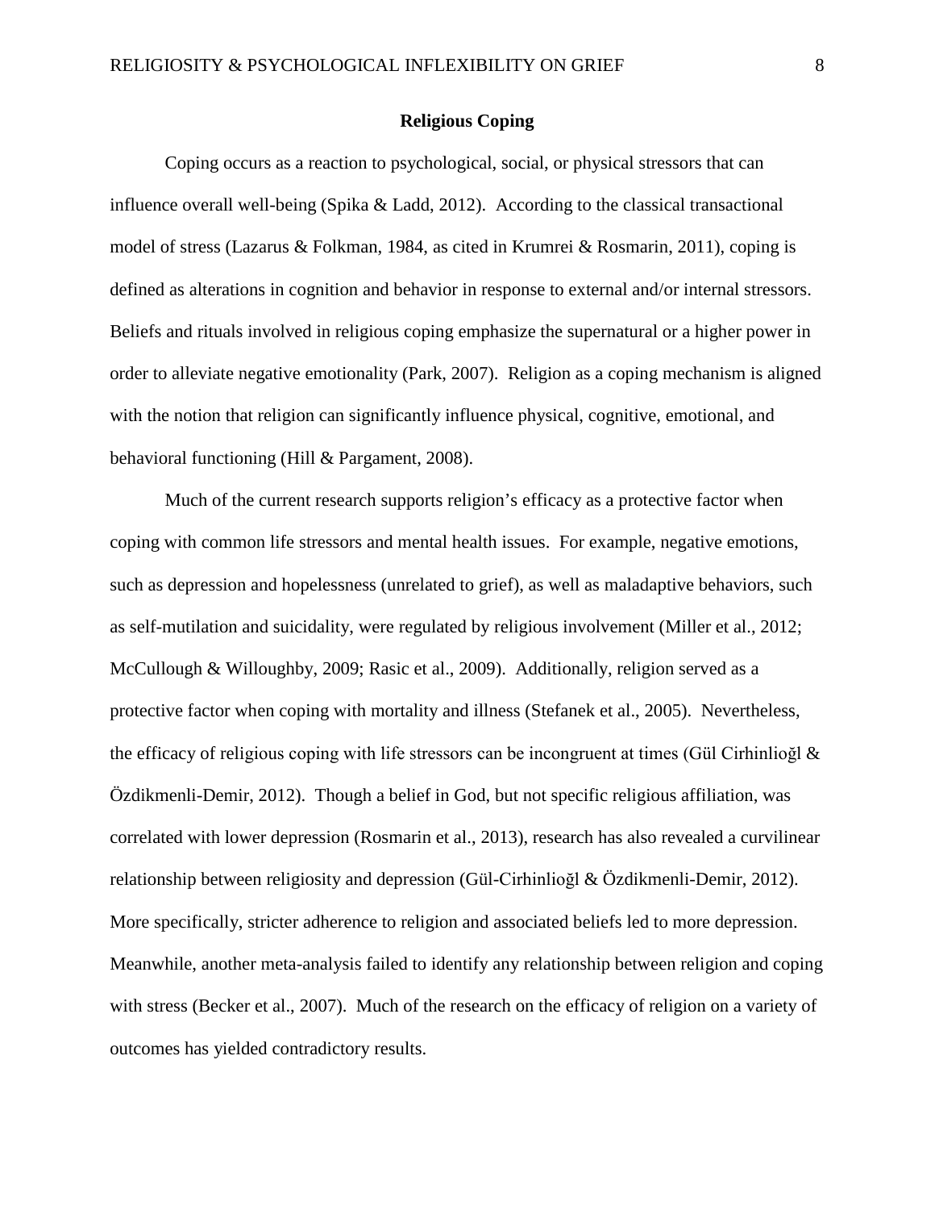## Religious Coping

Coping occurs as a reaction to psychological, social, or physical stressors that can influence overall well-being (Spika & Ladd, 2012). According to the classical transactional model of stress (Lazarus & Folkman, 1984, as cited in Krumrei & Rosmarin, 2011), coping is defined as alterations in cognition and behavior in response to external and/or internal stressors. Beliefs and rituals involved in religious coping emphasize the supernatural or a higher power in order to alleviate negative emotionality (Park, 2007). Religion as a coping mechanism is aligned with the notion that religion can significantly influence physical, cognitive, emotional, and behavioral functioning (Hill & Pargament, 2008).

Much of the current research supports religion's efficacy as a protective factor when coping with common life stressors and mental health issues. For example, negative emotions, such as depression and hopelessness (unrelated to grief), as well as maladaptive behaviors, such as self-mutilation and suicidality, were regulated by religious involvement (Miller et al., 2012; McCullough & Willoughby, 2009; Rasic et al., 2009). Additionally, religion served as a protective factor when coping with mortality and illness (Stefanek et al., 2005). Nevertheless, the efficacy of religious coping with life stressors can be incongruent at times (Gül Cirhinlioğl & Özdikmenli-Demir, 2012). Though a belief in God, but not specific religious affiliation, was correlated with lower depression (Rosmarin et al., 2013), research has also revealed a curvilinear relationship between religiosity and depression (Gül-Cirhinlioğl & Özdikmenli-Demir, 2012). More specifically, stricter adherence to religion and associated beliefs led to more depression. Meanwhile, another meta-analysis failed to identify any relationship between religion and coping with stress (Becker et al., 2007). Much of the research on the efficacy of religion on a variety of outcomes has yielded contradictory results.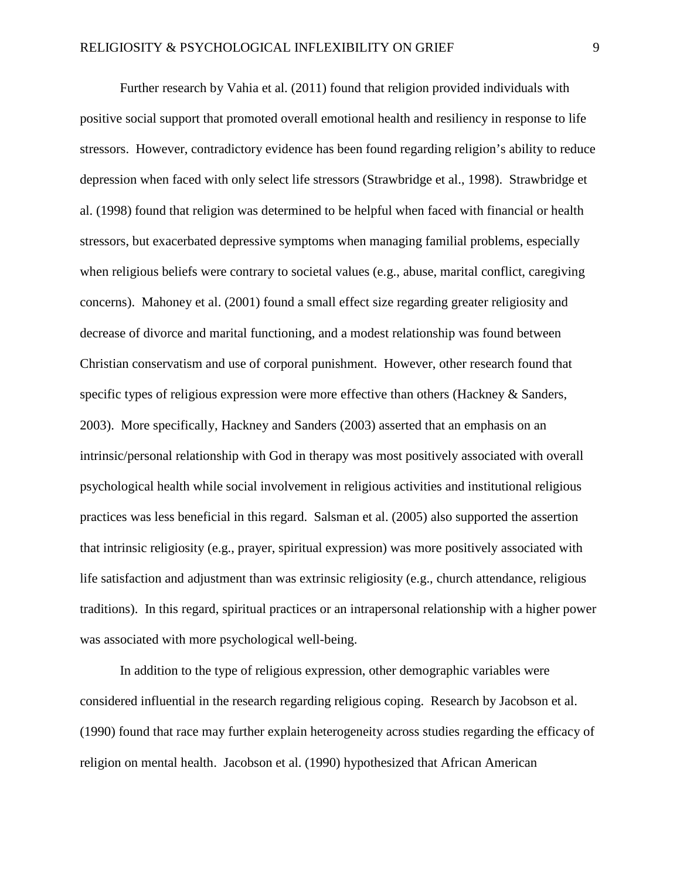Further research by Vahia et al. (2011) found that religion provided individuals with positive social support that promoted overall emotional health and resiliency in response to life stressors. However, contradictory evidence has been found regarding religion's ability to reduce depression when faced with only select life stressors (Strawbridge et al., 1998). Strawbridge et al. (1998) found that religion was determined to be helpful when faced with financial or health stressors, but exacerbated depressive symptoms when managing familial problems, especially when religious beliefs were contrary to societal values (e.g., abuse, marital conflict, caregiving concerns). Mahoney et al. (2001) found a small effect size regarding greater religiosity and decrease of divorce and marital functioning, and a modest relationship was found between Christian conservatism and use of corporal punishment. However, other research found that specific types of religious expression were more effective than others (Hackney & Sanders, 2003). More specifically, Hackney and Sanders (2003) asserted that an emphasis on an intrinsic/personal relationship with God in therapy was most positively associated with overall psychological health while social involvement in religious activities and institutional religious practices was less beneficial in this regard. Salsman et al. (2005) also supported the assertion that intrinsic religiosity (e.g., prayer, spiritual expression) was more positively associated with life satisfaction and adjustment than was extrinsic religiosity (e.g., church attendance, religious traditions). In this regard, spiritual practices or an intrapersonal relationship with a higher power was associated with more psychological well-being.

In addition to the type of religious expression, other demographic variables were considered influential in the research regarding religious coping. Research by Jacobson et al. (1990) found that race may further explain heterogeneity across studies regarding the efficacy of religion on mental health. Jacobson et al. (1990) hypothesized that African American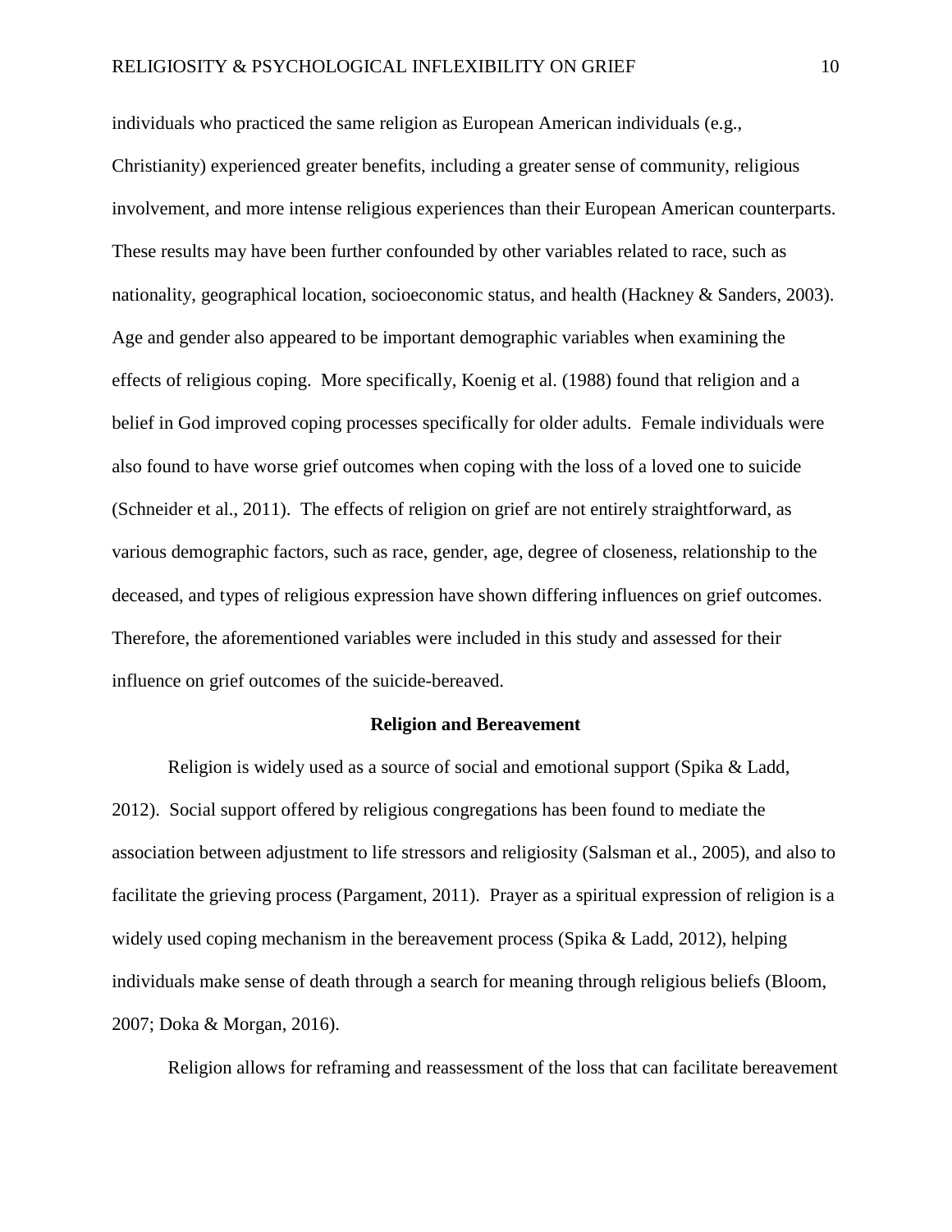individuals who practiced the same religion as European American individuals (e.g., Christianity) experienced greater benefits, including a greater sense of community, religious involvement, and more intense religious experiences than their European American counterparts. These results may have been further confounded by other variables related to race, such as nationality, geographical location, socioeconomic status, and health (Hackney & Sanders, 2003). Age and gender also appeared to be important demographic variables when examining the effects of religious coping. More specifically, Koenig et al. (1988) found that religion and a belief in God improved coping processes specifically for older adults. Female individuals were also found to have worse grief outcomes when coping with the loss of a loved one to suicide (Schneider et al., 2011). The effects of religion on grief are not entirely straightforward, as various demographic factors, such as race, gender, age, degree of closeness, relationship to the deceased, and types of religious expression have shown differing influences on grief outcomes. Therefore, the aforementioned variables were included in this study and assessed for their influence on grief outcomes of the suicide-bereaved.

## Religion and Bereavement

Religion is widely used as a source of social and emotional support (Spika & Ladd, 2012). Social support offered by religious congregations has been found to mediate the association between adjustment to life stressors and religiosity (Salsman et al., 2005), and also to facilitate the grieving process (Pargament, 2011). Prayer as a spiritual expression of religion is a widely used coping mechanism in the bereavement process (Spika & Ladd, 2012), helping individuals make sense of death through a search for meaning through religious beliefs (Bloom, 2007; Doka & Morgan, 2016).

Religion allows for reframing and reassessment of the loss that can facilitate bereavement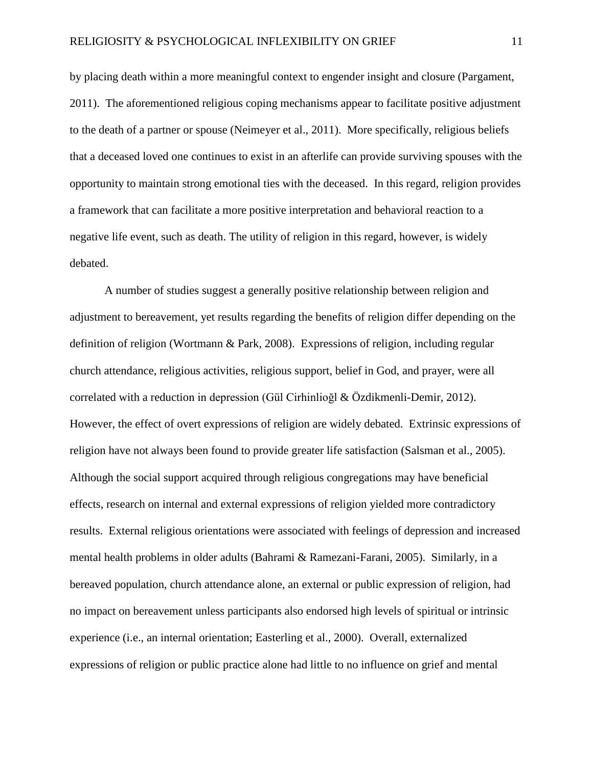by placing death within a more meaningful context to engender insight and closure (Pargament, 2011). The aforementioned religious coping mechanisms appear to facilitate positive adjustment to the death of a partner or spouse (Neimeyer et al., 2011). More specifically, religious beliefs that a deceased loved one continues to exist in an afterlife can provide surviving spouses with the opportunity to maintain strong emotional ties with the deceased. In this regard, religion provides a framework that can facilitate a more positive interpretation and behavioral reaction to a negative life event, such as death. The utility of religion in this regard, however, is widely debated.

A number of studies suggest a generally positive relationship between religion and adjustment to bereavement, yet results regarding the benefits of religion differ depending on the definition of religion (Wortmann & Park, 2008). Expressions of religion, including regular church attendance, religious activities, religious support, belief in God, and prayer, were all correlated with a reduction in depression (Gül Cirhinlioğl & Özdikmenli-Demir, 2012). However, the effect of overt expressions of religion are widely debated. Extrinsic expressions of religion have not always been found to provide greater life satisfaction (Salsman et al., 2005). Although the social support acquired through religious congregations may have beneficial effects, research on internal and external expressions of religion yielded more contradictory results. External religious orientations were associated with feelings of depression and increased mental health problems in older adults (Bahrami & Ramezani-Farani, 2005). Similarly, in a bereaved population, church attendance alone, an external or public expression of religion, had no impact on bereavement unless participants also endorsed high levels of spiritual or intrinsic experience (i.e., an internal orientation; Easterling et al., 2000). Overall, externalized expressions of religion or public practice alone had little to no influence on grief and mental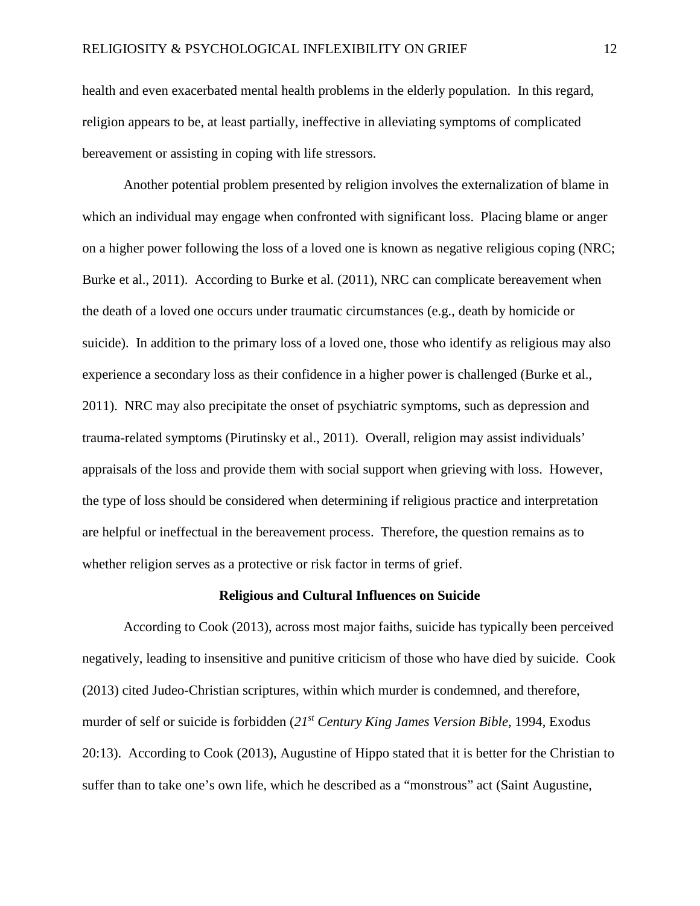health and even exacerbated mental health problems in the elderly population. In this regard, religion appears to be, at least partially, ineffective in alleviating symptoms of complicated bereavement or assisting in coping with life stressors.

Another potential problem presented by religion involves the externalization of blame in which an individual may engage when confronted with significant loss. Placing blame or anger on a higher power following the loss of a loved one is known as negative religious coping (NRC; Burke et al., 2011). According to Burke et al. (2011), NRC can complicate bereavement when the death of a loved one occurs under traumatic circumstances (e.g., death by homicide or suicide). In addition to the primary loss of a loved one, those who identify as religious may also experience a secondary loss as their confidence in a higher power is challenged (Burke et al., 2011). NRC may also precipitate the onset of psychiatric symptoms, such as depression and trauma-related symptoms (Pirutinsky et al., 2011). Overall, religion may assist individuals' appraisals of the loss and provide them with social support when grieving with loss. However, the type of loss should be considered when determining if religious practice and interpretation are helpful or ineffectual in the bereavement process. Therefore, the question remains as to whether religion serves as a protective or risk factor in terms of grief.

## Religious and Cultural Influences on Suicide

According to Cook (2013), across most major faiths, suicide has typically been perceived negatively, leading to insensitive and punitive criticism of those who have died by suicide. Cook (2013) cited Judeo-Christian scriptures, within which murder is condemned, and therefore, murder of self or suicide is forbidden (*21st Century King James Version Bible*, 1994, Exodus 20:13). According to Cook (2013), Augustine of Hippo stated that it is better for the Christian to suffer than to take one's own life, which he described as a "monstrous" act (Saint Augustine,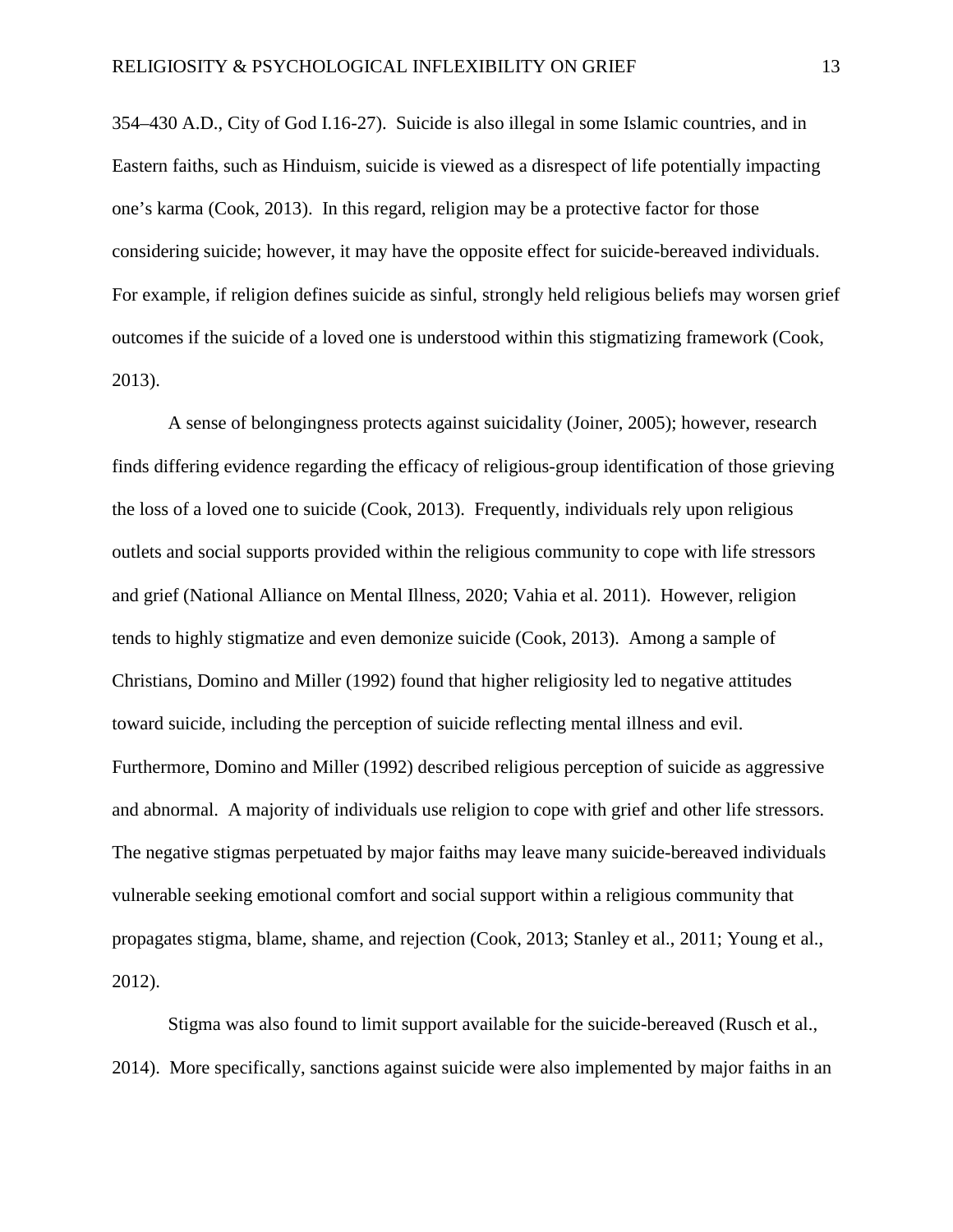354–430 A.D., City of God I.16-27). Suicide is also illegal in some Islamic countries, and in Eastern faiths, such as Hinduism, suicide is viewed as a disrespect of life potentially impacting one's karma (Cook, 2013). In this regard, religion may be a protective factor for those considering suicide; however, it may have the opposite effect for suicide-bereaved individuals. For example, if religion defines suicide as sinful, strongly held religious beliefs may worsen grief outcomes if the suicide of a loved one is understood within this stigmatizing framework (Cook, 2013).

A sense of belongingness protects against suicidality (Joiner, 2005); however, research finds differing evidence regarding the efficacy of religious-group identification of those grieving the loss of a loved one to suicide (Cook, 2013). Frequently, individuals rely upon religious outlets and social supports provided within the religious community to cope with life stressors and grief (National Alliance on Mental Illness, 2020; Vahia et al. 2011). However, religion tends to highly stigmatize and even demonize suicide (Cook, 2013). Among a sample of Christians, Domino and Miller (1992) found that higher religiosity led to negative attitudes toward suicide, including the perception of suicide reflecting mental illness and evil. Furthermore, Domino and Miller (1992) described religious perception of suicide as aggressive and abnormal. A majority of individuals use religion to cope with grief and other life stressors. The negative stigmas perpetuated by major faiths may leave many suicide-bereaved individuals vulnerable seeking emotional comfort and social support within a religious community that propagates stigma, blame, shame, and rejection (Cook, 2013; Stanley et al., 2011; Young et al., 2012).

Stigma was also found to limit support available for the suicide-bereaved (Rusch et al., 2014). More specifically, sanctions against suicide were also implemented by major faiths in an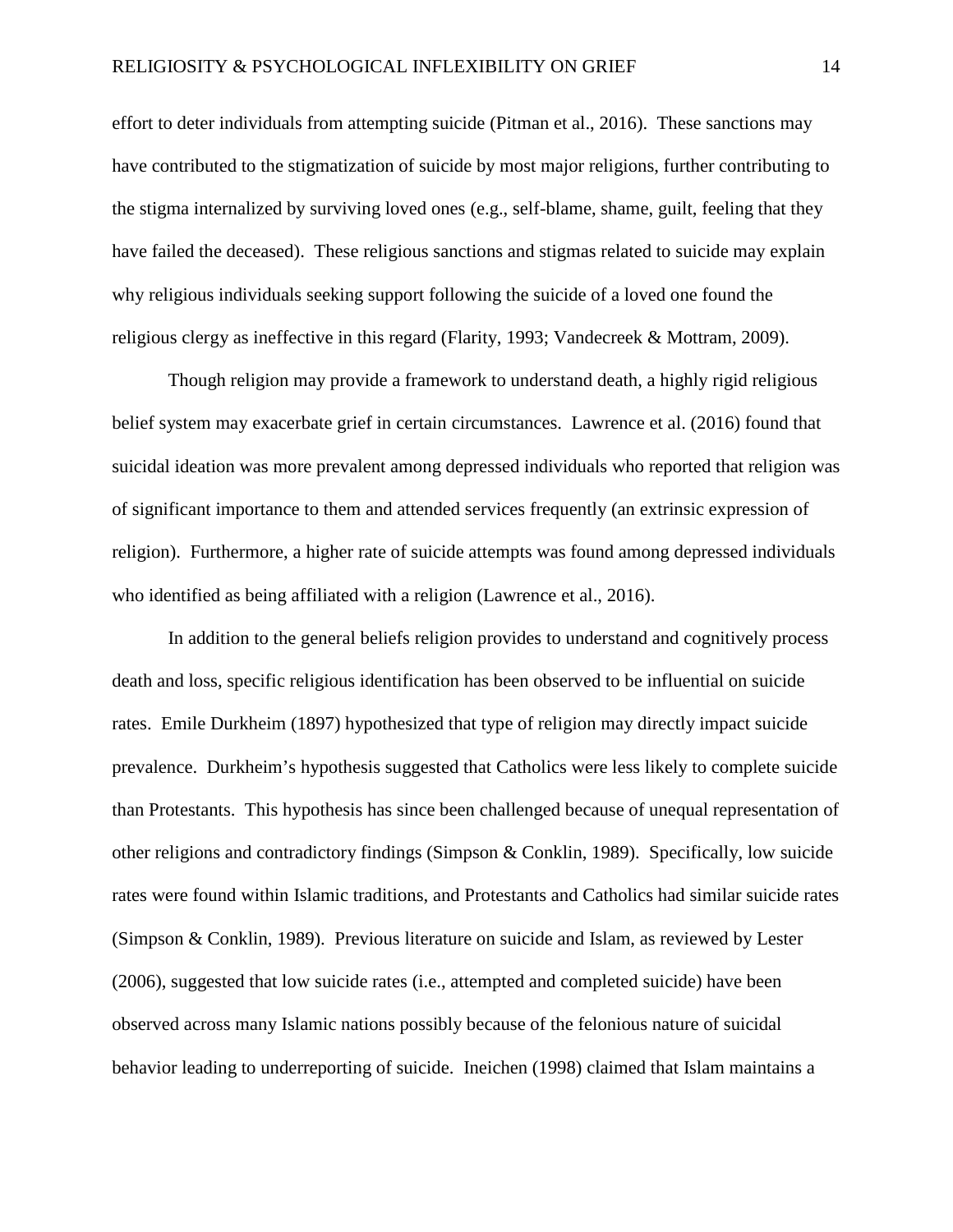effort to deter individuals from attempting suicide (Pitman et al., 2016). These sanctions may have contributed to the stigmatization of suicide by most major religions, further contributing to the stigma internalized by surviving loved ones (e.g., self-blame, shame, guilt, feeling that they have failed the deceased). These religious sanctions and stigmas related to suicide may explain why religious individuals seeking support following the suicide of a loved one found the religious clergy as ineffective in this regard (Flarity, 1993; Vandecreek & Mottram, 2009).

Though religion may provide a framework to understand death, a highly rigid religious belief system may exacerbate grief in certain circumstances. Lawrence et al. (2016) found that suicidal ideation was more prevalent among depressed individuals who reported that religion was of significant importance to them and attended services frequently (an extrinsic expression of religion). Furthermore, a higher rate of suicide attempts was found among depressed individuals who identified as being affiliated with a religion (Lawrence et al., 2016).

In addition to the general beliefs religion provides to understand and cognitively process death and loss, specific religious identification has been observed to be influential on suicide rates. Emile Durkheim (1897) hypothesized that type of religion may directly impact suicide prevalence. Durkheim's hypothesis suggested that Catholics were less likely to complete suicide than Protestants. This hypothesis has since been challenged because of unequal representation of other religions and contradictory findings (Simpson & Conklin, 1989). Specifically, low suicide rates were found within Islamic traditions, and Protestants and Catholics had similar suicide rates (Simpson & Conklin, 1989). Previous literature on suicide and Islam, as reviewed by Lester (2006), suggested that low suicide rates (i.e., attempted and completed suicide) have been observed across many Islamic nations possibly because of the felonious nature of suicidal behavior leading to underreporting of suicide. Ineichen (1998) claimed that Islam maintains a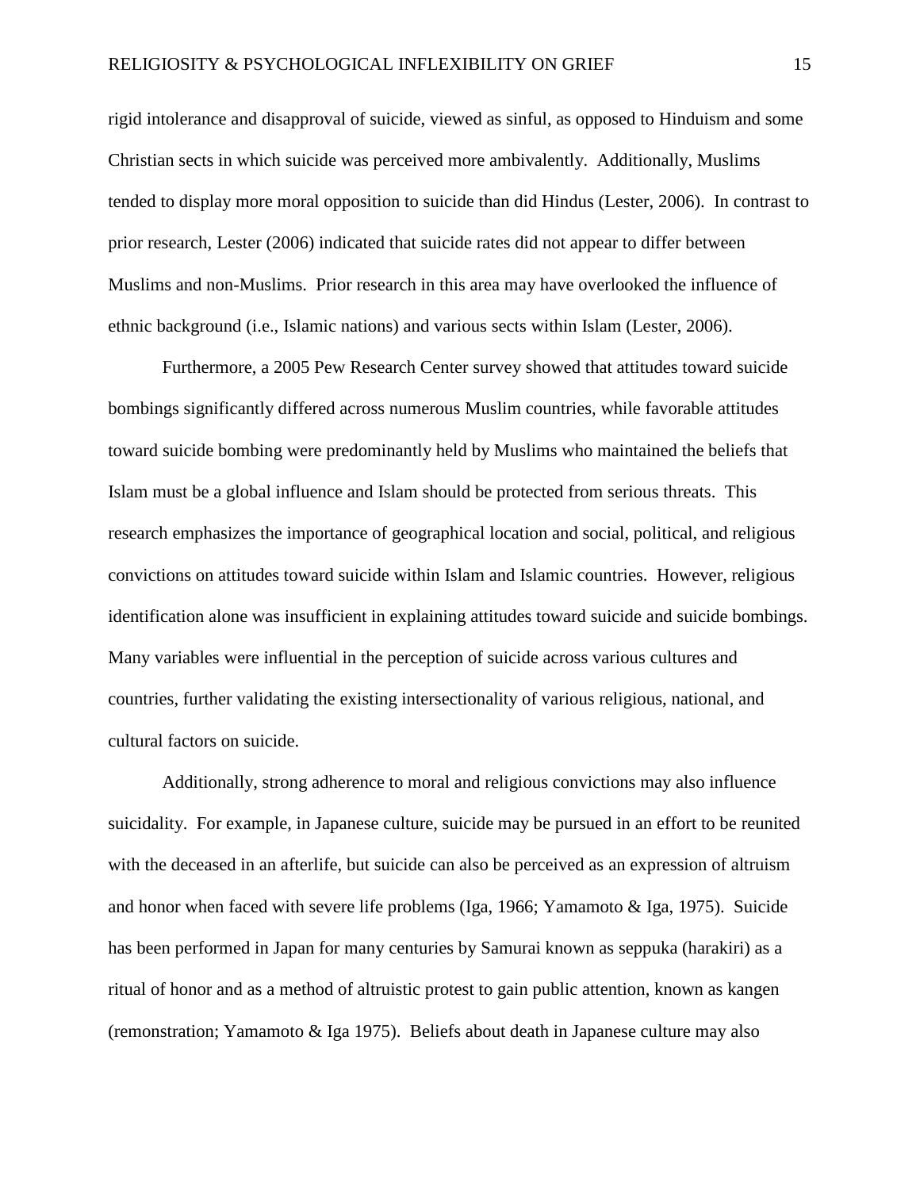rigid intolerance and disapproval of suicide, viewed as sinful, as opposed to Hinduism and some Christian sects in which suicide was perceived more ambivalently. Additionally, Muslims tended to display more moral opposition to suicide than did Hindus (Lester, 2006). In contrast to prior research, Lester (2006) indicated that suicide rates did not appear to differ between Muslims and non-Muslims. Prior research in this area may have overlooked the influence of ethnic background (i.e., Islamic nations) and various sects within Islam (Lester, 2006).

Furthermore, a 2005 Pew Research Center survey showed that attitudes toward suicide bombings significantly differed across numerous Muslim countries, while favorable attitudes toward suicide bombing were predominantly held by Muslims who maintained the beliefs that Islam must be a global influence and Islam should be protected from serious threats. This research emphasizes the importance of geographical location and social, political, and religious convictions on attitudes toward suicide within Islam and Islamic countries. However, religious identification alone was insufficient in explaining attitudes toward suicide and suicide bombings. Many variables were influential in the perception of suicide across various cultures and countries, further validating the existing intersectionality of various religious, national, and cultural factors on suicide.

Additionally, strong adherence to moral and religious convictions may also influence suicidality. For example, in Japanese culture, suicide may be pursued in an effort to be reunited with the deceased in an afterlife, but suicide can also be perceived as an expression of altruism and honor when faced with severe life problems (Iga, 1966; Yamamoto & Iga, 1975). Suicide has been performed in Japan for many centuries by Samurai known as seppuka (harakiri) as a ritual of honor and as a method of altruistic protest to gain public attention, known as kangen (remonstration; Yamamoto & Iga 1975). Beliefs about death in Japanese culture may also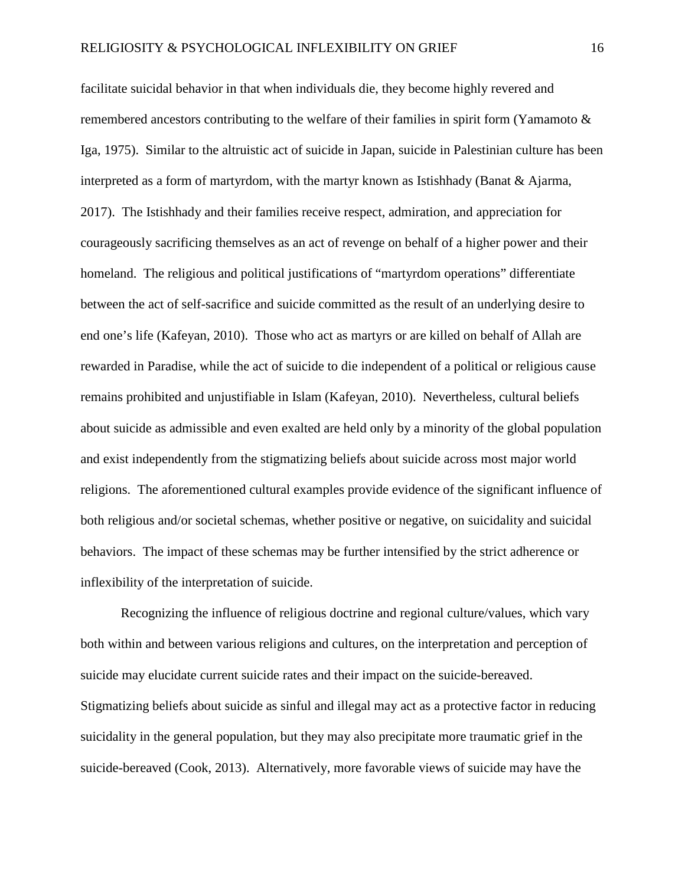facilitate suicidal behavior in that when individuals die, they become highly revered and remembered ancestors contributing to the welfare of their families in spirit form (Yamamoto & Iga, 1975). Similar to the altruistic act of suicide in Japan, suicide in Palestinian culture has been interpreted as a form of martyrdom, with the martyr known as Istishhady (Banat & Ajarma, 2017). The Istishhady and their families receive respect, admiration, and appreciation for courageously sacrificing themselves as an act of revenge on behalf of a higher power and their homeland. The religious and political justifications of "martyrdom operations" differentiate between the act of self-sacrifice and suicide committed as the result of an underlying desire to end one's life (Kafeyan, 2010). Those who act as martyrs or are killed on behalf of Allah are rewarded in Paradise, while the act of suicide to die independent of a political or religious cause remains prohibited and unjustifiable in Islam (Kafeyan, 2010). Nevertheless, cultural beliefs about suicide as admissible and even exalted are held only by a minority of the global population and exist independently from the stigmatizing beliefs about suicide across most major world religions. The aforementioned cultural examples provide evidence of the significant influence of both religious and/or societal schemas, whether positive or negative, on suicidality and suicidal behaviors. The impact of these schemas may be further intensified by the strict adherence or inflexibility of the interpretation of suicide.

Recognizing the influence of religious doctrine and regional culture/values, which vary both within and between various religions and cultures, on the interpretation and perception of suicide may elucidate current suicide rates and their impact on the suicide-bereaved. Stigmatizing beliefs about suicide as sinful and illegal may act as a protective factor in reducing suicidality in the general population, but they may also precipitate more traumatic grief in the suicide-bereaved (Cook, 2013). Alternatively, more favorable views of suicide may have the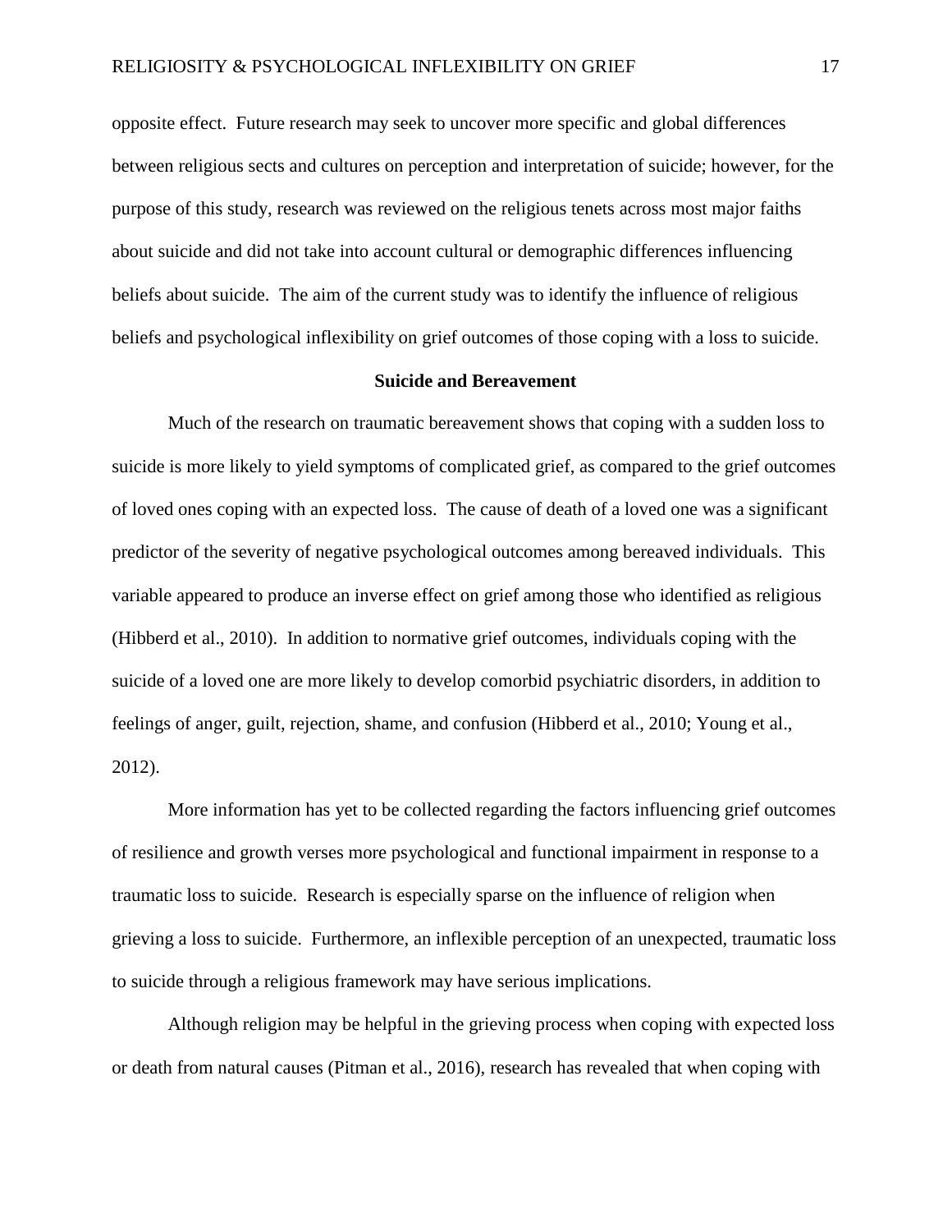opposite effect. Future research may seek to uncover more specific and global differences between religious sects and cultures on perception and interpretation of suicide; however, for the purpose of this study, research was reviewed on the religious tenets across most major faiths about suicide and did not take into account cultural or demographic differences influencing beliefs about suicide. The aim of the current study was to identify the influence of religious beliefs and psychological inflexibility on grief outcomes of those coping with a loss to suicide.

## Suicide and Bereavement

Much of the research on traumatic bereavement shows that coping with a sudden loss to suicide is more likely to yield symptoms of complicated grief, as compared to the grief outcomes of loved ones coping with an expected loss. The cause of death of a loved one was a significant predictor of the severity of negative psychological outcomes among bereaved individuals. This variable appeared to produce an inverse effect on grief among those who identified as religious (Hibberd et al., 2010). In addition to normative grief outcomes, individuals coping with the suicide of a loved one are more likely to develop comorbid psychiatric disorders, in addition to feelings of anger, guilt, rejection, shame, and confusion (Hibberd et al., 2010; Young et al., 2012).

More information has yet to be collected regarding the factors influencing grief outcomes of resilience and growth verses more psychological and functional impairment in response to a traumatic loss to suicide. Research is especially sparse on the influence of religion when grieving a loss to suicide. Furthermore, an inflexible perception of an unexpected, traumatic loss to suicide through a religious framework may have serious implications.

Although religion may be helpful in the grieving process when coping with expected loss or death from natural causes (Pitman et al., 2016), research has revealed that when coping with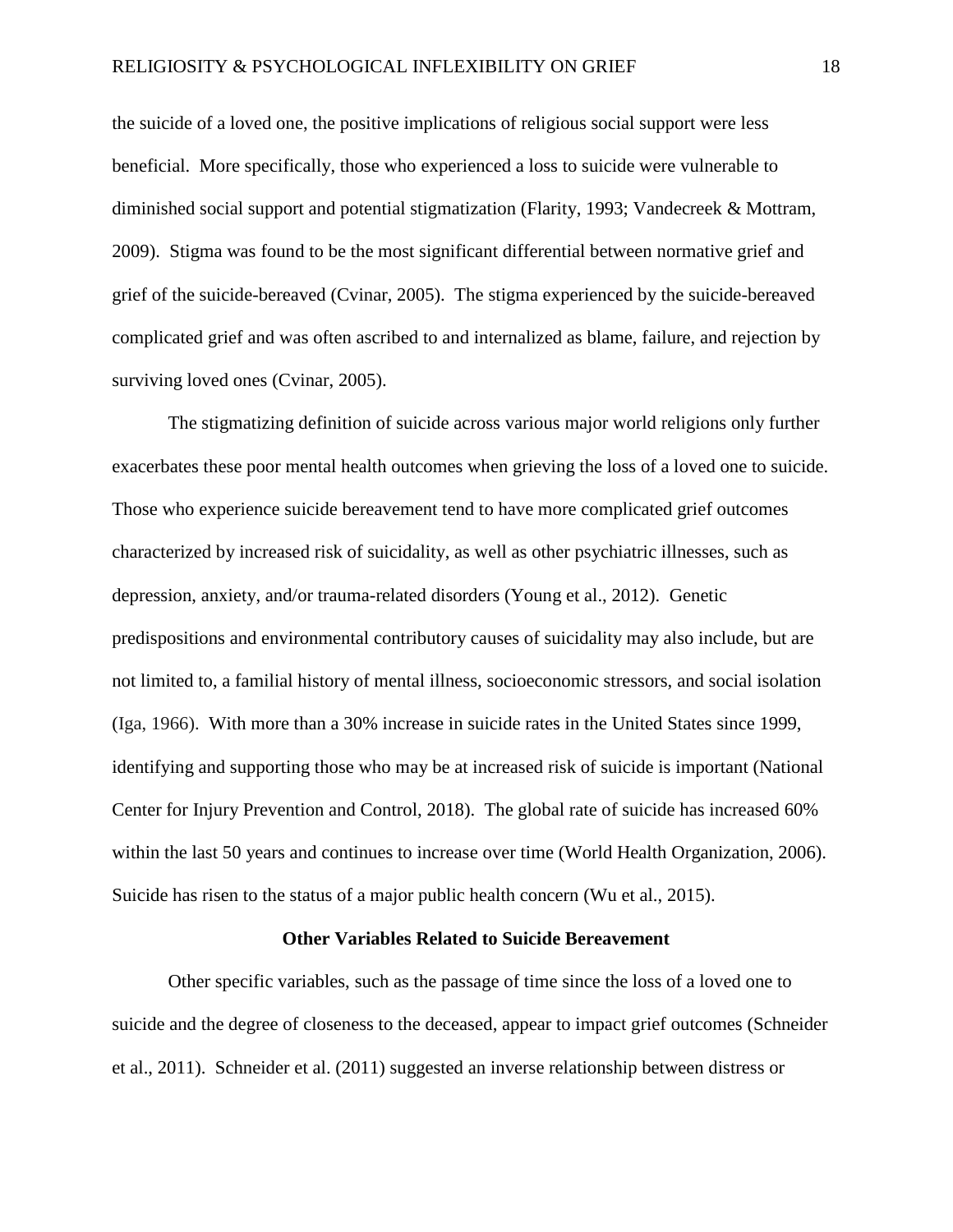the suicide of a loved one, the positive implications of religious social support were less beneficial. More specifically, those who experienced a loss to suicide were vulnerable to diminished social support and potential stigmatization (Flarity, 1993; Vandecreek & Mottram, 2009). Stigma was found to be the most significant differential between normative grief and grief of the suicide-bereaved (Cvinar, 2005). The stigma experienced by the suicide-bereaved complicated grief and was often ascribed to and internalized as blame, failure, and rejection by surviving loved ones (Cvinar, 2005).

The stigmatizing definition of suicide across various major world religions only further exacerbates these poor mental health outcomes when grieving the loss of a loved one to suicide. Those who experience suicide bereavement tend to have more complicated grief outcomes characterized by increased risk of suicidality, as well as other psychiatric illnesses, such as depression, anxiety, and/or trauma-related disorders (Young et al., 2012). Genetic predispositions and environmental contributory causes of suicidality may also include, but are not limited to, a familial history of mental illness, socioeconomic stressors, and social isolation (Iga, 1966). With more than a 30% increase in suicide rates in the United States since 1999, identifying and supporting those who may be at increased risk of suicide is important (National Center for Injury Prevention and Control, 2018). The global rate of suicide has increased 60% within the last 50 years and continues to increase over time (World Health Organization, 2006). Suicide has risen to the status of a major public health concern (Wu et al., 2015).

## Other Variables Related to Suicide Bereavement

Other specific variables, such as the passage of time since the loss of a loved one to suicide and the degree of closeness to the deceased, appear to impact grief outcomes (Schneider et al., 2011). Schneider et al. (2011) suggested an inverse relationship between distress or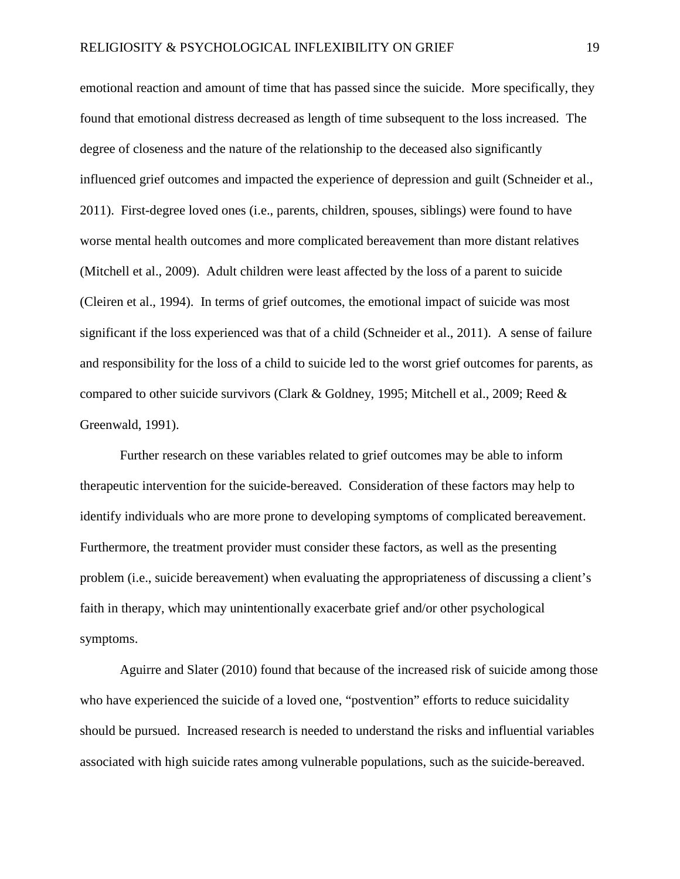emotional reaction and amount of time that has passed since the suicide. More specifically, they found that emotional distress decreased as length of time subsequent to the loss increased. The degree of closeness and the nature of the relationship to the deceased also significantly influenced grief outcomes and impacted the experience of depression and guilt (Schneider et al., 2011). First-degree loved ones (i.e., parents, children, spouses, siblings) were found to have worse mental health outcomes and more complicated bereavement than more distant relatives (Mitchell et al., 2009). Adult children were least affected by the loss of a parent to suicide (Cleiren et al., 1994). In terms of grief outcomes, the emotional impact of suicide was most significant if the loss experienced was that of a child (Schneider et al., 2011). A sense of failure and responsibility for the loss of a child to suicide led to the worst grief outcomes for parents, as compared to other suicide survivors (Clark & Goldney, 1995; Mitchell et al., 2009; Reed & Greenwald, 1991).

Further research on these variables related to grief outcomes may be able to inform therapeutic intervention for the suicide-bereaved. Consideration of these factors may help to identify individuals who are more prone to developing symptoms of complicated bereavement. Furthermore, the treatment provider must consider these factors, as well as the presenting problem (i.e., suicide bereavement) when evaluating the appropriateness of discussing a client's faith in therapy, which may unintentionally exacerbate grief and/or other psychological symptoms.

Aguirre and Slater (2010) found that because of the increased risk of suicide among those who have experienced the suicide of a loved one, "postvention" efforts to reduce suicidality should be pursued. Increased research is needed to understand the risks and influential variables associated with high suicide rates among vulnerable populations, such as the suicide-bereaved.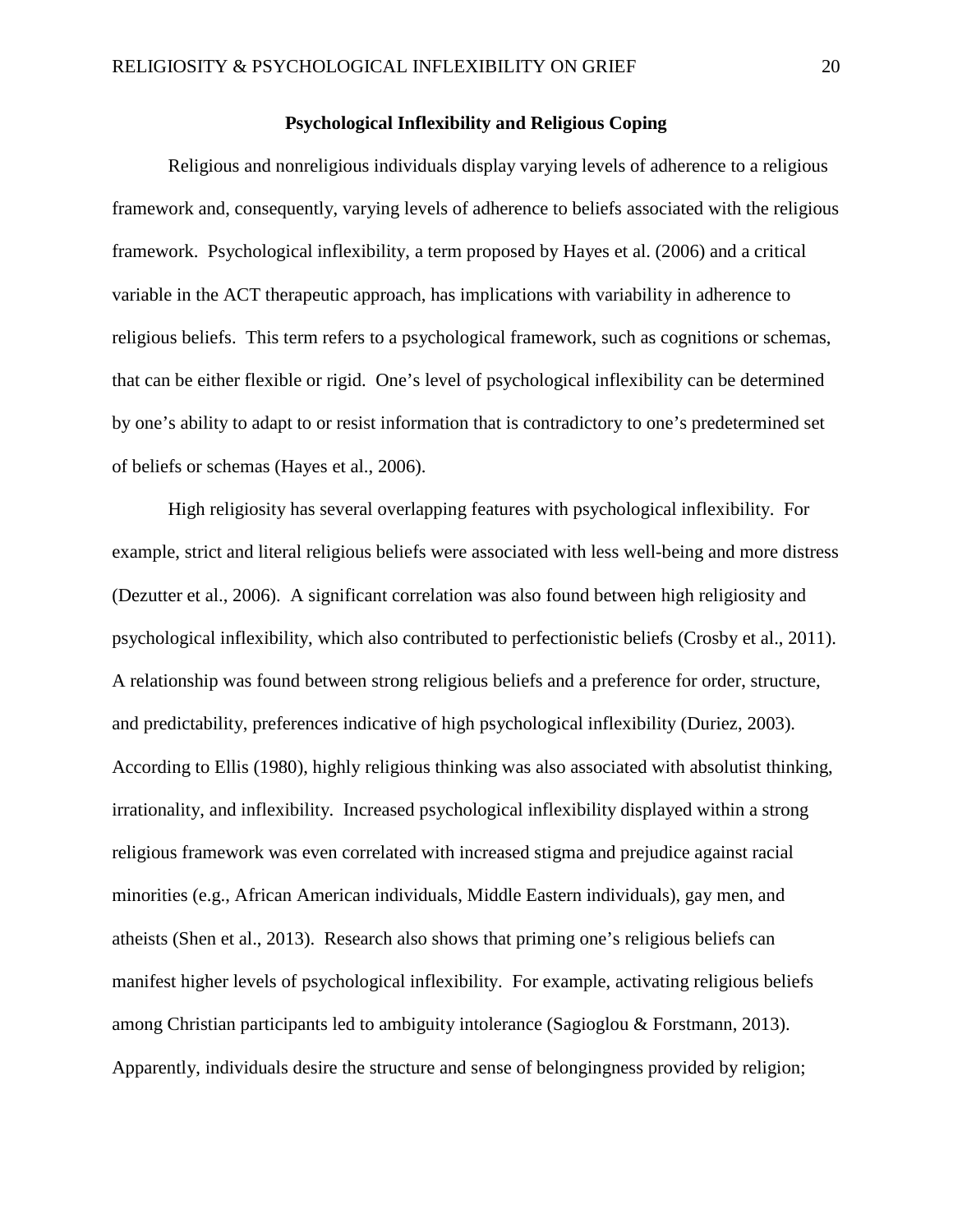## Psychological Inflexibility and Religious Coping

Religious and nonreligious individuals display varying levels of adherence to a religious framework and, consequently, varying levels of adherence to beliefs associated with the religious framework. Psychological inflexibility, a term proposed by Hayes et al. (2006) and a critical variable in the ACT therapeutic approach, has implications with variability in adherence to religious beliefs. This term refers to a psychological framework, such as cognitions or schemas, that can be either flexible or rigid. One's level of psychological inflexibility can be determined by one's ability to adapt to or resist information that is contradictory to one's predetermined set of beliefs or schemas (Hayes et al., 2006).

High religiosity has several overlapping features with psychological inflexibility. For example, strict and literal religious beliefs were associated with less well-being and more distress (Dezutter et al., 2006). A significant correlation was also found between high religiosity and psychological inflexibility, which also contributed to perfectionistic beliefs (Crosby et al., 2011). A relationship was found between strong religious beliefs and a preference for order, structure, and predictability, preferences indicative of high psychological inflexibility (Duriez, 2003). According to Ellis (1980), highly religious thinking was also associated with absolutist thinking, irrationality, and inflexibility. Increased psychological inflexibility displayed within a strong religious framework was even correlated with increased stigma and prejudice against racial minorities (e.g., African American individuals, Middle Eastern individuals), gay men, and atheists (Shen et al., 2013). Research also shows that priming one's religious beliefs can manifest higher levels of psychological inflexibility. For example, activating religious beliefs among Christian participants led to ambiguity intolerance (Sagioglou & Forstmann, 2013). Apparently, individuals desire the structure and sense of belongingness provided by religion;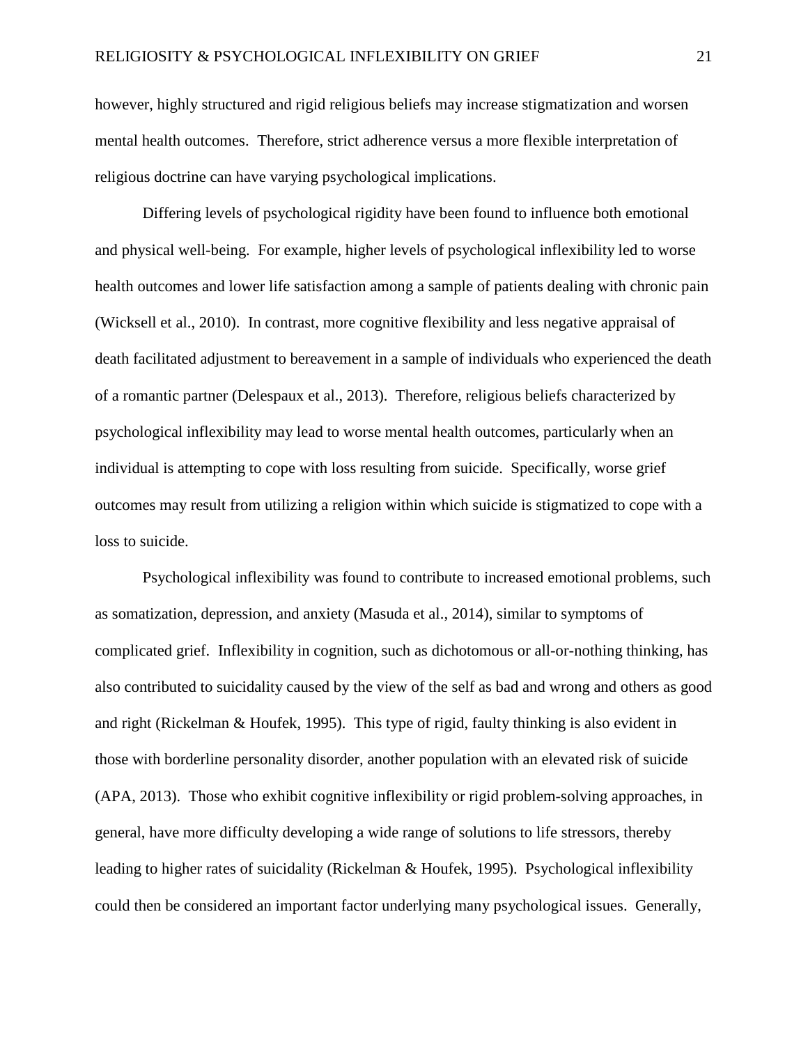however, highly structured and rigid religious beliefs may increase stigmatization and worsen mental health outcomes. Therefore, strict adherence versus a more flexible interpretation of religious doctrine can have varying psychological implications.

Differing levels of psychological rigidity have been found to influence both emotional and physical well-being. For example, higher levels of psychological inflexibility led to worse health outcomes and lower life satisfaction among a sample of patients dealing with chronic pain (Wicksell et al., 2010). In contrast, more cognitive flexibility and less negative appraisal of death facilitated adjustment to bereavement in a sample of individuals who experienced the death of a romantic partner (Delespaux et al., 2013). Therefore, religious beliefs characterized by psychological inflexibility may lead to worse mental health outcomes, particularly when an individual is attempting to cope with loss resulting from suicide. Specifically, worse grief outcomes may result from utilizing a religion within which suicide is stigmatized to cope with a loss to suicide.

Psychological inflexibility was found to contribute to increased emotional problems, such as somatization, depression, and anxiety (Masuda et al., 2014), similar to symptoms of complicated grief. Inflexibility in cognition, such as dichotomous or all-or-nothing thinking, has also contributed to suicidality caused by the view of the self as bad and wrong and others as good and right (Rickelman & Houfek, 1995). This type of rigid, faulty thinking is also evident in those with borderline personality disorder, another population with an elevated risk of suicide (APA, 2013). Those who exhibit cognitive inflexibility or rigid problem-solving approaches, in general, have more difficulty developing a wide range of solutions to life stressors, thereby leading to higher rates of suicidality (Rickelman & Houfek, 1995). Psychological inflexibility could then be considered an important factor underlying many psychological issues. Generally,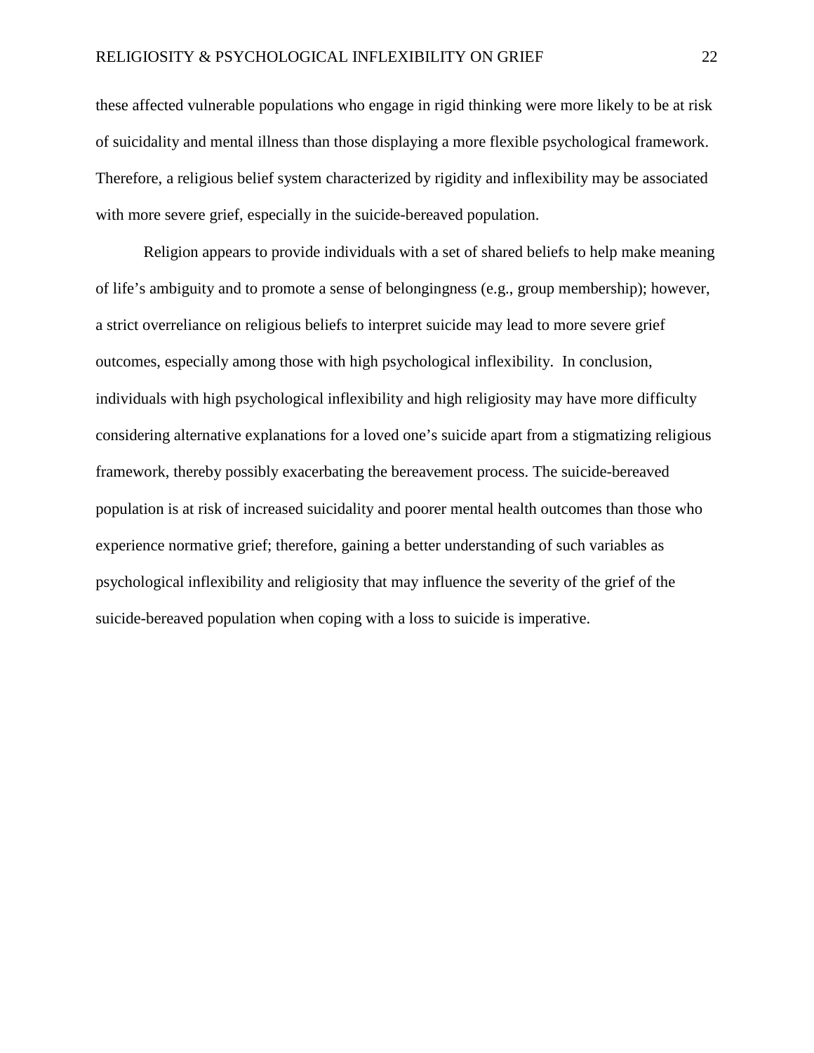these affected vulnerable populations who engage in rigid thinking were more likely to be at risk of suicidality and mental illness than those displaying a more flexible psychological framework. Therefore, a religious belief system characterized by rigidity and inflexibility may be associated with more severe grief, especially in the suicide-bereaved population.

Religion appears to provide individuals with a set of shared beliefs to help make meaning of life's ambiguity and to promote a sense of belongingness (e.g., group membership); however, a strict overreliance on religious beliefs to interpret suicide may lead to more severe grief outcomes, especially among those with high psychological inflexibility. In conclusion, individuals with high psychological inflexibility and high religiosity may have more difficulty considering alternative explanations for a loved one's suicide apart from a stigmatizing religious framework, thereby possibly exacerbating the bereavement process. The suicide-bereaved population is at risk of increased suicidality and poorer mental health outcomes than those who experience normative grief; therefore, gaining a better understanding of such variables as psychological inflexibility and religiosity that may influence the severity of the grief of the suicide-bereaved population when coping with a loss to suicide is imperative.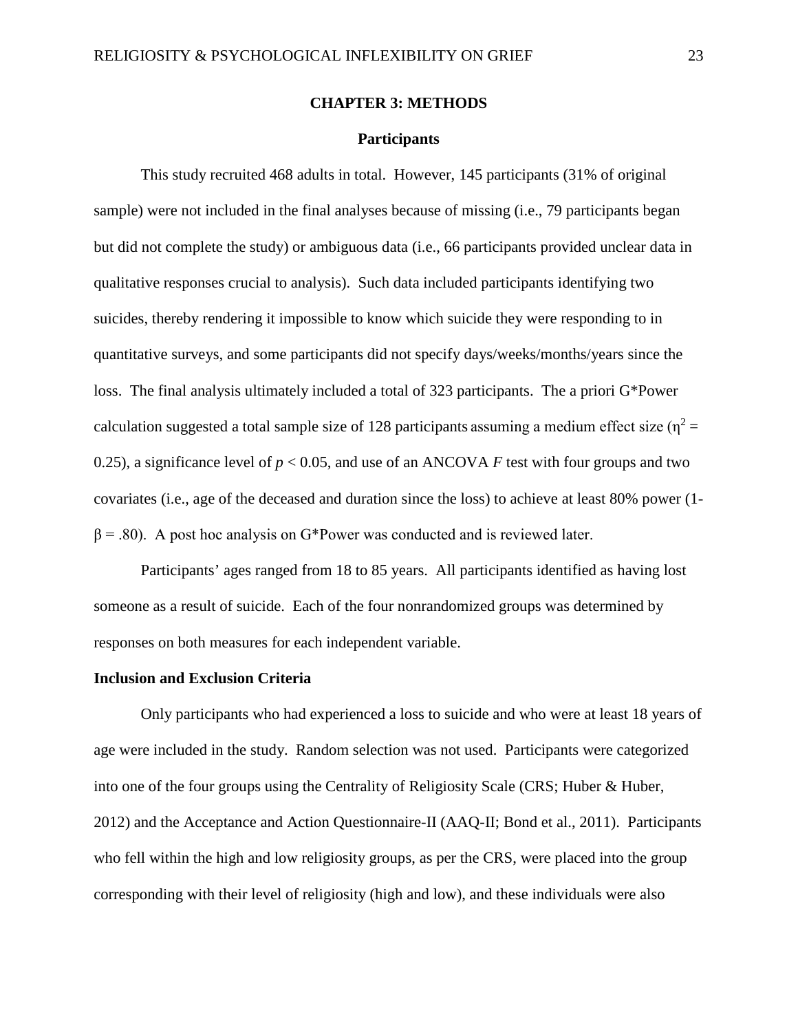# CHAPTER 3: METHODS

## Participants

This study recruited 468 adults in total. However, 145 participants (31% of original sample) were not included in the final analyses because of missing (i.e., 79 participants began but did not complete the study) or ambiguous data (i.e., 66 participants provided unclear data in qualitative responses crucial to analysis). Such data included participants identifying two suicides, thereby rendering it impossible to know which suicide they were responding to in quantitative surveys, and some participants did not specify days/weeks/months/years since the loss. The final analysis ultimately included a total of 323 participants. The a priori G*Power calculation suggested a total sample size of 128 participants assuming a medium effect size ($\eta^2 = 0.25$), a significance level of $p < 0.05$, and use of an ANCOVA $F$ test with four groups and two covariates (i.e., age of the deceased and duration since the loss) to achieve at least 80% power ($1-\beta = .80$). A post hoc analysis on G*Power was conducted and is reviewed later.

Participants' ages ranged from 18 to 85 years. All participants identified as having lost someone as a result of suicide. Each of the four nonrandomized groups was determined by responses on both measures for each independent variable.

### Inclusion and Exclusion Criteria

Only participants who had experienced a loss to suicide and who were at least 18 years of age were included in the study. Random selection was not used. Participants were categorized into one of the four groups using the Centrality of Religiosity Scale (CRS; Huber & Huber, 2012) and the Acceptance and Action Questionnaire-II (AAQ-II; Bond et al., 2011). Participants who fell within the high and low religiosity groups, as per the CRS, were placed into the group corresponding with their level of religiosity (high and low), and these individuals were also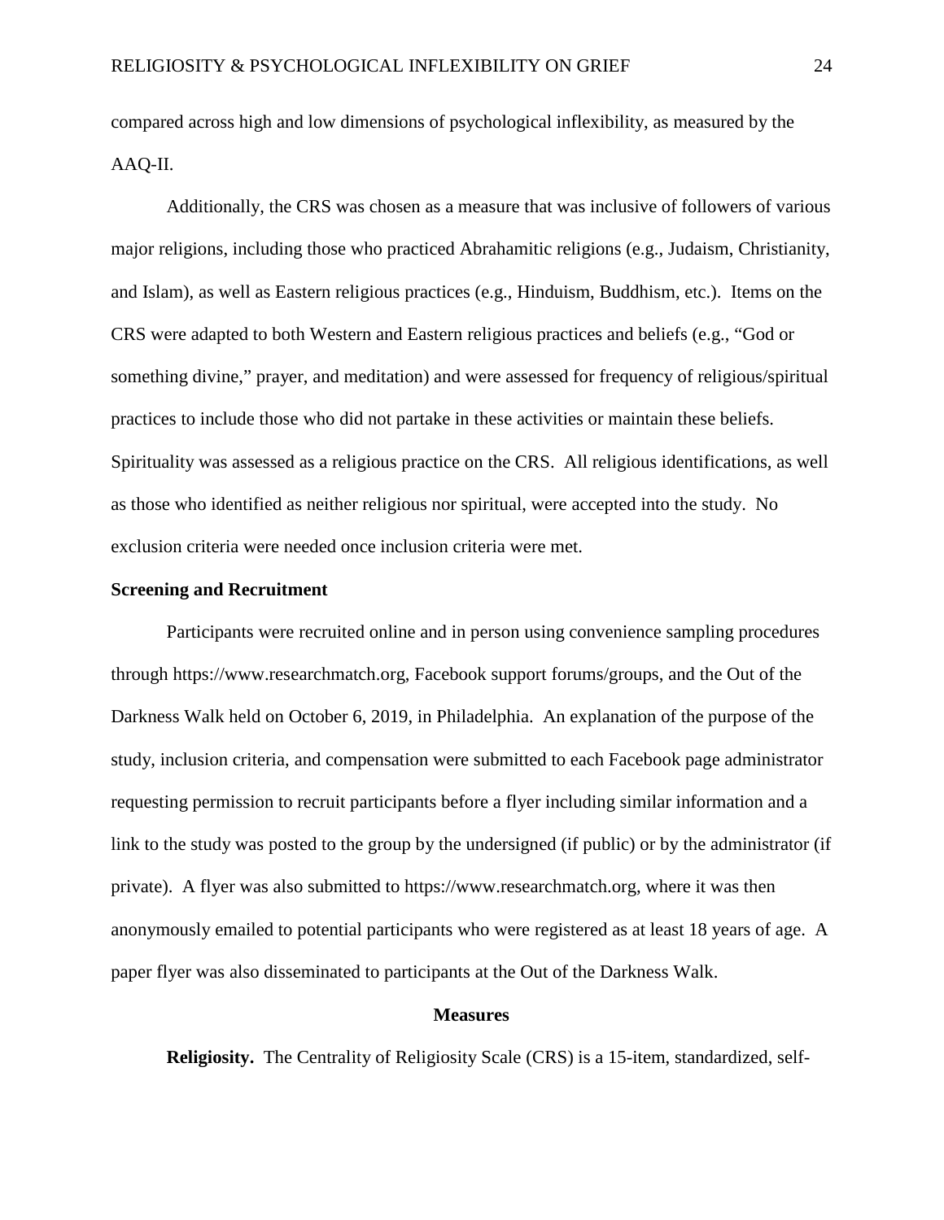compared across high and low dimensions of psychological inflexibility, as measured by the AAQ-II.

Additionally, the CRS was chosen as a measure that was inclusive of followers of various major religions, including those who practiced Abrahamitic religions (e.g., Judaism, Christianity, and Islam), as well as Eastern religious practices (e.g., Hinduism, Buddhism, etc.). Items on the CRS were adapted to both Western and Eastern religious practices and beliefs (e.g., "God or something divine," prayer, and meditation) and were assessed for frequency of religious/spiritual practices to include those who did not partake in these activities or maintain these beliefs. Spirituality was assessed as a religious practice on the CRS. All religious identifications, as well as those who identified as neither religious nor spiritual, were accepted into the study. No exclusion criteria were needed once inclusion criteria were met.

**Screening and Recruitment**

Participants were recruited online and in person using convenience sampling procedures through https://www.researchmatch.org, Facebook support forums/groups, and the Out of the Darkness Walk held on October 6, 2019, in Philadelphia. An explanation of the purpose of the study, inclusion criteria, and compensation were submitted to each Facebook page administrator requesting permission to recruit participants before a flyer including similar information and a link to the study was posted to the group by the undersigned (if public) or by the administrator (if private). A flyer was also submitted to https://www.researchmatch.org, where it was then anonymously emailed to potential participants who were registered as at least 18 years of age. A paper flyer was also disseminated to participants at the Out of the Darkness Walk.

## Measures

**Religiosity.** The Centrality of Religiosity Scale (CRS) is a 15-item, standardized, self-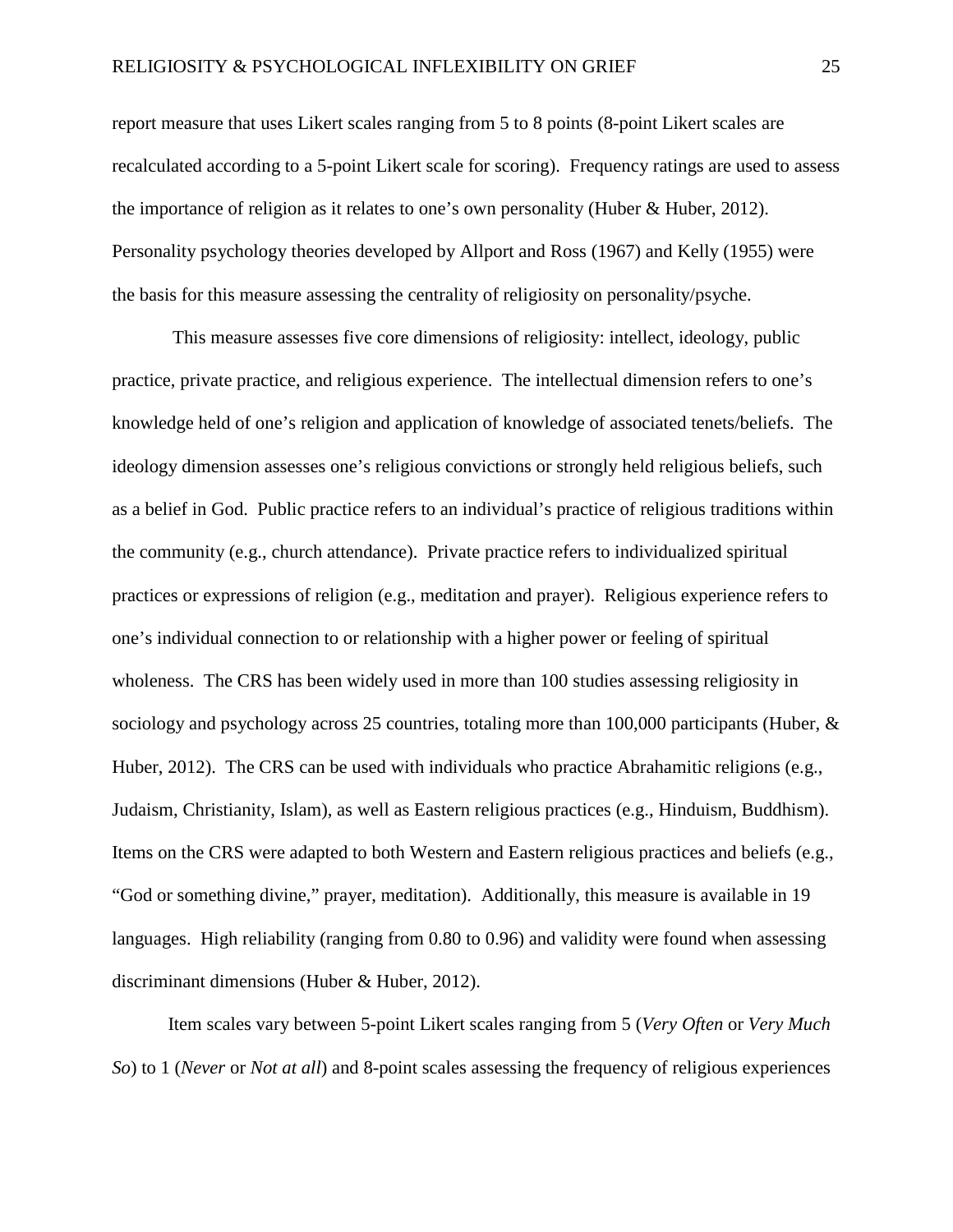report measure that uses Likert scales ranging from 5 to 8 points (8-point Likert scales are recalculated according to a 5-point Likert scale for scoring). Frequency ratings are used to assess the importance of religion as it relates to one's own personality (Huber & Huber, 2012). Personality psychology theories developed by Allport and Ross (1967) and Kelly (1955) were the basis for this measure assessing the centrality of religiosity on personality/psyche.

This measure assesses five core dimensions of religiosity: intellect, ideology, public practice, private practice, and religious experience. The intellectual dimension refers to one's knowledge held of one's religion and application of knowledge of associated tenets/beliefs. The ideology dimension assesses one's religious convictions or strongly held religious beliefs, such as a belief in God. Public practice refers to an individual's practice of religious traditions within the community (e.g., church attendance). Private practice refers to individualized spiritual practices or expressions of religion (e.g., meditation and prayer). Religious experience refers to one's individual connection to or relationship with a higher power or feeling of spiritual wholeness. The CRS has been widely used in more than 100 studies assessing religiosity in sociology and psychology across 25 countries, totaling more than 100,000 participants (Huber, & Huber, 2012). The CRS can be used with individuals who practice Abrahamitic religions (e.g., Judaism, Christianity, Islam), as well as Eastern religious practices (e.g., Hinduism, Buddhism). Items on the CRS were adapted to both Western and Eastern religious practices and beliefs (e.g., "God or something divine," prayer, meditation). Additionally, this measure is available in 19 languages. High reliability (ranging from 0.80 to 0.96) and validity were found when assessing discriminant dimensions (Huber & Huber, 2012).

Item scales vary between 5-point Likert scales ranging from 5 (*Very Often* or *Very Much So*) to 1 (*Never* or *Not at all*) and 8-point scales assessing the frequency of religious experiences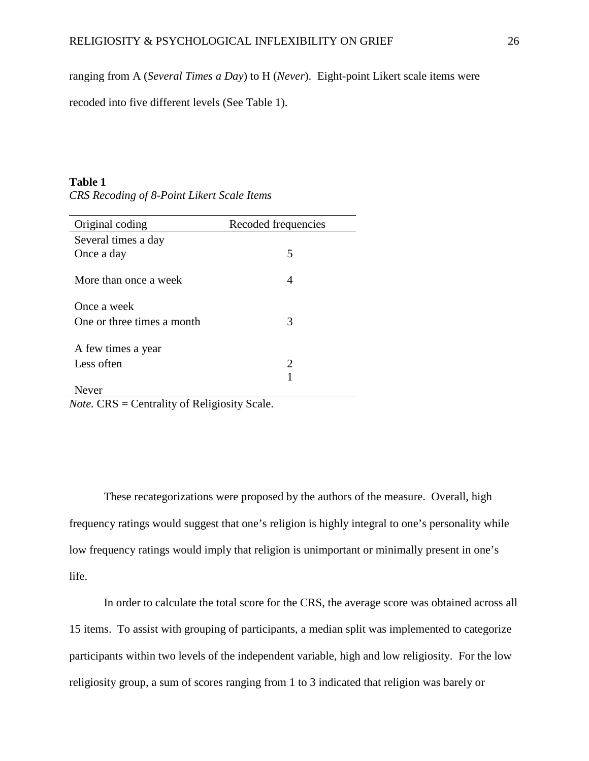ranging from A (*Several Times a Day*) to H (*Never*). Eight-point Likert scale items were recoded into five different levels (See Table 1).

**Table 1**
*CRS Recoding of 8-Point Likert Scale Items*

| Original coding | Recoded frequencies |
|---|---|
| Several times a day | |
| Once a day | 5 |
| More than once a week | 4 |
| Once a week | |
| One or three times a month | 3 |
| A few times a year | |
| Less often | 2 |
| | 1 |
| Never | |

*Note.* CRS = Centrality of Religiosity Scale.

These recategorizations were proposed by the authors of the measure. Overall, high frequency ratings would suggest that one's religion is highly integral to one's personality while low frequency ratings would imply that religion is unimportant or minimally present in one's life.

In order to calculate the total score for the CRS, the average score was obtained across all 15 items. To assist with grouping of participants, a median split was implemented to categorize participants within two levels of the independent variable, high and low religiosity. For the low religiosity group, a sum of scores ranging from 1 to 3 indicated that religion was barely or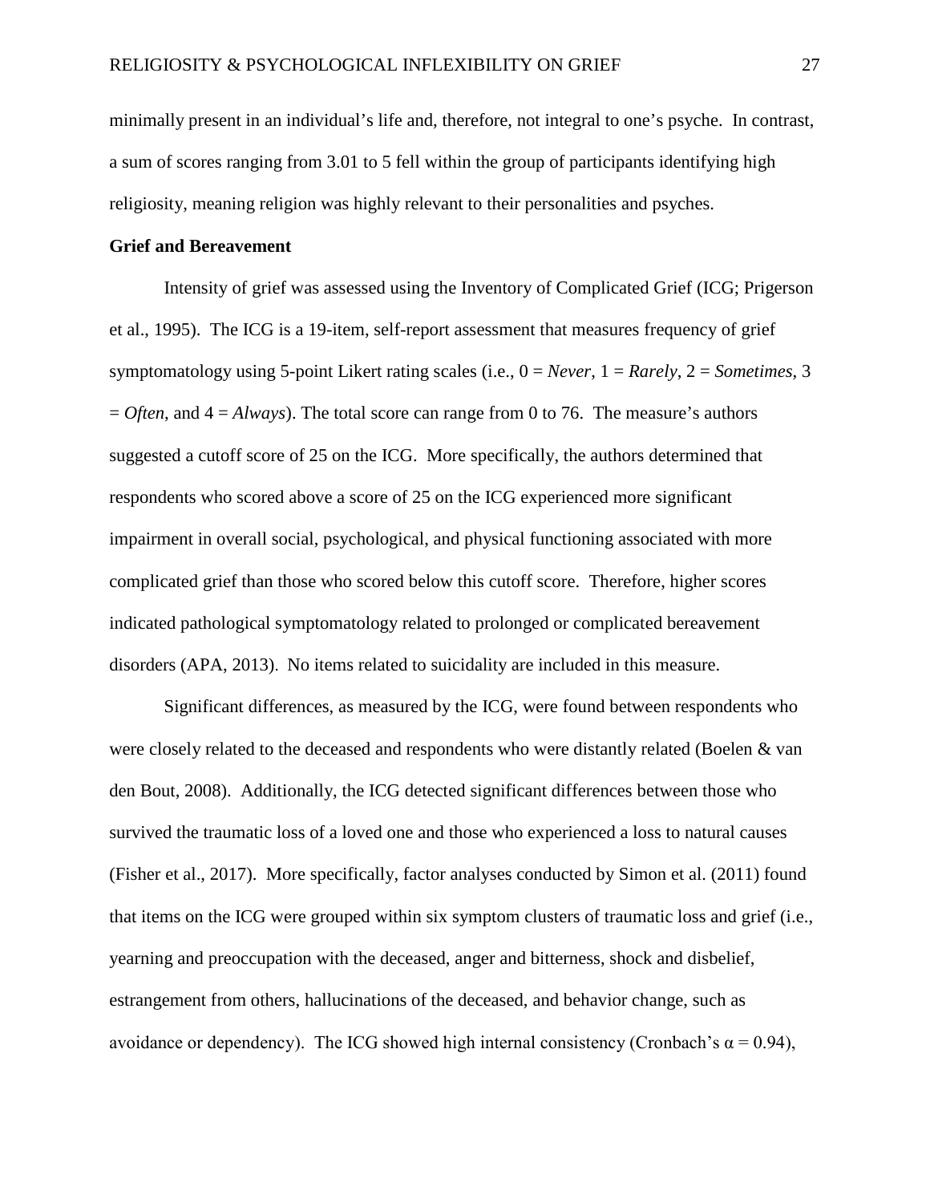minimally present in an individual's life and, therefore, not integral to one's psyche. In contrast, a sum of scores ranging from 3.01 to 5 fell within the group of participants identifying high religiosity, meaning religion was highly relevant to their personalities and psyches.

**Grief and Bereavement**

Intensity of grief was assessed using the Inventory of Complicated Grief (ICG; Prigerson et al., 1995). The ICG is a 19-item, self-report assessment that measures frequency of grief symptomatology using 5-point Likert rating scales (i.e., 0 = *Never*, 1 = *Rarely*, 2 = *Sometimes*, 3 = *Often*, and 4 = *Always*). The total score can range from 0 to 76. The measure's authors suggested a cutoff score of 25 on the ICG. More specifically, the authors determined that respondents who scored above a score of 25 on the ICG experienced more significant impairment in overall social, psychological, and physical functioning associated with more complicated grief than those who scored below this cutoff score. Therefore, higher scores indicated pathological symptomatology related to prolonged or complicated bereavement disorders (APA, 2013). No items related to suicidality are included in this measure.

Significant differences, as measured by the ICG, were found between respondents who were closely related to the deceased and respondents who were distantly related (Boelen & van den Bout, 2008). Additionally, the ICG detected significant differences between those who survived the traumatic loss of a loved one and those who experienced a loss to natural causes (Fisher et al., 2017). More specifically, factor analyses conducted by Simon et al. (2011) found that items on the ICG were grouped within six symptom clusters of traumatic loss and grief (i.e., yearning and preoccupation with the deceased, anger and bitterness, shock and disbelief, estrangement from others, hallucinations of the deceased, and behavior change, such as avoidance or dependency). The ICG showed high internal consistency (Cronbach's $\alpha = 0.94$),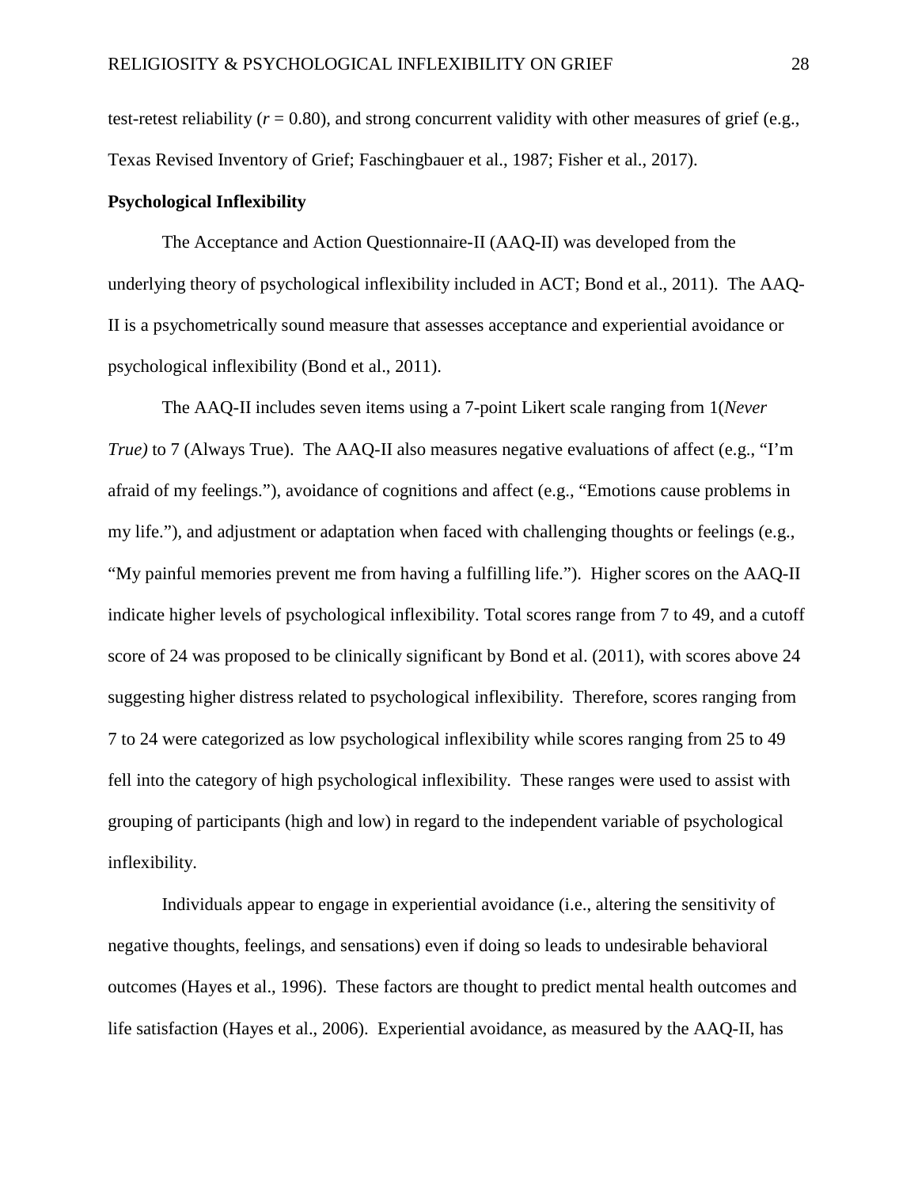test-retest reliability (*r* = 0.80), and strong concurrent validity with other measures of grief (e.g., Texas Revised Inventory of Grief; Faschingbauer et al., 1987; Fisher et al., 2017).

**Psychological Inflexibility**

The Acceptance and Action Questionnaire-II (AAQ-II) was developed from the underlying theory of psychological inflexibility included in ACT; Bond et al., 2011). The AAQ-II is a psychometrically sound measure that assesses acceptance and experiential avoidance or psychological inflexibility (Bond et al., 2011).

The AAQ-II includes seven items using a 7-point Likert scale ranging from 1(*Never True)* to 7 (Always True). The AAQ-II also measures negative evaluations of affect (e.g., "I'm afraid of my feelings."), avoidance of cognitions and affect (e.g., "Emotions cause problems in my life."), and adjustment or adaptation when faced with challenging thoughts or feelings (e.g., "My painful memories prevent me from having a fulfilling life."). Higher scores on the AAQ-II indicate higher levels of psychological inflexibility. Total scores range from 7 to 49, and a cutoff score of 24 was proposed to be clinically significant by Bond et al. (2011), with scores above 24 suggesting higher distress related to psychological inflexibility. Therefore, scores ranging from 7 to 24 were categorized as low psychological inflexibility while scores ranging from 25 to 49 fell into the category of high psychological inflexibility. These ranges were used to assist with grouping of participants (high and low) in regard to the independent variable of psychological inflexibility.

Individuals appear to engage in experiential avoidance (i.e., altering the sensitivity of negative thoughts, feelings, and sensations) even if doing so leads to undesirable behavioral outcomes (Hayes et al., 1996). These factors are thought to predict mental health outcomes and life satisfaction (Hayes et al., 2006). Experiential avoidance, as measured by the AAQ-II, has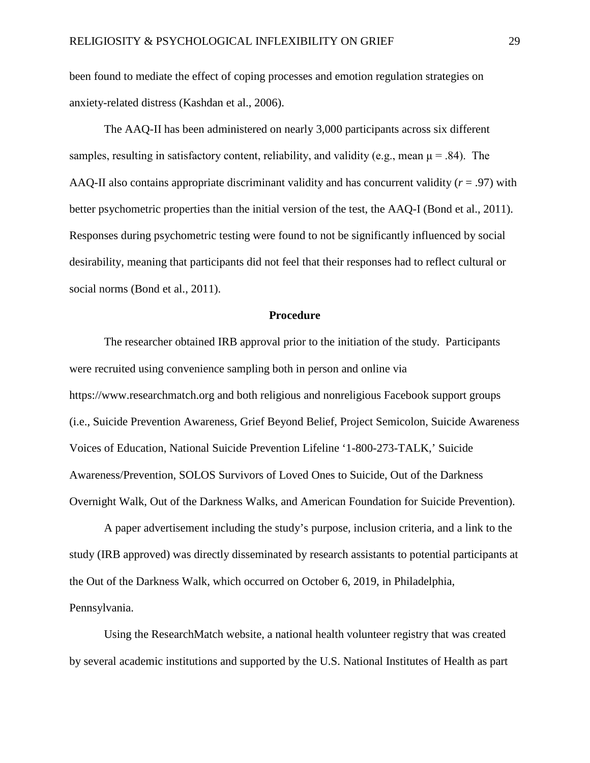been found to mediate the effect of coping processes and emotion regulation strategies on anxiety-related distress (Kashdan et al., 2006).

The AAQ-II has been administered on nearly 3,000 participants across six different samples, resulting in satisfactory content, reliability, and validity (e.g., mean $\mu = .84$). The AAQ-II also contains appropriate discriminant validity and has concurrent validity ($r = .97$) with better psychometric properties than the initial version of the test, the AAQ-I (Bond et al., 2011). Responses during psychometric testing were found to not be significantly influenced by social desirability, meaning that participants did not feel that their responses had to reflect cultural or social norms (Bond et al., 2011).

## Procedure

The researcher obtained IRB approval prior to the initiation of the study. Participants were recruited using convenience sampling both in person and online via https://www.researchmatch.org and both religious and nonreligious Facebook support groups (i.e., Suicide Prevention Awareness, Grief Beyond Belief, Project Semicolon, Suicide Awareness Voices of Education, National Suicide Prevention Lifeline '1-800-273-TALK,' Suicide Awareness/Prevention, SOLOS Survivors of Loved Ones to Suicide, Out of the Darkness Overnight Walk, Out of the Darkness Walks, and American Foundation for Suicide Prevention).

A paper advertisement including the study's purpose, inclusion criteria, and a link to the study (IRB approved) was directly disseminated by research assistants to potential participants at the Out of the Darkness Walk, which occurred on October 6, 2019, in Philadelphia, Pennsylvania.

Using the ResearchMatch website, a national health volunteer registry that was created by several academic institutions and supported by the U.S. National Institutes of Health as part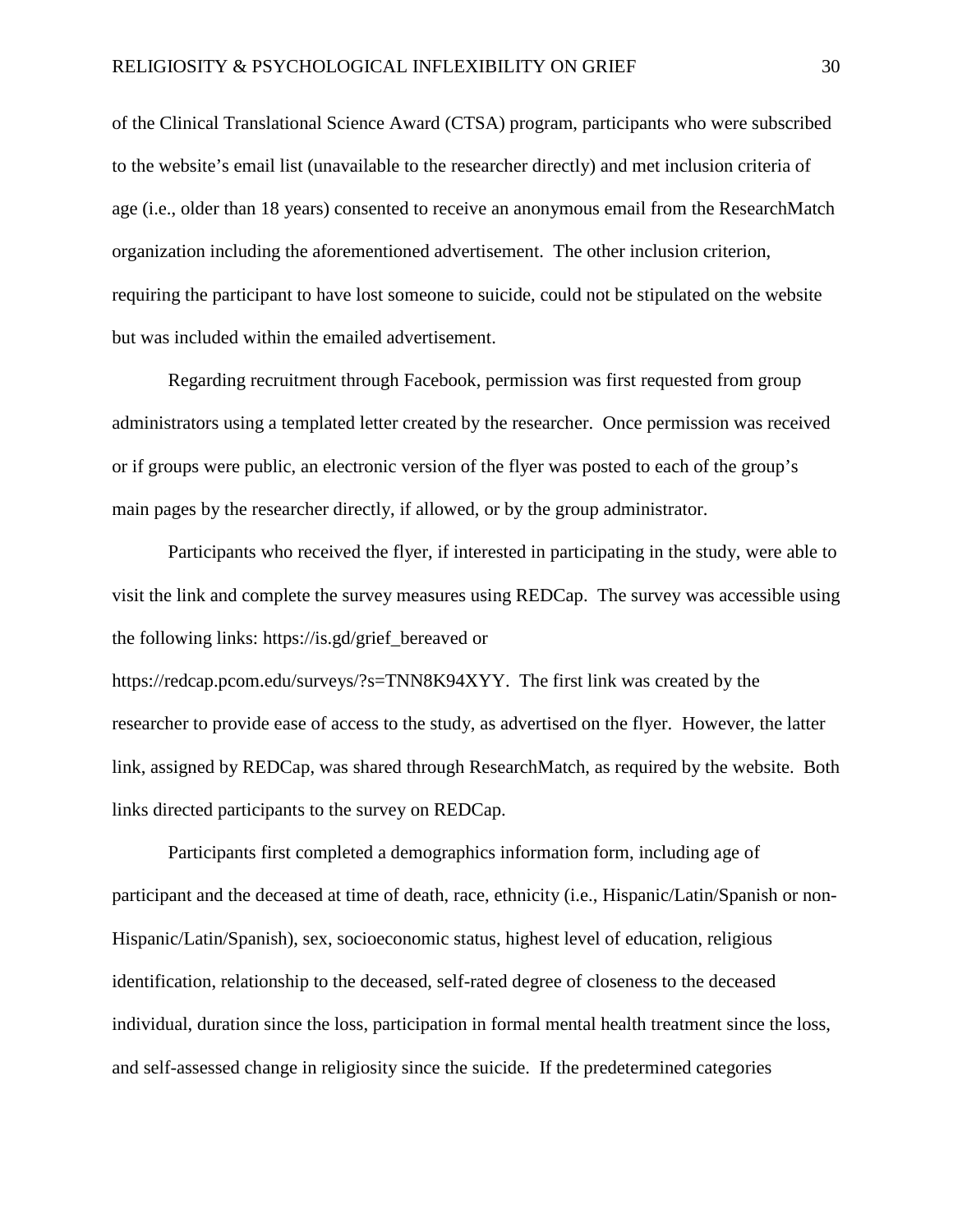of the Clinical Translational Science Award (CTSA) program, participants who were subscribed to the website's email list (unavailable to the researcher directly) and met inclusion criteria of age (i.e., older than 18 years) consented to receive an anonymous email from the ResearchMatch organization including the aforementioned advertisement. The other inclusion criterion, requiring the participant to have lost someone to suicide, could not be stipulated on the website but was included within the emailed advertisement.

Regarding recruitment through Facebook, permission was first requested from group administrators using a templated letter created by the researcher. Once permission was received or if groups were public, an electronic version of the flyer was posted to each of the group's main pages by the researcher directly, if allowed, or by the group administrator.

Participants who received the flyer, if interested in participating in the study, were able to visit the link and complete the survey measures using REDCap. The survey was accessible using the following links: https://is.gd/grief_bereaved or https://redcap.pcom.edu/surveys/?s=TNN8K94XYY. The first link was created by the researcher to provide ease of access to the study, as advertised on the flyer. However, the latter link, assigned by REDCap, was shared through ResearchMatch, as required by the website. Both links directed participants to the survey on REDCap.

Participants first completed a demographics information form, including age of participant and the deceased at time of death, race, ethnicity (i.e., Hispanic/Latin/Spanish or non-Hispanic/Latin/Spanish), sex, socioeconomic status, highest level of education, religious identification, relationship to the deceased, self-rated degree of closeness to the deceased individual, duration since the loss, participation in formal mental health treatment since the loss, and self-assessed change in religiosity since the suicide. If the predetermined categories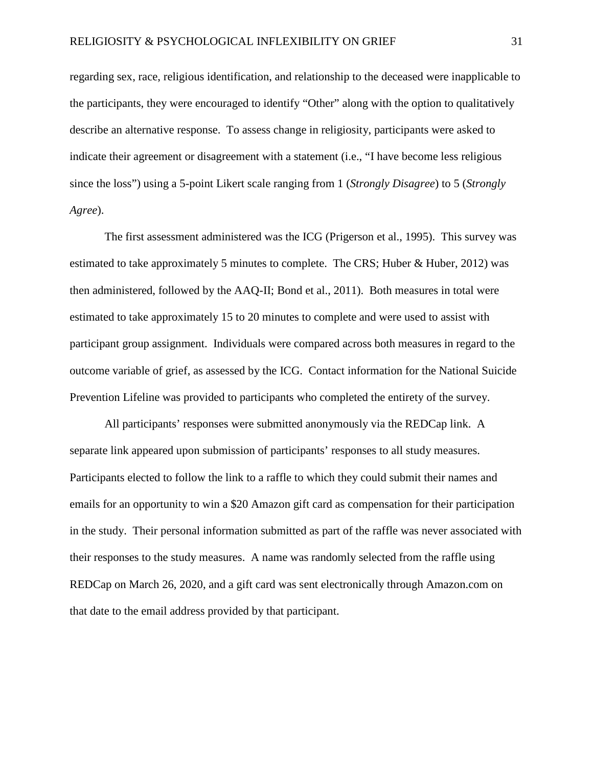regarding sex, race, religious identification, and relationship to the deceased were inapplicable to the participants, they were encouraged to identify "Other" along with the option to qualitatively describe an alternative response. To assess change in religiosity, participants were asked to indicate their agreement or disagreement with a statement (i.e., "I have become less religious since the loss") using a 5-point Likert scale ranging from 1 (*Strongly Disagree*) to 5 (*Strongly Agree*).

The first assessment administered was the ICG (Prigerson et al., 1995). This survey was estimated to take approximately 5 minutes to complete. The CRS; Huber & Huber, 2012) was then administered, followed by the AAQ-II; Bond et al., 2011). Both measures in total were estimated to take approximately 15 to 20 minutes to complete and were used to assist with participant group assignment. Individuals were compared across both measures in regard to the outcome variable of grief, as assessed by the ICG. Contact information for the National Suicide Prevention Lifeline was provided to participants who completed the entirety of the survey.

All participants' responses were submitted anonymously via the REDCap link. A separate link appeared upon submission of participants' responses to all study measures. Participants elected to follow the link to a raffle to which they could submit their names and emails for an opportunity to win a $20 Amazon gift card as compensation for their participation in the study. Their personal information submitted as part of the raffle was never associated with their responses to the study measures. A name was randomly selected from the raffle using REDCap on March 26, 2020, and a gift card was sent electronically through Amazon.com on that date to the email address provided by that participant.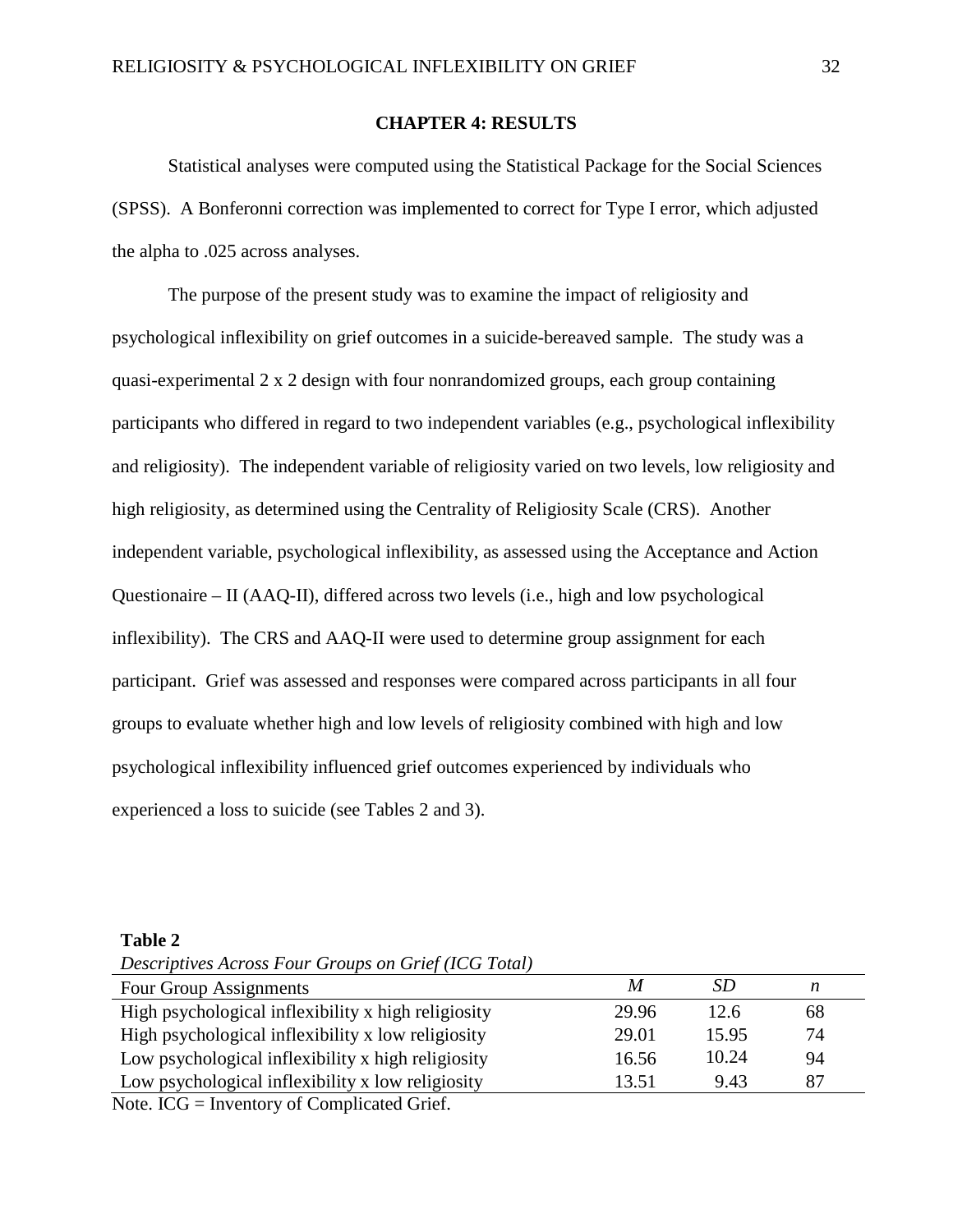## CHAPTER 4: RESULTS

Statistical analyses were computed using the Statistical Package for the Social Sciences (SPSS). A Bonferonni correction was implemented to correct for Type I error, which adjusted the alpha to .025 across analyses.

The purpose of the present study was to examine the impact of religiosity and psychological inflexibility on grief outcomes in a suicide-bereaved sample. The study was a quasi-experimental 2 x 2 design with four nonrandomized groups, each group containing participants who differed in regard to two independent variables (e.g., psychological inflexibility and religiosity). The independent variable of religiosity varied on two levels, low religiosity and high religiosity, as determined using the Centrality of Religiosity Scale (CRS). Another independent variable, psychological inflexibility, as assessed using the Acceptance and Action Questionaire – II (AAQ-II), differed across two levels (i.e., high and low psychological inflexibility). The CRS and AAQ-II were used to determine group assignment for each participant. Grief was assessed and responses were compared across participants in all four groups to evaluate whether high and low levels of religiosity combined with high and low psychological inflexibility influenced grief outcomes experienced by individuals who experienced a loss to suicide (see Tables 2 and 3).

**Table 2**

*Descriptives Across Four Groups on Grief (ICG Total)*

| Four Group Assignments | *M* | *SD* | *n* |
|---|---|---|---|
| High psychological inflexibility x high religiosity | 29.96 | 12.6 | 68 |
| High psychological inflexibility x low religiosity | 29.01 | 15.95 | 74 |
| Low psychological inflexibility x high religiosity | 16.56 | 10.24 | 94 |
| Low psychological inflexibility x low religiosity | 13.51 | 9.43 | 87 |

Note. ICG = Inventory of Complicated Grief.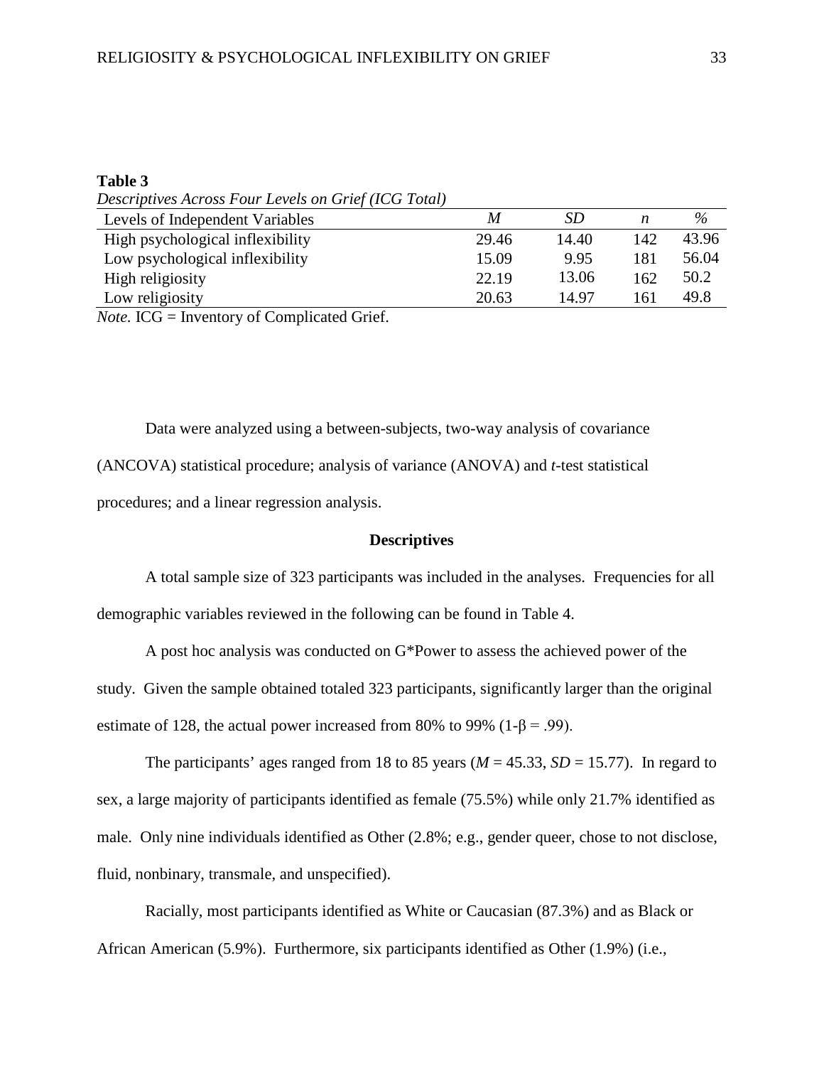**Table 3**

*Descriptives Across Four Levels on Grief (ICG Total)*

| Levels of Independent Variables | *M* | *SD* | *n* | % |
|---|---|---|---|---|
| High psychological inflexibility | 29.46 | 14.40 | 142 | 43.96 |
| Low psychological inflexibility | 15.09 | 9.95 | 181 | 56.04 |
| High religiosity | 22.19 | 13.06 | 162 | 50.2 |
| Low religiosity | 20.63 | 14.97 | 161 | 49.8 |

*Note.* ICG = Inventory of Complicated Grief.

Data were analyzed using a between-subjects, two-way analysis of covariance (ANCOVA) statistical procedure; analysis of variance (ANOVA) and *t*-test statistical procedures; and a linear regression analysis.

## Descriptives

A total sample size of 323 participants was included in the analyses. Frequencies for all demographic variables reviewed in the following can be found in Table 4.

A post hoc analysis was conducted on G*Power to assess the achieved power of the study. Given the sample obtained totaled 323 participants, significantly larger than the original estimate of 128, the actual power increased from 80% to 99% ($1-\beta = .99$).

The participants' ages ranged from 18 to 85 years ($M = 45.33$, $SD = 15.77$). In regard to sex, a large majority of participants identified as female (75.5%) while only 21.7% identified as male. Only nine individuals identified as Other (2.8%; e.g., gender queer, chose to not disclose, fluid, nonbinary, transmale, and unspecified).

Racially, most participants identified as White or Caucasian (87.3%) and as Black or African American (5.9%). Furthermore, six participants identified as Other (1.9%) (i.e.,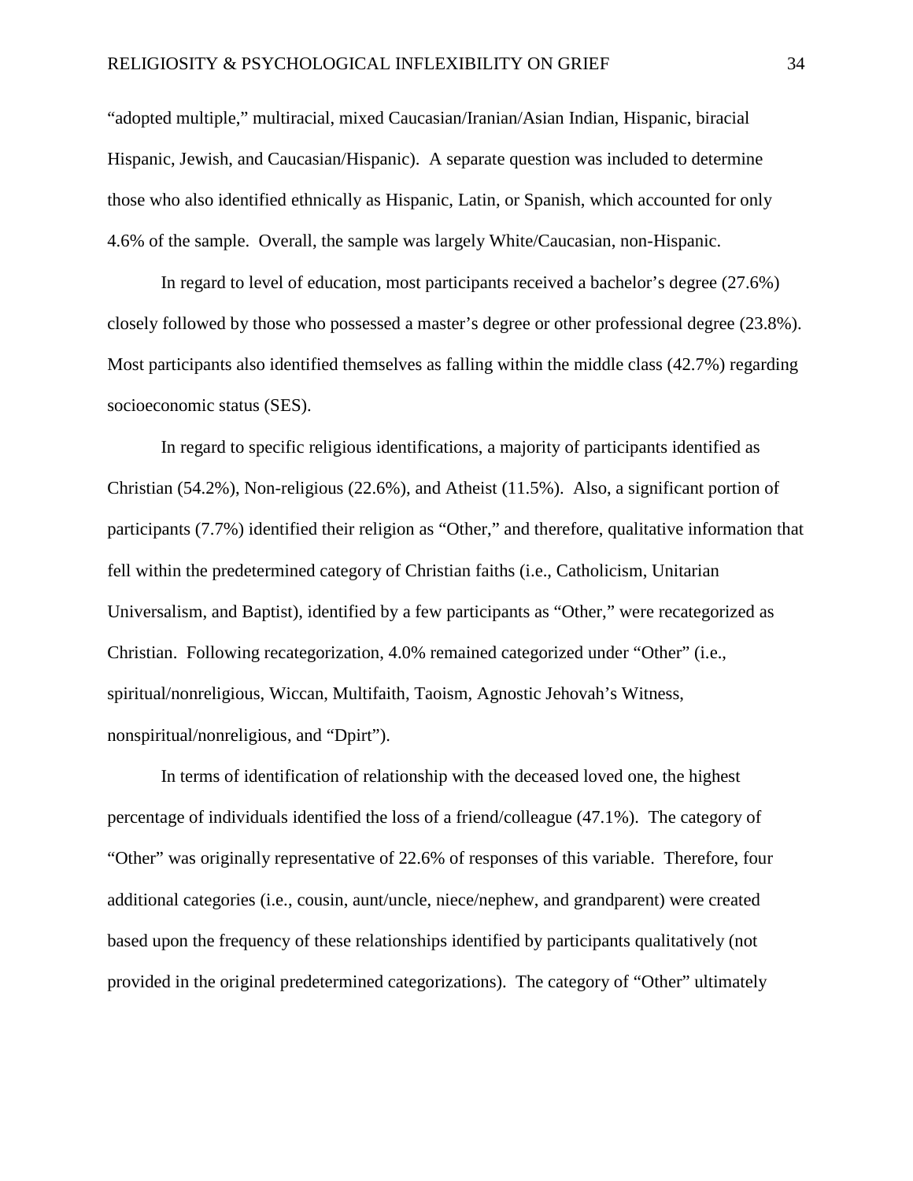"adopted multiple," multiracial, mixed Caucasian/Iranian/Asian Indian, Hispanic, biracial Hispanic, Jewish, and Caucasian/Hispanic). A separate question was included to determine those who also identified ethnically as Hispanic, Latin, or Spanish, which accounted for only 4.6% of the sample. Overall, the sample was largely White/Caucasian, non-Hispanic.

In regard to level of education, most participants received a bachelor's degree (27.6%) closely followed by those who possessed a master's degree or other professional degree (23.8%). Most participants also identified themselves as falling within the middle class (42.7%) regarding socioeconomic status (SES).

In regard to specific religious identifications, a majority of participants identified as Christian (54.2%), Non-religious (22.6%), and Atheist (11.5%). Also, a significant portion of participants (7.7%) identified their religion as "Other," and therefore, qualitative information that fell within the predetermined category of Christian faiths (i.e., Catholicism, Unitarian Universalism, and Baptist), identified by a few participants as "Other," were recategorized as Christian. Following recategorization, 4.0% remained categorized under "Other" (i.e., spiritual/nonreligious, Wiccan, Multifaith, Taoism, Agnostic Jehovah's Witness, nonspiritual/nonreligious, and "Dpirt").

In terms of identification of relationship with the deceased loved one, the highest percentage of individuals identified the loss of a friend/colleague (47.1%). The category of "Other" was originally representative of 22.6% of responses of this variable. Therefore, four additional categories (i.e., cousin, aunt/uncle, niece/nephew, and grandparent) were created based upon the frequency of these relationships identified by participants qualitatively (not provided in the original predetermined categorizations). The category of "Other" ultimately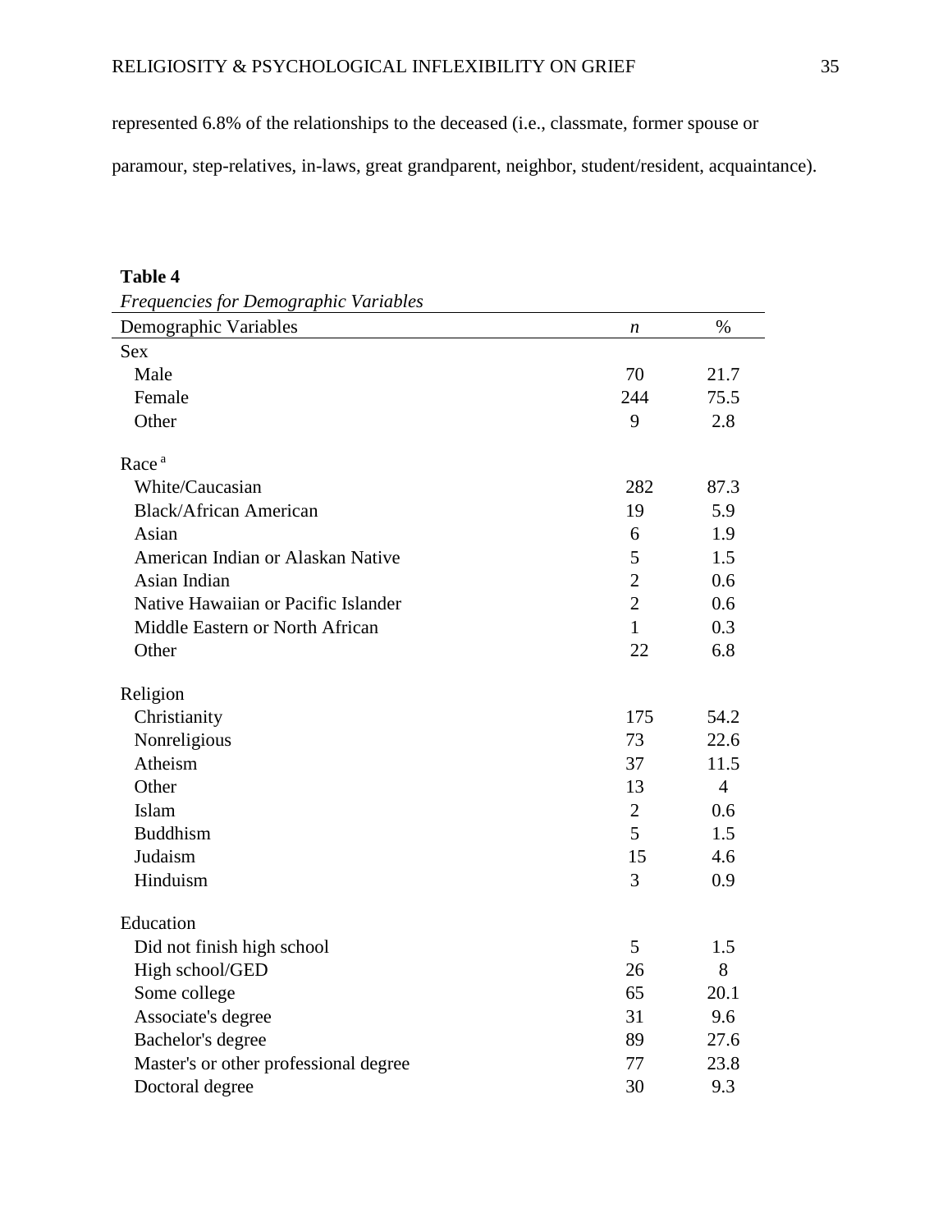represented 6.8% of the relationships to the deceased (i.e., classmate, former spouse or paramour, step-relatives, in-laws, great grandparent, neighbor, student/resident, acquaintance).

**Table 4**

*Frequencies for Demographic Variables*

| Demographic Variables | *n* | % |
|---|---|---|
| Sex | | |
| Male | 70 | 21.7 |
| Female | 244 | 75.5 |
| Other | 9 | 2.8 |
| Race [a] | | |
| White/Caucasian | 282 | 87.3 |
| Black/African American | 19 | 5.9 |
| Asian | 6 | 1.9 |
| American Indian or Alaskan Native | 5 | 1.5 |
| Asian Indian | 2 | 0.6 |
| Native Hawaiian or Pacific Islander | 2 | 0.6 |
| Middle Eastern or North African | 1 | 0.3 |
| Other | 22 | 6.8 |
| Religion | | |
| Christianity | 175 | 54.2 |
| Nonreligious | 73 | 22.6 |
| Atheism | 37 | 11.5 |
| Other | 13 | 4 |
| Islam | 2 | 0.6 |
| Buddhism | 5 | 1.5 |
| Judaism | 15 | 4.6 |
| Hinduism | 3 | 0.9 |
| Education | | |
| Did not finish high school | 5 | 1.5 |
| High school/GED | 26 | 8 |
| Some college | 65 | 20.1 |
| Associate's degree | 31 | 9.6 |
| Bachelor's degree | 89 | 27.6 |
| Master's or other professional degree | 77 | 23.8 |
| Doctoral degree | 30 | 9.3 |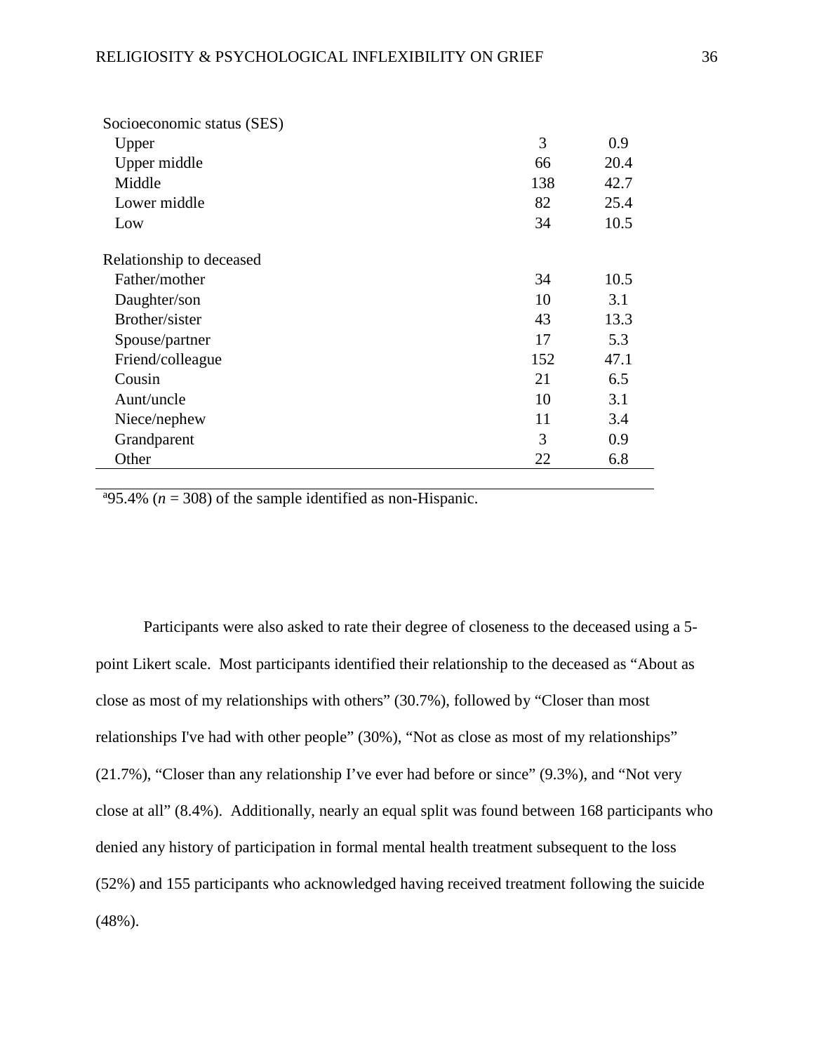| | | |
|---|---|---|
| Socioeconomic status (SES) | | |
| Upper | 3 | 0.9 |
| Upper middle | 66 | 20.4 |
| Middle | 138 | 42.7 |
| Lower middle | 82 | 25.4 |
| Low | 34 | 10.5 |
| Relationship to deceased | | |
| Father/mother | 34 | 10.5 |
| Daughter/son | 10 | 3.1 |
| Brother/sister | 43 | 13.3 |
| Spouse/partner | 17 | 5.3 |
| Friend/colleague | 152 | 47.1 |
| Cousin | 21 | 6.5 |
| Aunt/uncle | 10 | 3.1 |
| Niece/nephew | 11 | 3.4 |
| Grandparent | 3 | 0.9 |
| Other | 22 | 6.8 |

[a]95.4% ($n$ = 308) of the sample identified as non-Hispanic.

Participants were also asked to rate their degree of closeness to the deceased using a 5-point Likert scale. Most participants identified their relationship to the deceased as "About as close as most of my relationships with others" (30.7%), followed by "Closer than most relationships I've had with other people" (30%), "Not as close as most of my relationships" (21.7%), "Closer than any relationship I've ever had before or since" (9.3%), and "Not very close at all" (8.4%). Additionally, nearly an equal split was found between 168 participants who denied any history of participation in formal mental health treatment subsequent to the loss (52%) and 155 participants who acknowledged having received treatment following the suicide (48%).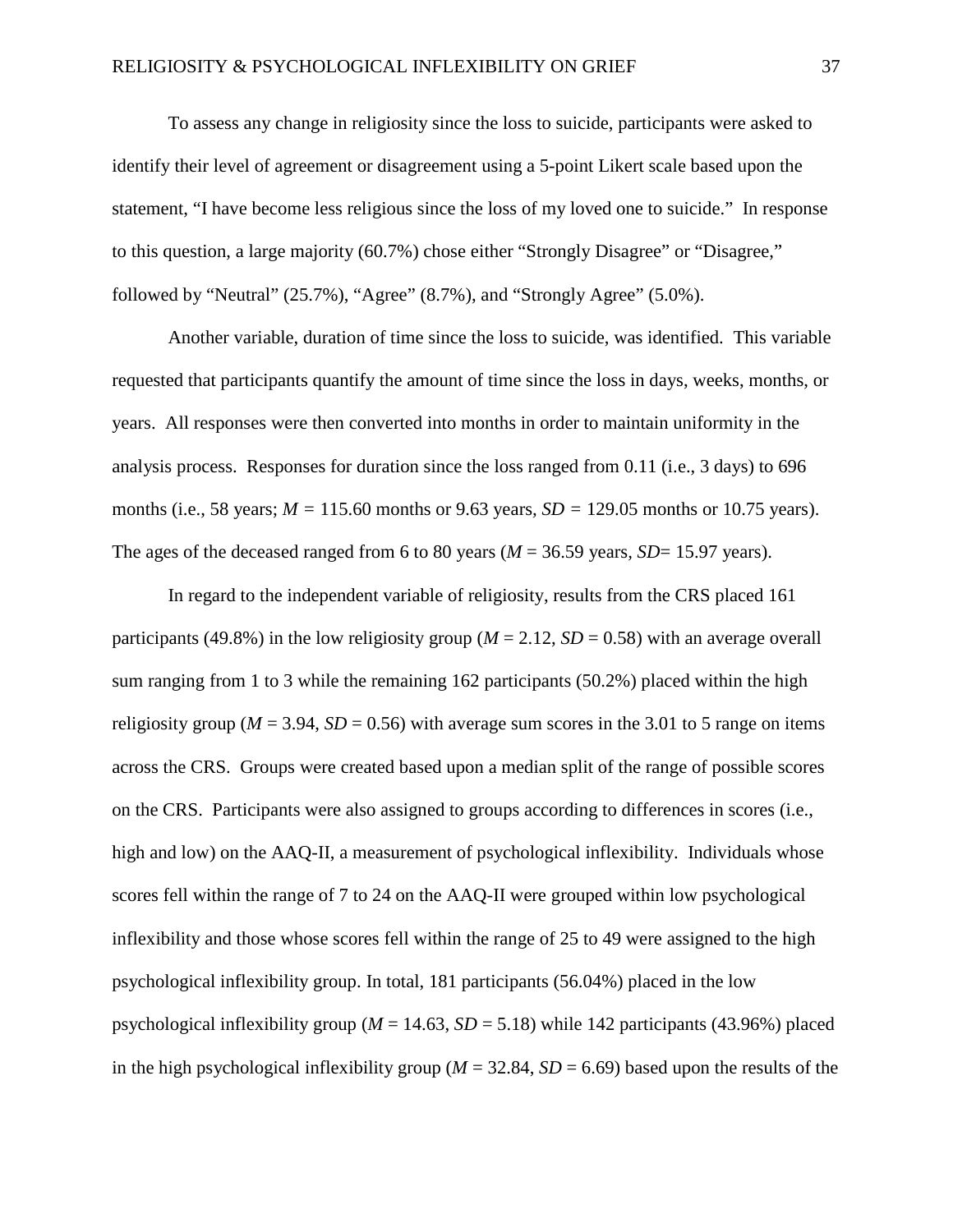To assess any change in religiosity since the loss to suicide, participants were asked to identify their level of agreement or disagreement using a 5-point Likert scale based upon the statement, “I have become less religious since the loss of my loved one to suicide.” In response to this question, a large majority (60.7%) chose either “Strongly Disagree” or “Disagree,” followed by “Neutral” (25.7%), “Agree” (8.7%), and “Strongly Agree” (5.0%).

Another variable, duration of time since the loss to suicide, was identified. This variable requested that participants quantify the amount of time since the loss in days, weeks, months, or years. All responses were then converted into months in order to maintain uniformity in the analysis process. Responses for duration since the loss ranged from 0.11 (i.e., 3 days) to 696 months (i.e., 58 years; $M = 115.60$ months or 9.63 years, $SD = 129.05$ months or 10.75 years). The ages of the deceased ranged from 6 to 80 years ($M = 36.59$ years, $SD = 15.97$ years).

In regard to the independent variable of religiosity, results from the CRS placed 161 participants (49.8%) in the low religiosity group ($M = 2.12$, $SD = 0.58$) with an average overall sum ranging from 1 to 3 while the remaining 162 participants (50.2%) placed within the high religiosity group ($M = 3.94$, $SD = 0.56$) with average sum scores in the 3.01 to 5 range on items across the CRS. Groups were created based upon a median split of the range of possible scores on the CRS. Participants were also assigned to groups according to differences in scores (i.e., high and low) on the AAQ-II, a measurement of psychological inflexibility. Individuals whose scores fell within the range of 7 to 24 on the AAQ-II were grouped within low psychological inflexibility and those whose scores fell within the range of 25 to 49 were assigned to the high psychological inflexibility group. In total, 181 participants (56.04%) placed in the low psychological inflexibility group ($M = 14.63$, $SD = 5.18$) while 142 participants (43.96%) placed in the high psychological inflexibility group ($M = 32.84$, $SD = 6.69$) based upon the results of the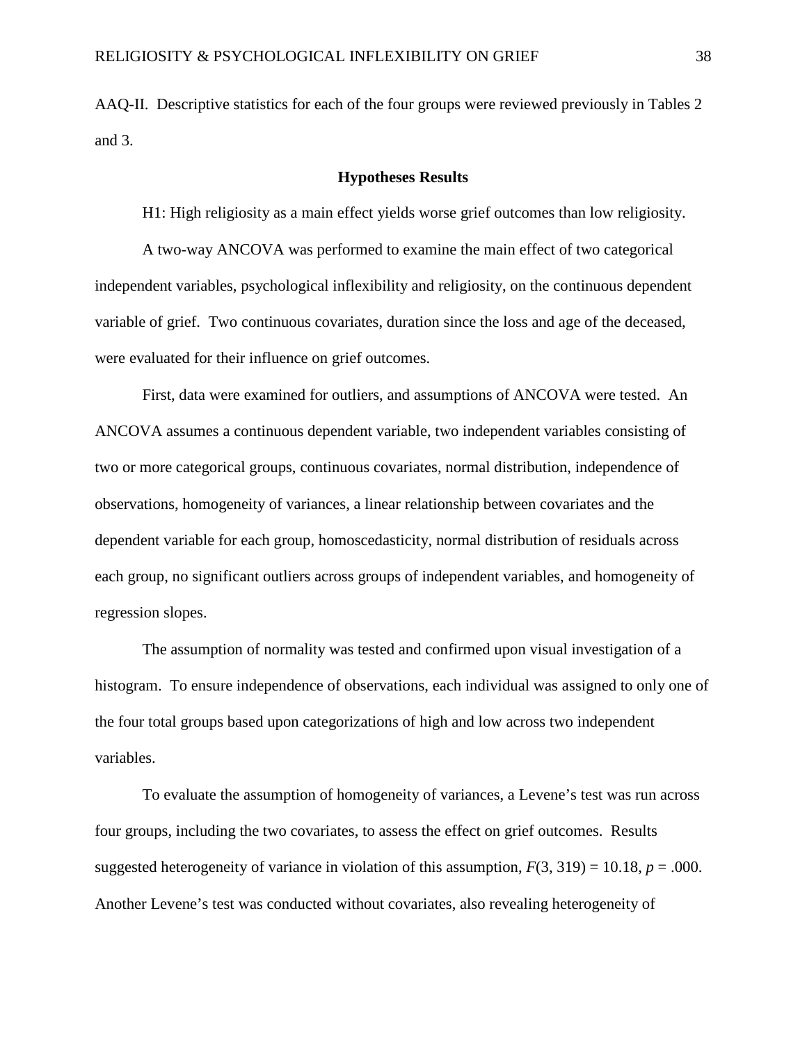AAQ-II. Descriptive statistics for each of the four groups were reviewed previously in Tables 2 and 3.

### Hypotheses Results

H1: High religiosity as a main effect yields worse grief outcomes than low religiosity.

A two-way ANCOVA was performed to examine the main effect of two categorical independent variables, psychological inflexibility and religiosity, on the continuous dependent variable of grief. Two continuous covariates, duration since the loss and age of the deceased, were evaluated for their influence on grief outcomes.

First, data were examined for outliers, and assumptions of ANCOVA were tested. An ANCOVA assumes a continuous dependent variable, two independent variables consisting of two or more categorical groups, continuous covariates, normal distribution, independence of observations, homogeneity of variances, a linear relationship between covariates and the dependent variable for each group, homoscedasticity, normal distribution of residuals across each group, no significant outliers across groups of independent variables, and homogeneity of regression slopes.

The assumption of normality was tested and confirmed upon visual investigation of a histogram. To ensure independence of observations, each individual was assigned to only one of the four total groups based upon categorizations of high and low across two independent variables.

To evaluate the assumption of homogeneity of variances, a Levene's test was run across four groups, including the two covariates, to assess the effect on grief outcomes. Results suggested heterogeneity of variance in violation of this assumption, $F(3, 319) = 10.18$, $p = .000$. Another Levene's test was conducted without covariates, also revealing heterogeneity of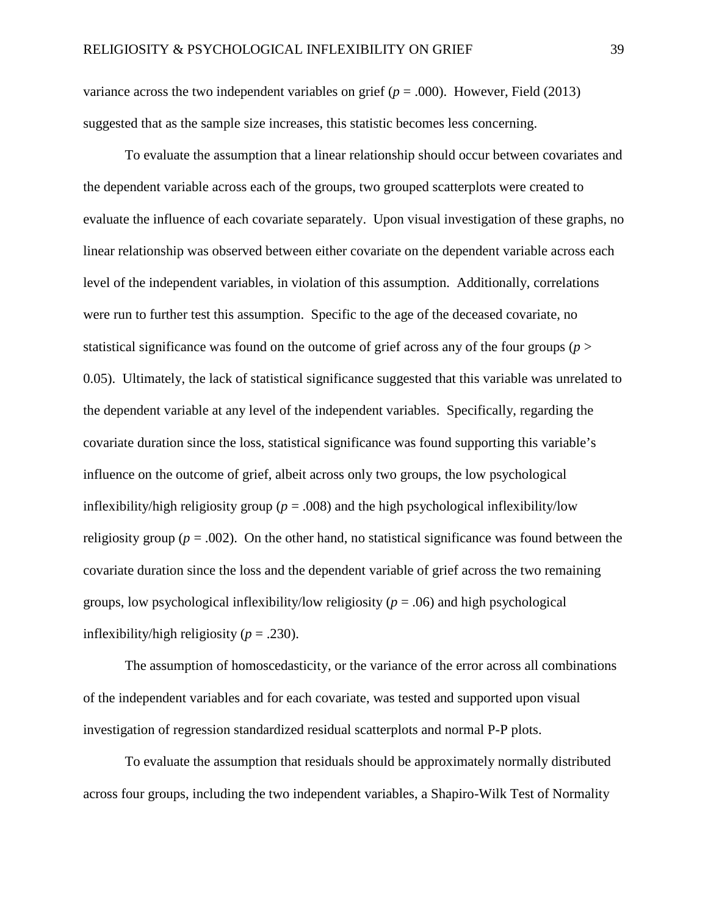variance across the two independent variables on grief ($p = .000$). However, Field (2013) suggested that as the sample size increases, this statistic becomes less concerning.

To evaluate the assumption that a linear relationship should occur between covariates and the dependent variable across each of the groups, two grouped scatterplots were created to evaluate the influence of each covariate separately. Upon visual investigation of these graphs, no linear relationship was observed between either covariate on the dependent variable across each level of the independent variables, in violation of this assumption. Additionally, correlations were run to further test this assumption. Specific to the age of the deceased covariate, no statistical significance was found on the outcome of grief across any of the four groups ($p > 0.05$). Ultimately, the lack of statistical significance suggested that this variable was unrelated to the dependent variable at any level of the independent variables. Specifically, regarding the covariate duration since the loss, statistical significance was found supporting this variable's influence on the outcome of grief, albeit across only two groups, the low psychological inflexibility/high religiosity group ($p = .008$) and the high psychological inflexibility/low religiosity group ($p = .002$). On the other hand, no statistical significance was found between the covariate duration since the loss and the dependent variable of grief across the two remaining groups, low psychological inflexibility/low religiosity ($p = .06$) and high psychological inflexibility/high religiosity ($p = .230$).

The assumption of homoscedasticity, or the variance of the error across all combinations of the independent variables and for each covariate, was tested and supported upon visual investigation of regression standardized residual scatterplots and normal P-P plots.

To evaluate the assumption that residuals should be approximately normally distributed across four groups, including the two independent variables, a Shapiro-Wilk Test of Normality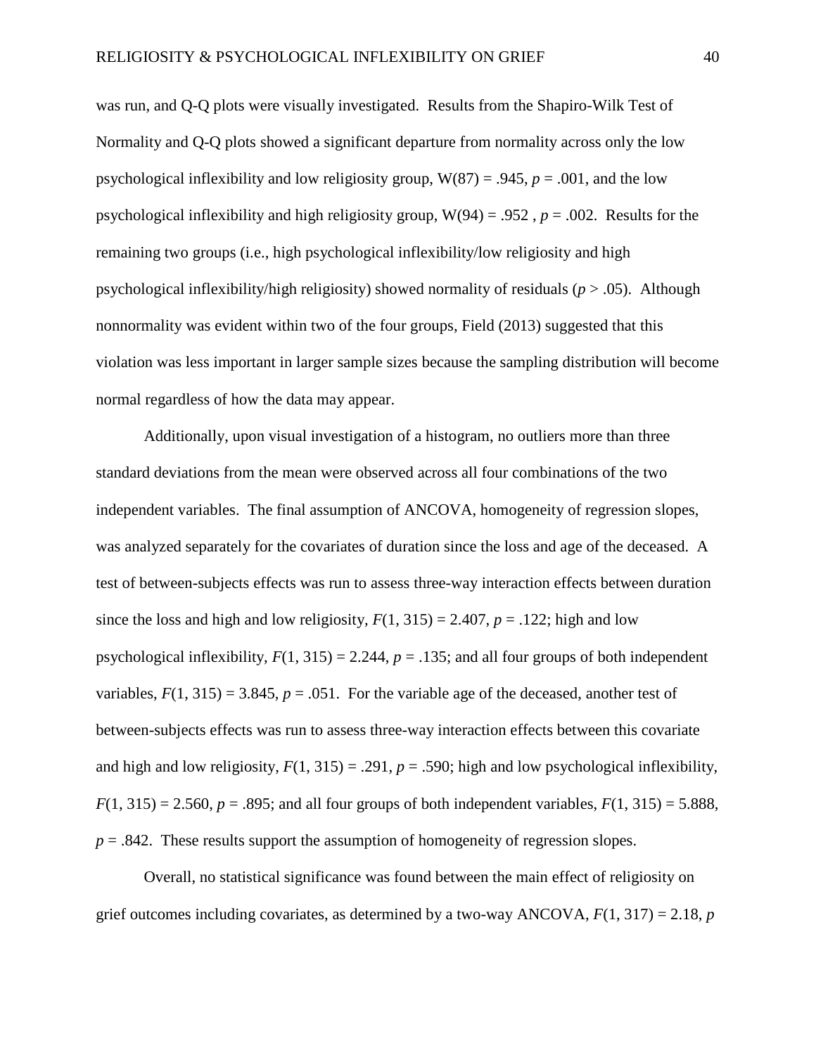was run, and Q-Q plots were visually investigated. Results from the Shapiro-Wilk Test of Normality and Q-Q plots showed a significant departure from normality across only the low psychological inflexibility and low religiosity group, $W(87) = .945$, $p = .001$, and the low psychological inflexibility and high religiosity group, $W(94) = .952$ , $p = .002$. Results for the remaining two groups (i.e., high psychological inflexibility/low religiosity and high psychological inflexibility/high religiosity) showed normality of residuals ($p > .05$). Although nonnormality was evident within two of the four groups, Field (2013) suggested that this violation was less important in larger sample sizes because the sampling distribution will become normal regardless of how the data may appear.

Additionally, upon visual investigation of a histogram, no outliers more than three standard deviations from the mean were observed across all four combinations of the two independent variables. The final assumption of ANCOVA, homogeneity of regression slopes, was analyzed separately for the covariates of duration since the loss and age of the deceased. A test of between-subjects effects was run to assess three-way interaction effects between duration since the loss and high and low religiosity, $F(1, 315) = 2.407$, $p = .122$; high and low psychological inflexibility, $F(1, 315) = 2.244$, $p = .135$; and all four groups of both independent variables, $F(1, 315) = 3.845$, $p = .051$. For the variable age of the deceased, another test of between-subjects effects was run to assess three-way interaction effects between this covariate and high and low religiosity, $F(1, 315) = .291$, $p = .590$; high and low psychological inflexibility, $F(1, 315) = 2.560$, $p = .895$; and all four groups of both independent variables, $F(1, 315) = 5.888$, $p = .842$. These results support the assumption of homogeneity of regression slopes.

Overall, no statistical significance was found between the main effect of religiosity on grief outcomes including covariates, as determined by a two-way ANCOVA, $F(1, 317) = 2.18$, $p$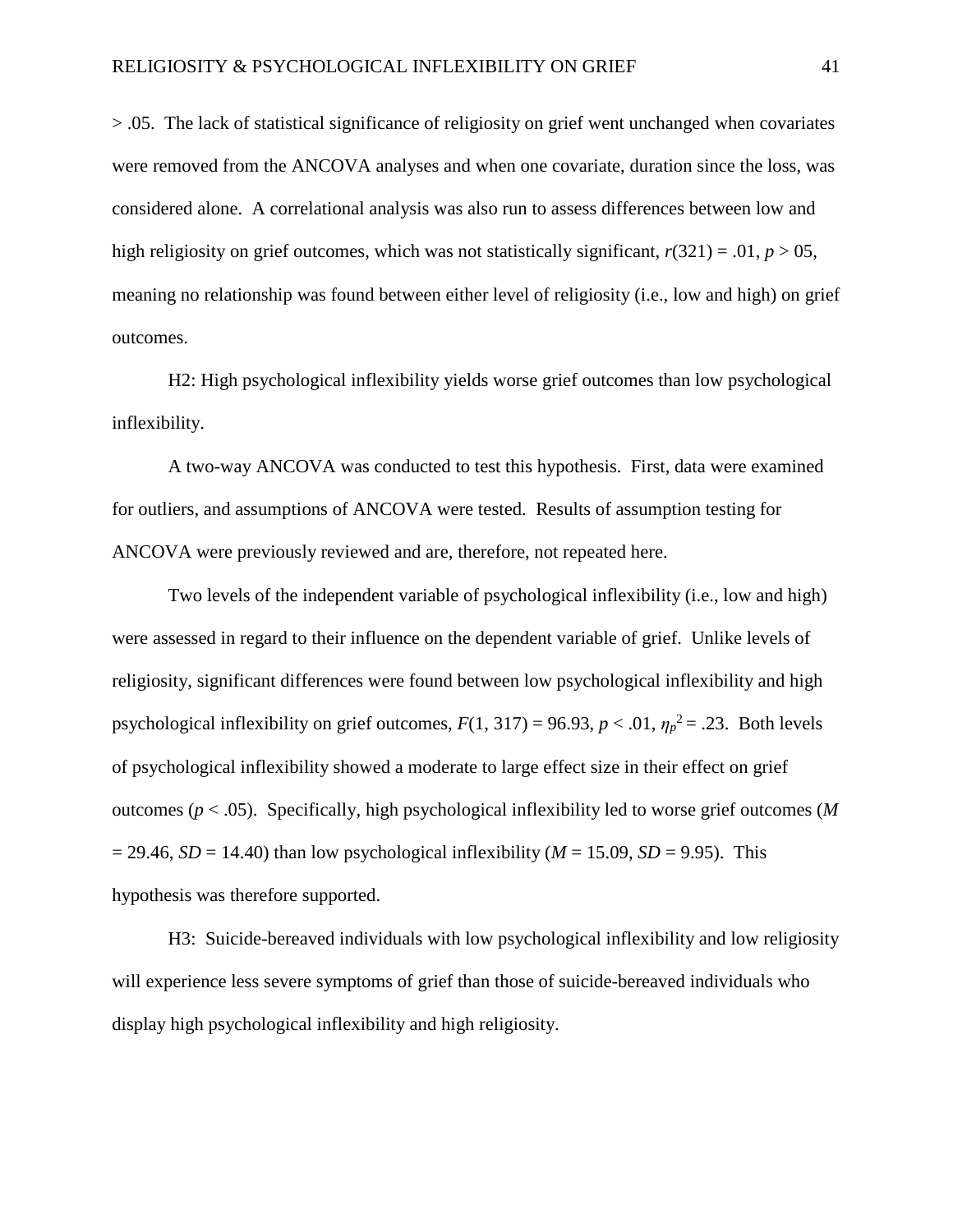> .05. The lack of statistical significance of religiosity on grief went unchanged when covariates were removed from the ANCOVA analyses and when one covariate, duration since the loss, was considered alone. A correlational analysis was also run to assess differences between low and high religiosity on grief outcomes, which was not statistically significant, $r(321) = .01$, $p > 05$, meaning no relationship was found between either level of religiosity (i.e., low and high) on grief outcomes.

H2: High psychological inflexibility yields worse grief outcomes than low psychological inflexibility.

A two-way ANCOVA was conducted to test this hypothesis. First, data were examined for outliers, and assumptions of ANCOVA were tested. Results of assumption testing for ANCOVA were previously reviewed and are, therefore, not repeated here.

Two levels of the independent variable of psychological inflexibility (i.e., low and high) were assessed in regard to their influence on the dependent variable of grief. Unlike levels of religiosity, significant differences were found between low psychological inflexibility and high psychological inflexibility on grief outcomes, $F(1, 317) = 96.93$, $p < .01$, $\eta_p^2 = .23$. Both levels of psychological inflexibility showed a moderate to large effect size in their effect on grief outcomes ($p < .05$). Specifically, high psychological inflexibility led to worse grief outcomes ($M = 29.46$, $SD = 14.40$) than low psychological inflexibility ($M = 15.09$, $SD = 9.95$). This hypothesis was therefore supported.

H3: Suicide-bereaved individuals with low psychological inflexibility and low religiosity will experience less severe symptoms of grief than those of suicide-bereaved individuals who display high psychological inflexibility and high religiosity.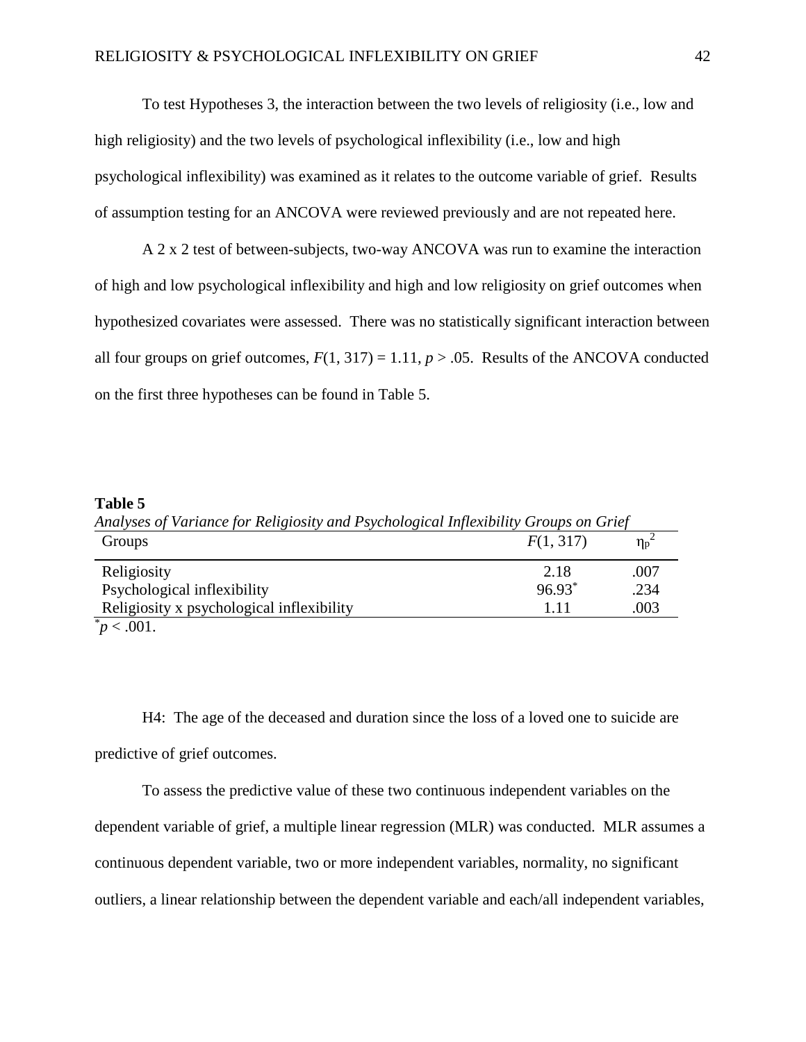To test Hypotheses 3, the interaction between the two levels of religiosity (i.e., low and high religiosity) and the two levels of psychological inflexibility (i.e., low and high psychological inflexibility) was examined as it relates to the outcome variable of grief. Results of assumption testing for an ANCOVA were reviewed previously and are not repeated here.

A 2 x 2 test of between-subjects, two-way ANCOVA was run to examine the interaction of high and low psychological inflexibility and high and low religiosity on grief outcomes when hypothesized covariates were assessed. There was no statistically significant interaction between all four groups on grief outcomes, $F(1, 317) = 1.11$, $p > .05$. Results of the ANCOVA conducted on the first three hypotheses can be found in Table 5.

**Table 5**

*Analyses of Variance for Religiosity and Psychological Inflexibility Groups on Grief*

| Groups | $F(1, 317)$ | $\eta_p^2$ |
|---|---|---|
| Religiosity | 2.18 | .007 |
| Psychological inflexibility | 96.93* | .234 |
| Religiosity x psychological inflexibility | 1.11 | .003 |

*$p < .001$.

H4: The age of the deceased and duration since the loss of a loved one to suicide are predictive of grief outcomes.

To assess the predictive value of these two continuous independent variables on the dependent variable of grief, a multiple linear regression (MLR) was conducted. MLR assumes a continuous dependent variable, two or more independent variables, normality, no significant outliers, a linear relationship between the dependent variable and each/all independent variables,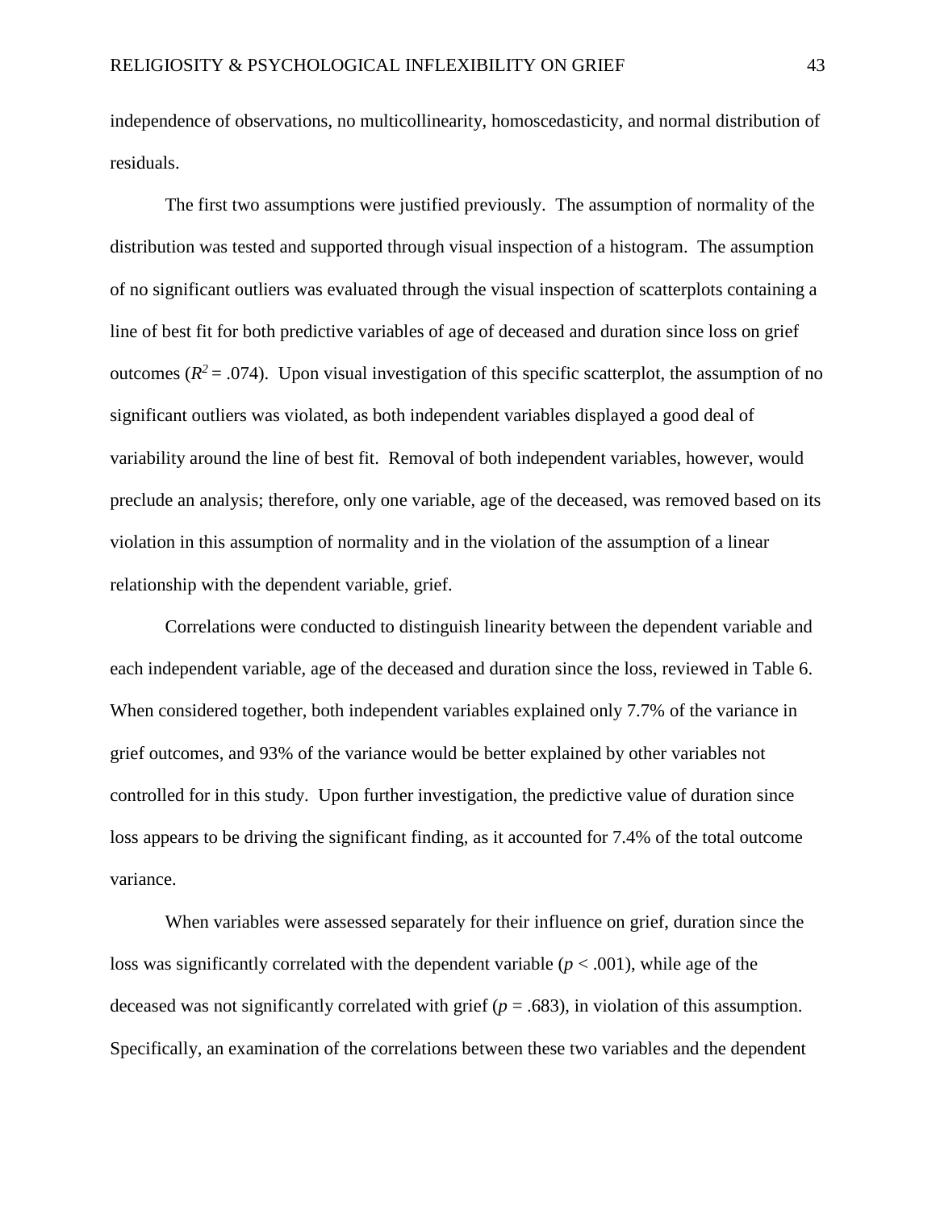independence of observations, no multicollinearity, homoscedasticity, and normal distribution of residuals.

The first two assumptions were justified previously. The assumption of normality of the distribution was tested and supported through visual inspection of a histogram. The assumption of no significant outliers was evaluated through the visual inspection of scatterplots containing a line of best fit for both predictive variables of age of deceased and duration since loss on grief outcomes ($R^2 = .074$). Upon visual investigation of this specific scatterplot, the assumption of no significant outliers was violated, as both independent variables displayed a good deal of variability around the line of best fit. Removal of both independent variables, however, would preclude an analysis; therefore, only one variable, age of the deceased, was removed based on its violation in this assumption of normality and in the violation of the assumption of a linear relationship with the dependent variable, grief.

Correlations were conducted to distinguish linearity between the dependent variable and each independent variable, age of the deceased and duration since the loss, reviewed in Table 6. When considered together, both independent variables explained only 7.7% of the variance in grief outcomes, and 93% of the variance would be better explained by other variables not controlled for in this study. Upon further investigation, the predictive value of duration since loss appears to be driving the significant finding, as it accounted for 7.4% of the total outcome variance.

When variables were assessed separately for their influence on grief, duration since the loss was significantly correlated with the dependent variable ($p < .001$), while age of the deceased was not significantly correlated with grief ($p = .683$), in violation of this assumption. Specifically, an examination of the correlations between these two variables and the dependent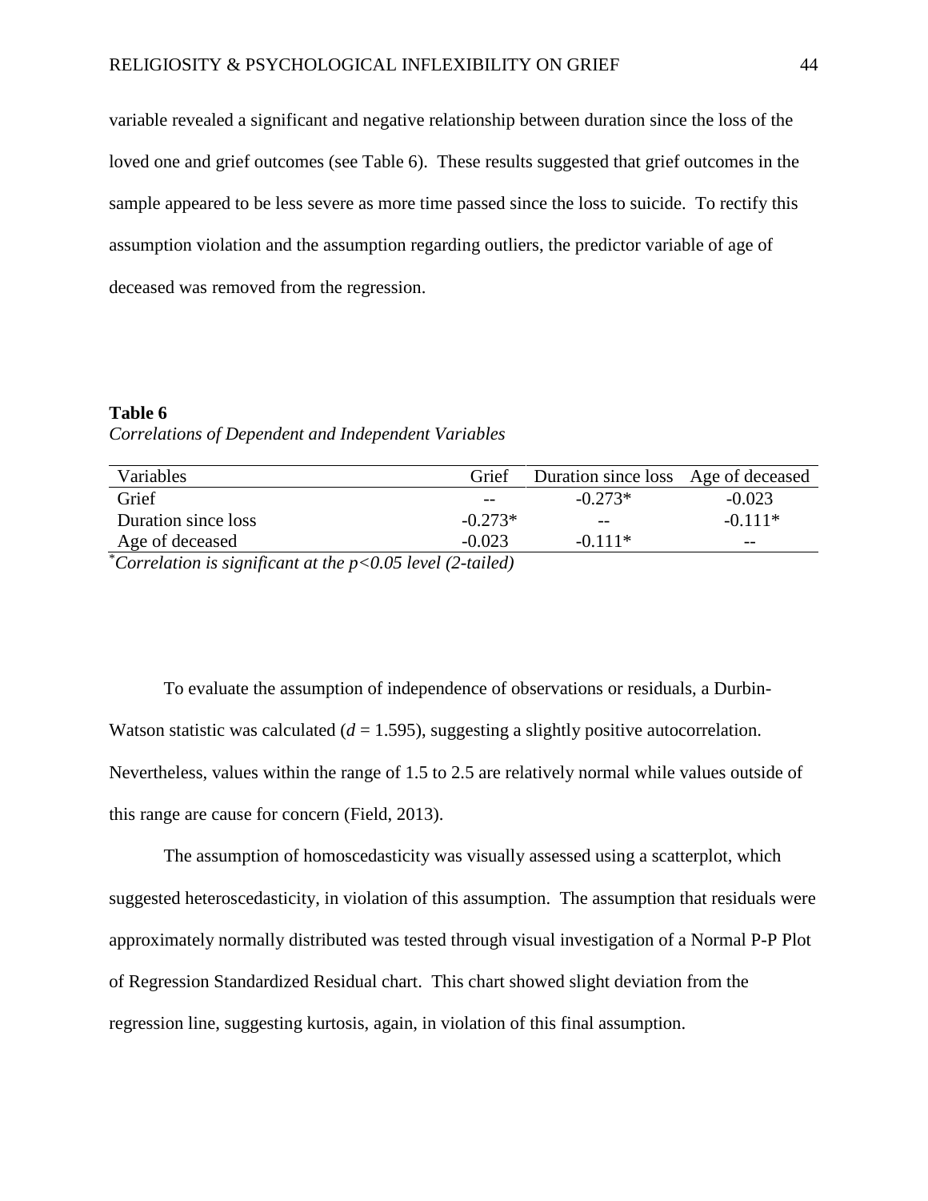variable revealed a significant and negative relationship between duration since the loss of the loved one and grief outcomes (see Table 6). These results suggested that grief outcomes in the sample appeared to be less severe as more time passed since the loss to suicide. To rectify this assumption violation and the assumption regarding outliers, the predictor variable of age of deceased was removed from the regression.

**Table 6**

*Correlations of Dependent and Independent Variables*

| Variables | Grief | Duration since loss | Age of deceased |
|---|---|---|---|
| Grief | -- | -0.273* | -0.023 |
| Duration since loss | -0.273* | -- | -0.111* |
| Age of deceased | -0.023 | -0.111* | -- |

*[*]Correlation is significant at the $p<0.05$ level (2-tailed)*

To evaluate the assumption of independence of observations or residuals, a Durbin-Watson statistic was calculated ($d$ = 1.595), suggesting a slightly positive autocorrelation. Nevertheless, values within the range of 1.5 to 2.5 are relatively normal while values outside of this range are cause for concern (Field, 2013).

The assumption of homoscedasticity was visually assessed using a scatterplot, which suggested heteroscedasticity, in violation of this assumption. The assumption that residuals were approximately normally distributed was tested through visual investigation of a Normal P-P Plot of Regression Standardized Residual chart. This chart showed slight deviation from the regression line, suggesting kurtosis, again, in violation of this final assumption.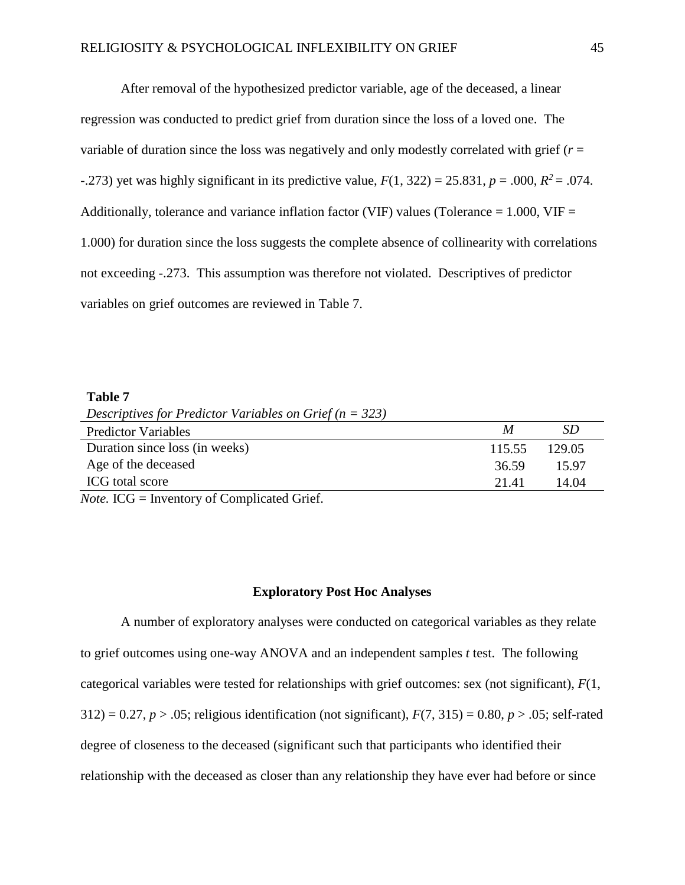After removal of the hypothesized predictor variable, age of the deceased, a linear regression was conducted to predict grief from duration since the loss of a loved one. The variable of duration since the loss was negatively and only modestly correlated with grief ($r$ = -.273) yet was highly significant in its predictive value, $F(1, 322) = 25.831$, $p = .000$, $R^2 = .074$. Additionally, tolerance and variance inflation factor (VIF) values (Tolerance = 1.000, VIF = 1.000) for duration since the loss suggests the complete absence of collinearity with correlations not exceeding -.273. This assumption was therefore not violated. Descriptives of predictor variables on grief outcomes are reviewed in Table 7.

**Table 7**

*Descriptives for Predictor Variables on Grief (n = 323)*

| Predictor Variables | *M* | *SD* |
|---|---|---|
| Duration since loss (in weeks) | 115.55 | 129.05 |
| Age of the deceased | 36.59 | 15.97 |
| ICG total score | 21.41 | 14.04 |

*Note.* ICG = Inventory of Complicated Grief.

## Exploratory Post Hoc Analyses

A number of exploratory analyses were conducted on categorical variables as they relate to grief outcomes using one-way ANOVA and an independent samples *t* test. The following categorical variables were tested for relationships with grief outcomes: sex (not significant), $F(1, 312) = 0.27$, $p > .05$; religious identification (not significant), $F(7, 315) = 0.80$, $p > .05$; self-rated degree of closeness to the deceased (significant such that participants who identified their relationship with the deceased as closer than any relationship they have ever had before or since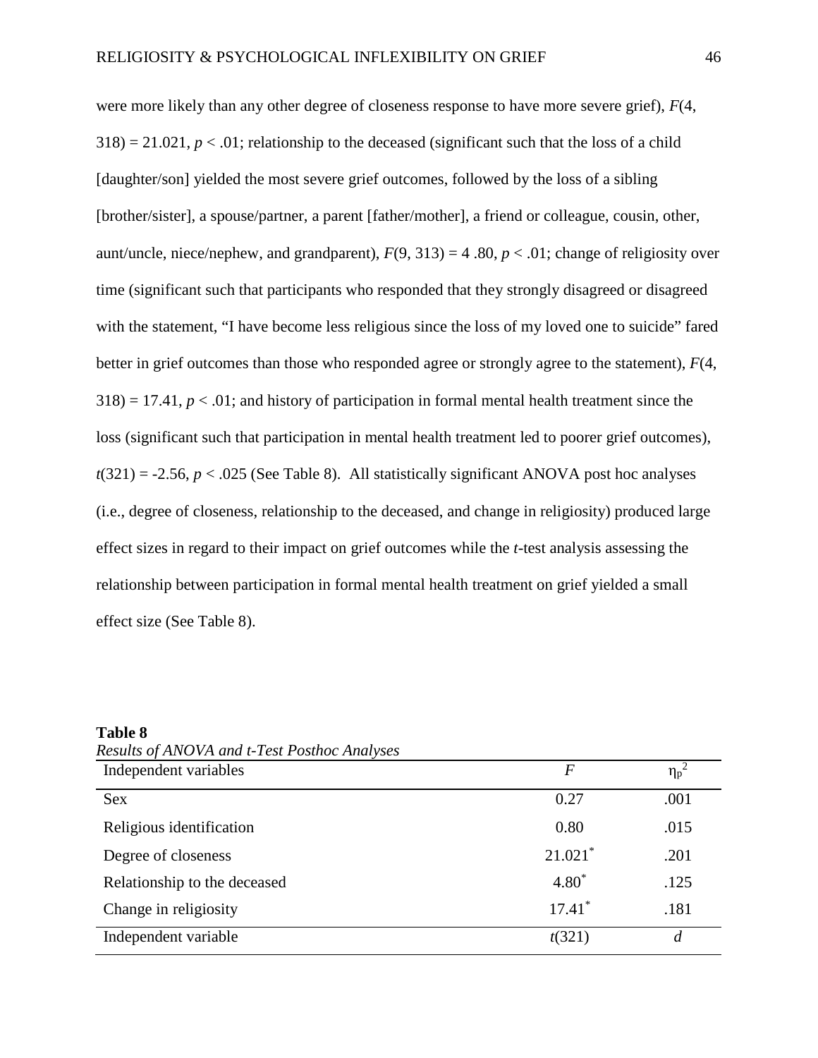were more likely than any other degree of closeness response to have more severe grief), $F(4, 318) = 21.021$, $p < .01$; relationship to the deceased (significant such that the loss of a child [daughter/son] yielded the most severe grief outcomes, followed by the loss of a sibling [brother/sister], a spouse/partner, a parent [father/mother], a friend or colleague, cousin, other, aunt/uncle, niece/nephew, and grandparent), $F(9, 313) = 4 .80$, $p < .01$; change of religiosity over time (significant such that participants who responded that they strongly disagreed or disagreed with the statement, "I have become less religious since the loss of my loved one to suicide" fared better in grief outcomes than those who responded agree or strongly agree to the statement), $F(4, 318) = 17.41$, $p < .01$; and history of participation in formal mental health treatment since the loss (significant such that participation in mental health treatment led to poorer grief outcomes), $t(321) = -2.56$, $p < .025$ (See Table 8). All statistically significant ANOVA post hoc analyses (i.e., degree of closeness, relationship to the deceased, and change in religiosity) produced large effect sizes in regard to their impact on grief outcomes while the *t*-test analysis assessing the relationship between participation in formal mental health treatment on grief yielded a small effect size (See Table 8).

**Table 8**

*Results of ANOVA and t-Test Posthoc Analyses*

| Independent variables | $F$ | $\eta_p^2$ |
|---|---|---|
| Sex | 0.27 | .001 |
| Religious identification | 0.80 | .015 |
| Degree of closeness | $21.021^{*}$ | .201 |
| Relationship to the deceased | $4.80^{*}$ | .125 |
| Change in religiosity | $17.41^{*}$ | .181 |
| Independent variable | $t(321)$ | $d$ |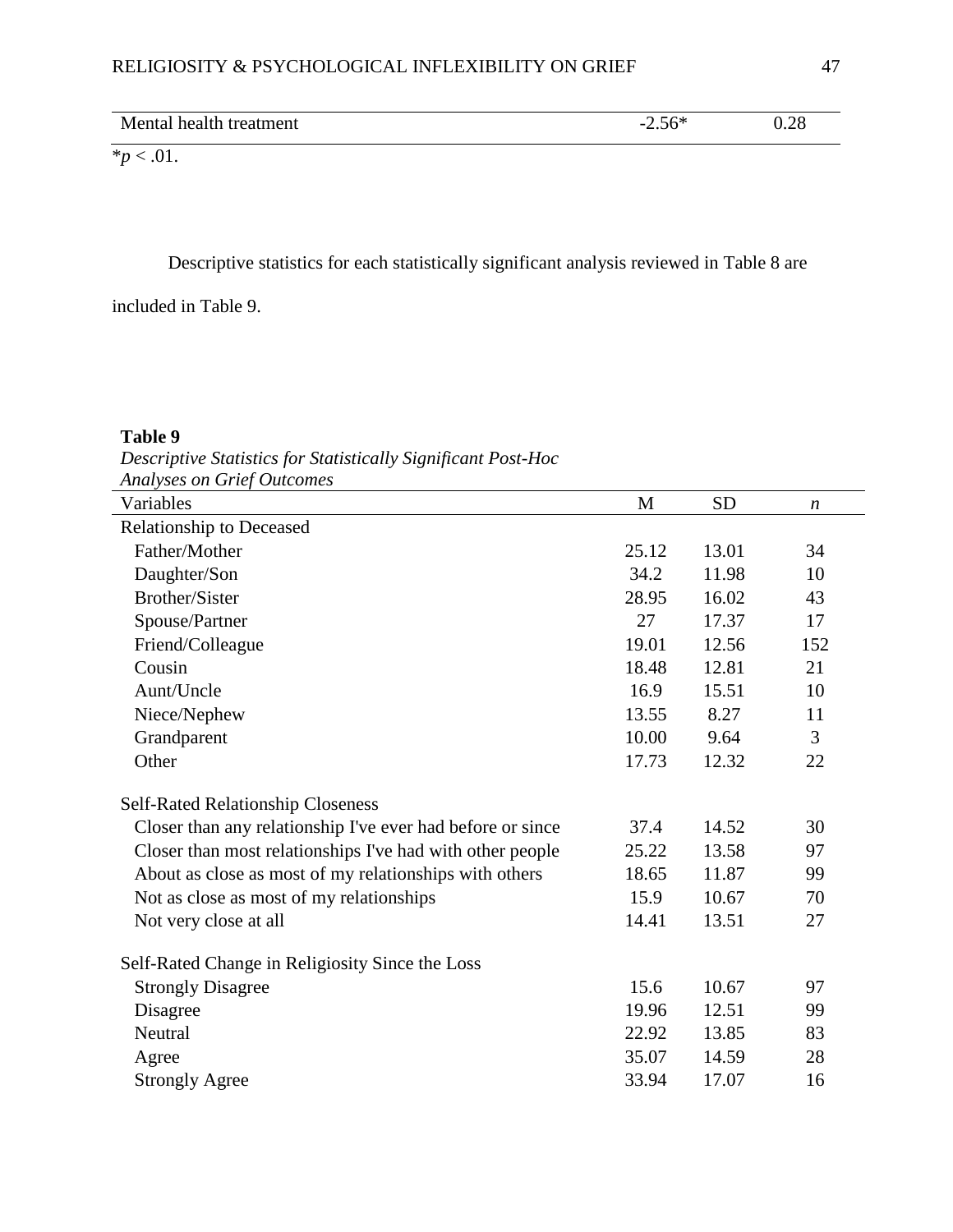| Mental health treatment | -2.56* | 0.28 |
|---|---|---|

*$p < .01$.

Descriptive statistics for each statistically significant analysis reviewed in Table 8 are included in Table 9.

**Table 9**

*Descriptive Statistics for Statistically Significant Post-Hoc Analyses on Grief Outcomes*

| Variables | M | SD | *n* |
|---|---|---|---|
| Relationship to Deceased | | | |
| Father/Mother | 25.12 | 13.01 | 34 |
| Daughter/Son | 34.2 | 11.98 | 10 |
| Brother/Sister | 28.95 | 16.02 | 43 |
| Spouse/Partner | 27 | 17.37 | 17 |
| Friend/Colleague | 19.01 | 12.56 | 152 |
| Cousin | 18.48 | 12.81 | 21 |
| Aunt/Uncle | 16.9 | 15.51 | 10 |
| Niece/Nephew | 13.55 | 8.27 | 11 |
| Grandparent | 10.00 | 9.64 | 3 |
| Other | 17.73 | 12.32 | 22 |
| Self-Rated Relationship Closeness | | | |
| Closer than any relationship I've ever had before or since | 37.4 | 14.52 | 30 |
| Closer than most relationships I've had with other people | 25.22 | 13.58 | 97 |
| About as close as most of my relationships with others | 18.65 | 11.87 | 99 |
| Not as close as most of my relationships | 15.9 | 10.67 | 70 |
| Not very close at all | 14.41 | 13.51 | 27 |
| Self-Rated Change in Religiosity Since the Loss | | | |
| Strongly Disagree | 15.6 | 10.67 | 97 |
| Disagree | 19.96 | 12.51 | 99 |
| Neutral | 22.92 | 13.85 | 83 |
| Agree | 35.07 | 14.59 | 28 |
| Strongly Agree | 33.94 | 17.07 | 16 |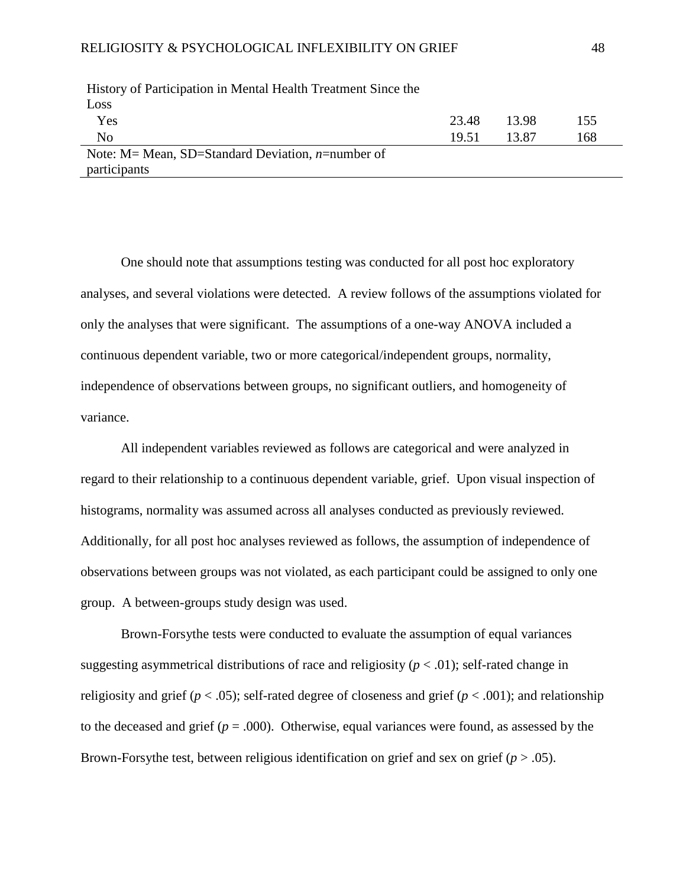| | | | |
|---|---|---|---|
| History of Participation in Mental Health Treatment Since the Loss | | | |
| Yes | 23.48 | 13.98 | 155 |
| No | 19.51 | 13.87 | 168 |

Note: M= Mean, SD=Standard Deviation, *n*=number of participants

One should note that assumptions testing was conducted for all post hoc exploratory analyses, and several violations were detected. A review follows of the assumptions violated for only the analyses that were significant. The assumptions of a one-way ANOVA included a continuous dependent variable, two or more categorical/independent groups, normality, independence of observations between groups, no significant outliers, and homogeneity of variance.

All independent variables reviewed as follows are categorical and were analyzed in regard to their relationship to a continuous dependent variable, grief. Upon visual inspection of histograms, normality was assumed across all analyses conducted as previously reviewed. Additionally, for all post hoc analyses reviewed as follows, the assumption of independence of observations between groups was not violated, as each participant could be assigned to only one group. A between-groups study design was used.

Brown-Forsythe tests were conducted to evaluate the assumption of equal variances suggesting asymmetrical distributions of race and religiosity ($p < .01$); self-rated change in religiosity and grief ($p < .05$); self-rated degree of closeness and grief ($p < .001$); and relationship to the deceased and grief ($p = .000$). Otherwise, equal variances were found, as assessed by the Brown-Forsythe test, between religious identification on grief and sex on grief ($p > .05$).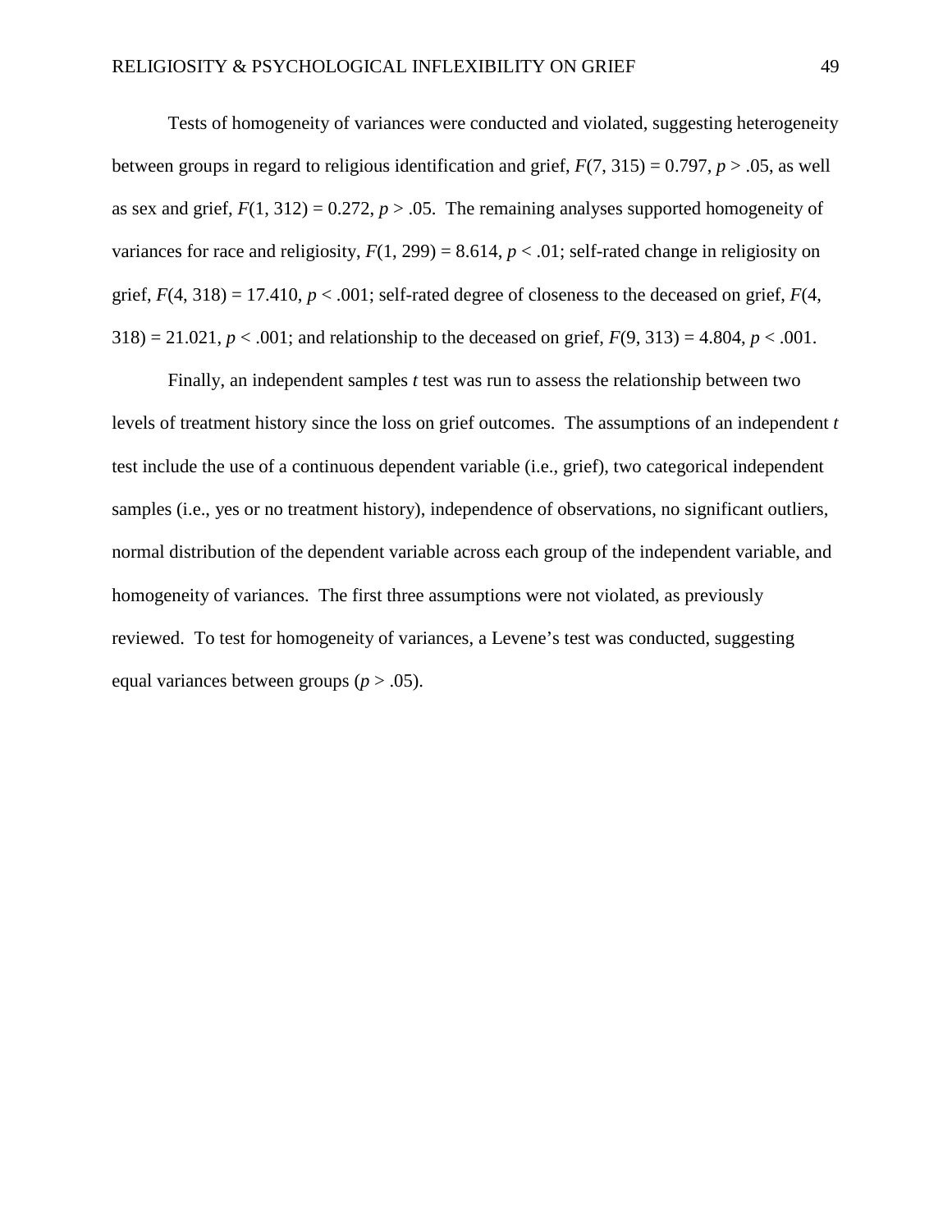Tests of homogeneity of variances were conducted and violated, suggesting heterogeneity between groups in regard to religious identification and grief, $F(7, 315) = 0.797$, $p > .05$, as well as sex and grief, $F(1, 312) = 0.272$, $p > .05$. The remaining analyses supported homogeneity of variances for race and religiosity, $F(1, 299) = 8.614$, $p < .01$; self-rated change in religiosity on grief, $F(4, 318) = 17.410$, $p < .001$; self-rated degree of closeness to the deceased on grief, $F(4, 318) = 21.021$, $p < .001$; and relationship to the deceased on grief, $F(9, 313) = 4.804$, $p < .001$.

Finally, an independent samples *t* test was run to assess the relationship between two levels of treatment history since the loss on grief outcomes. The assumptions of an independent *t* test include the use of a continuous dependent variable (i.e., grief), two categorical independent samples (i.e., yes or no treatment history), independence of observations, no significant outliers, normal distribution of the dependent variable across each group of the independent variable, and homogeneity of variances. The first three assumptions were not violated, as previously reviewed. To test for homogeneity of variances, a Levene's test was conducted, suggesting equal variances between groups ($p > .05$).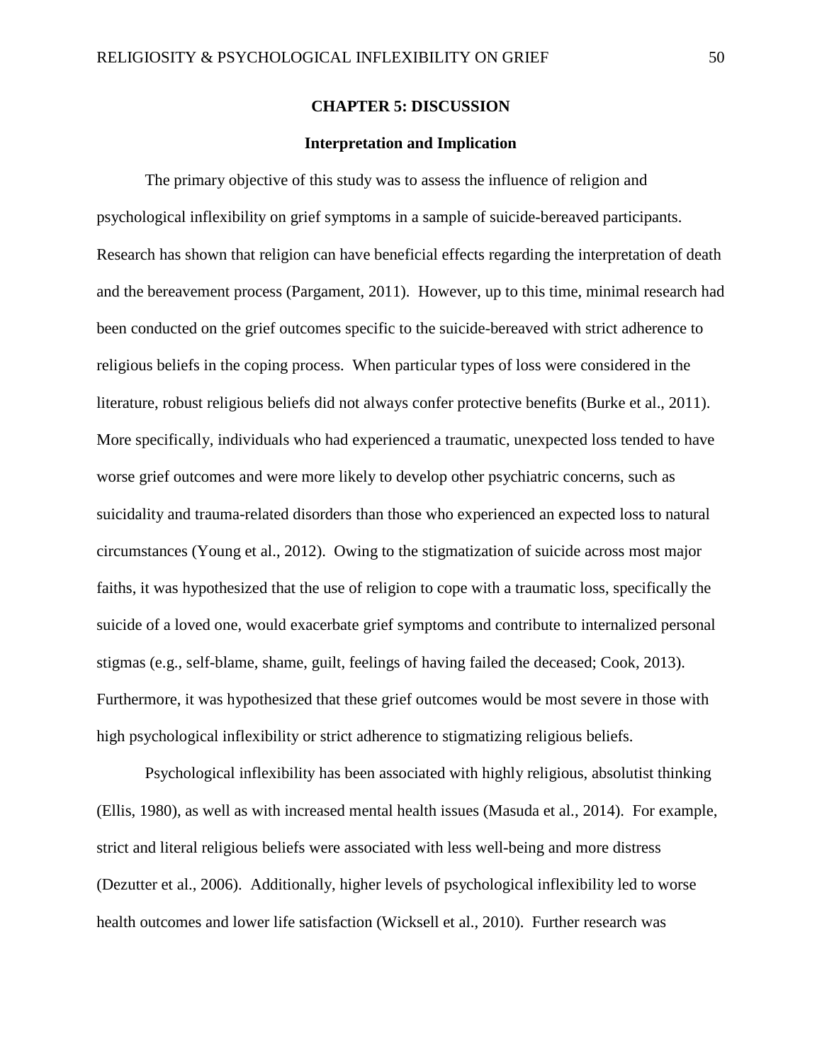# CHAPTER 5: DISCUSSION

## Interpretation and Implication

The primary objective of this study was to assess the influence of religion and psychological inflexibility on grief symptoms in a sample of suicide-bereaved participants. Research has shown that religion can have beneficial effects regarding the interpretation of death and the bereavement process (Pargament, 2011). However, up to this time, minimal research had been conducted on the grief outcomes specific to the suicide-bereaved with strict adherence to religious beliefs in the coping process. When particular types of loss were considered in the literature, robust religious beliefs did not always confer protective benefits (Burke et al., 2011). More specifically, individuals who had experienced a traumatic, unexpected loss tended to have worse grief outcomes and were more likely to develop other psychiatric concerns, such as suicidality and trauma-related disorders than those who experienced an expected loss to natural circumstances (Young et al., 2012). Owing to the stigmatization of suicide across most major faiths, it was hypothesized that the use of religion to cope with a traumatic loss, specifically the suicide of a loved one, would exacerbate grief symptoms and contribute to internalized personal stigmas (e.g., self-blame, shame, guilt, feelings of having failed the deceased; Cook, 2013). Furthermore, it was hypothesized that these grief outcomes would be most severe in those with high psychological inflexibility or strict adherence to stigmatizing religious beliefs.

Psychological inflexibility has been associated with highly religious, absolutist thinking (Ellis, 1980), as well as with increased mental health issues (Masuda et al., 2014). For example, strict and literal religious beliefs were associated with less well-being and more distress (Dezutter et al., 2006). Additionally, higher levels of psychological inflexibility led to worse health outcomes and lower life satisfaction (Wicksell et al., 2010). Further research was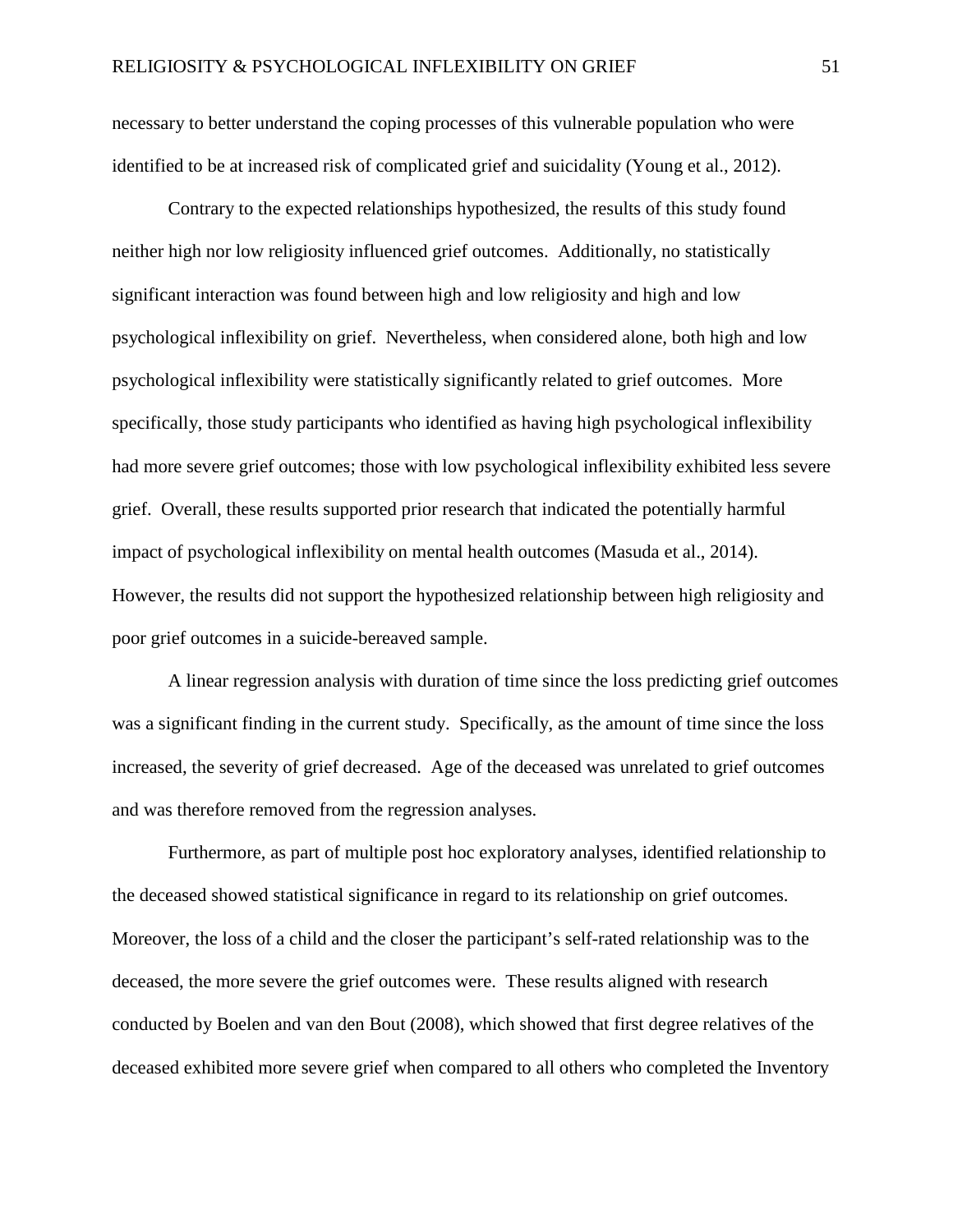necessary to better understand the coping processes of this vulnerable population who were identified to be at increased risk of complicated grief and suicidality (Young et al., 2012).

Contrary to the expected relationships hypothesized, the results of this study found neither high nor low religiosity influenced grief outcomes. Additionally, no statistically significant interaction was found between high and low religiosity and high and low psychological inflexibility on grief. Nevertheless, when considered alone, both high and low psychological inflexibility were statistically significantly related to grief outcomes. More specifically, those study participants who identified as having high psychological inflexibility had more severe grief outcomes; those with low psychological inflexibility exhibited less severe grief. Overall, these results supported prior research that indicated the potentially harmful impact of psychological inflexibility on mental health outcomes (Masuda et al., 2014). However, the results did not support the hypothesized relationship between high religiosity and poor grief outcomes in a suicide-bereaved sample.

A linear regression analysis with duration of time since the loss predicting grief outcomes was a significant finding in the current study. Specifically, as the amount of time since the loss increased, the severity of grief decreased. Age of the deceased was unrelated to grief outcomes and was therefore removed from the regression analyses.

Furthermore, as part of multiple post hoc exploratory analyses, identified relationship to the deceased showed statistical significance in regard to its relationship on grief outcomes. Moreover, the loss of a child and the closer the participant's self-rated relationship was to the deceased, the more severe the grief outcomes were. These results aligned with research conducted by Boelen and van den Bout (2008), which showed that first degree relatives of the deceased exhibited more severe grief when compared to all others who completed the Inventory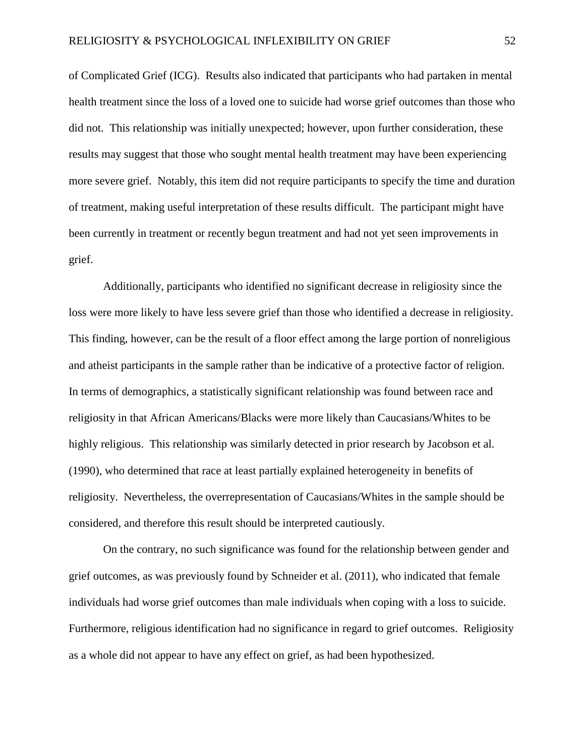of Complicated Grief (ICG). Results also indicated that participants who had partaken in mental health treatment since the loss of a loved one to suicide had worse grief outcomes than those who did not. This relationship was initially unexpected; however, upon further consideration, these results may suggest that those who sought mental health treatment may have been experiencing more severe grief. Notably, this item did not require participants to specify the time and duration of treatment, making useful interpretation of these results difficult. The participant might have been currently in treatment or recently begun treatment and had not yet seen improvements in grief.

Additionally, participants who identified no significant decrease in religiosity since the loss were more likely to have less severe grief than those who identified a decrease in religiosity. This finding, however, can be the result of a floor effect among the large portion of nonreligious and atheist participants in the sample rather than be indicative of a protective factor of religion. In terms of demographics, a statistically significant relationship was found between race and religiosity in that African Americans/Blacks were more likely than Caucasians/Whites to be highly religious. This relationship was similarly detected in prior research by Jacobson et al. (1990), who determined that race at least partially explained heterogeneity in benefits of religiosity. Nevertheless, the overrepresentation of Caucasians/Whites in the sample should be considered, and therefore this result should be interpreted cautiously.

On the contrary, no such significance was found for the relationship between gender and grief outcomes, as was previously found by Schneider et al. (2011), who indicated that female individuals had worse grief outcomes than male individuals when coping with a loss to suicide. Furthermore, religious identification had no significance in regard to grief outcomes. Religiosity as a whole did not appear to have any effect on grief, as had been hypothesized.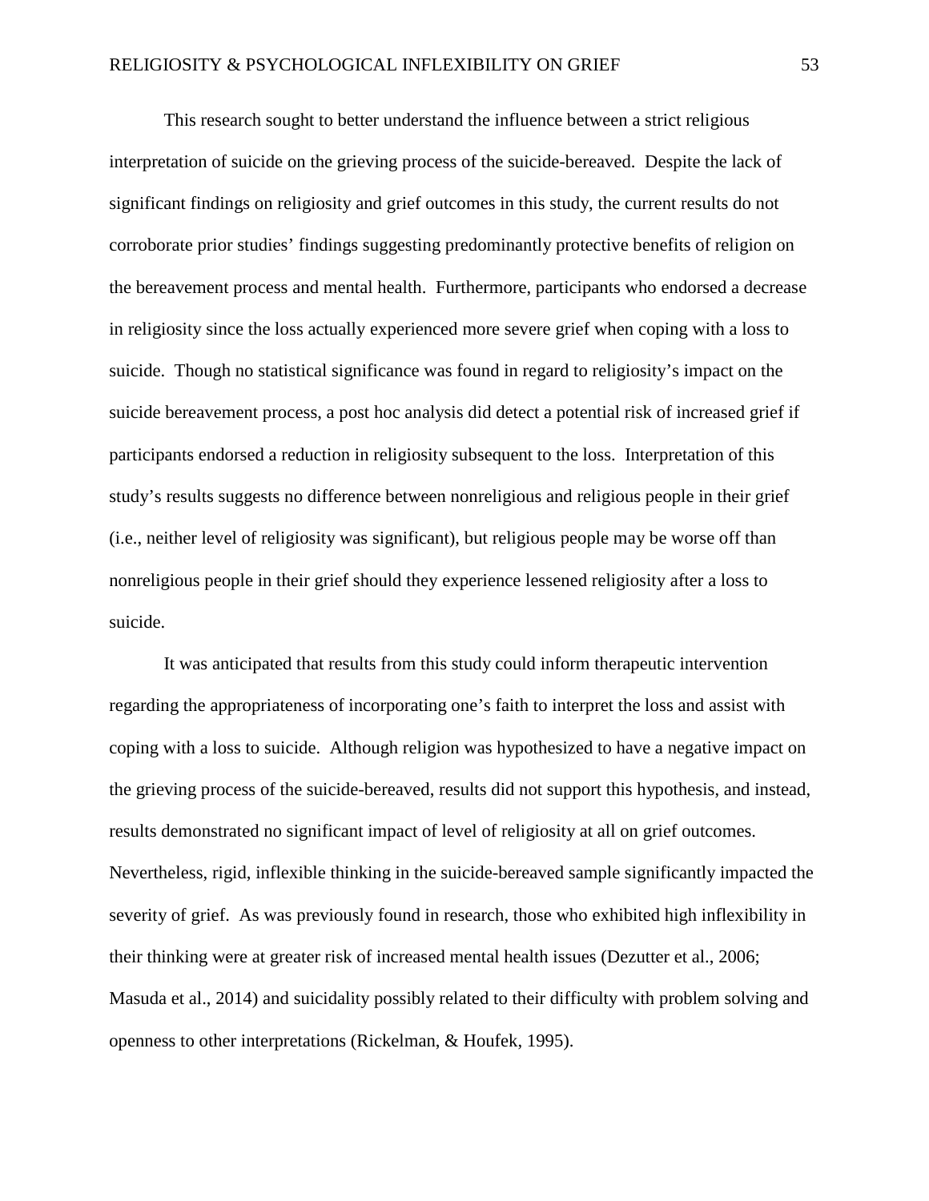This research sought to better understand the influence between a strict religious interpretation of suicide on the grieving process of the suicide-bereaved. Despite the lack of significant findings on religiosity and grief outcomes in this study, the current results do not corroborate prior studies' findings suggesting predominantly protective benefits of religion on the bereavement process and mental health. Furthermore, participants who endorsed a decrease in religiosity since the loss actually experienced more severe grief when coping with a loss to suicide. Though no statistical significance was found in regard to religiosity's impact on the suicide bereavement process, a post hoc analysis did detect a potential risk of increased grief if participants endorsed a reduction in religiosity subsequent to the loss. Interpretation of this study's results suggests no difference between nonreligious and religious people in their grief (i.e., neither level of religiosity was significant), but religious people may be worse off than nonreligious people in their grief should they experience lessened religiosity after a loss to suicide.

It was anticipated that results from this study could inform therapeutic intervention regarding the appropriateness of incorporating one's faith to interpret the loss and assist with coping with a loss to suicide. Although religion was hypothesized to have a negative impact on the grieving process of the suicide-bereaved, results did not support this hypothesis, and instead, results demonstrated no significant impact of level of religiosity at all on grief outcomes. Nevertheless, rigid, inflexible thinking in the suicide-bereaved sample significantly impacted the severity of grief. As was previously found in research, those who exhibited high inflexibility in their thinking were at greater risk of increased mental health issues (Dezutter et al., 2006; Masuda et al., 2014) and suicidality possibly related to their difficulty with problem solving and openness to other interpretations (Rickelman, & Houfek, 1995).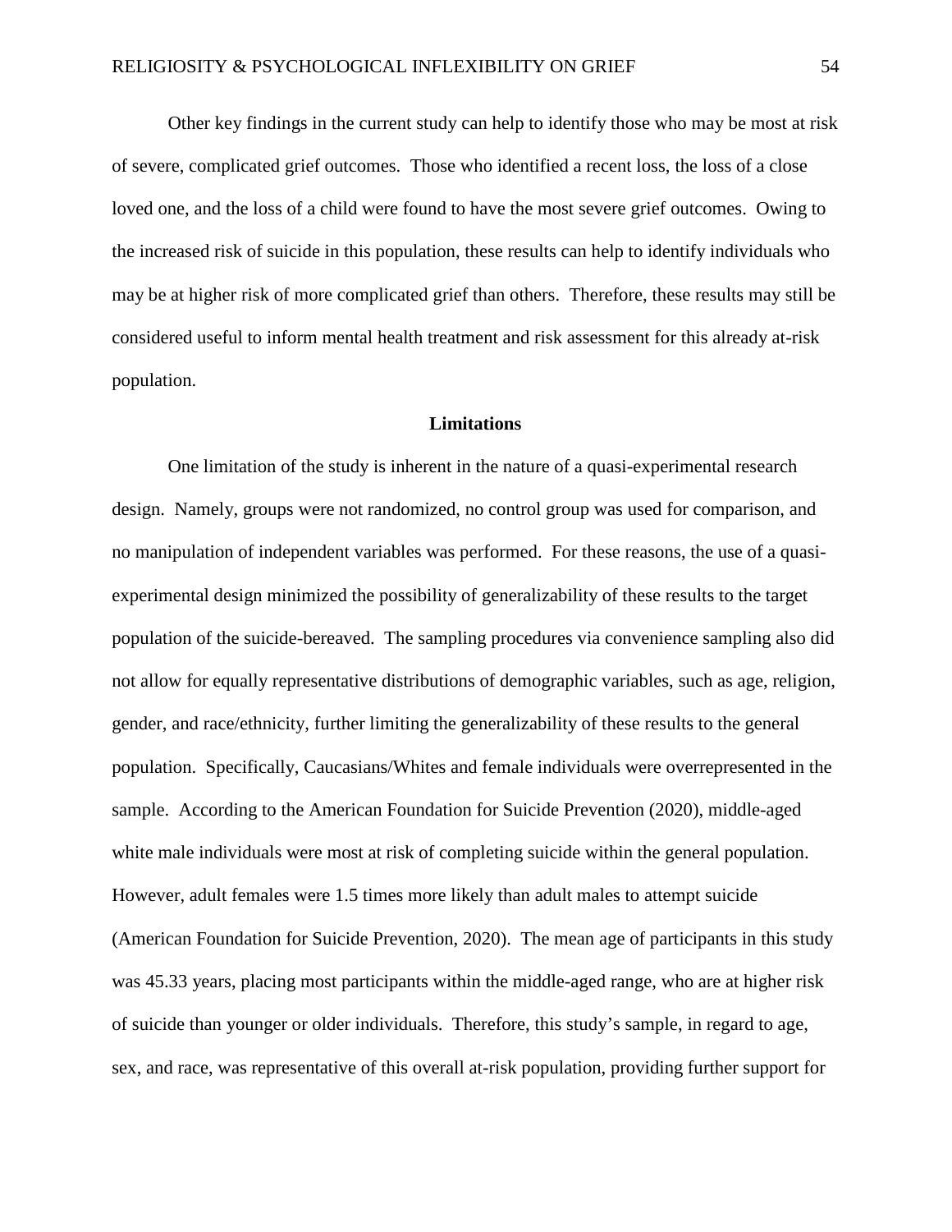Other key findings in the current study can help to identify those who may be most at risk of severe, complicated grief outcomes. Those who identified a recent loss, the loss of a close loved one, and the loss of a child were found to have the most severe grief outcomes. Owing to the increased risk of suicide in this population, these results can help to identify individuals who may be at higher risk of more complicated grief than others. Therefore, these results may still be considered useful to inform mental health treatment and risk assessment for this already at-risk population.

## Limitations

One limitation of the study is inherent in the nature of a quasi-experimental research design. Namely, groups were not randomized, no control group was used for comparison, and no manipulation of independent variables was performed. For these reasons, the use of a quasi-experimental design minimized the possibility of generalizability of these results to the target population of the suicide-bereaved. The sampling procedures via convenience sampling also did not allow for equally representative distributions of demographic variables, such as age, religion, gender, and race/ethnicity, further limiting the generalizability of these results to the general population. Specifically, Caucasians/Whites and female individuals were overrepresented in the sample. According to the American Foundation for Suicide Prevention (2020), middle-aged white male individuals were most at risk of completing suicide within the general population. However, adult females were 1.5 times more likely than adult males to attempt suicide (American Foundation for Suicide Prevention, 2020). The mean age of participants in this study was 45.33 years, placing most participants within the middle-aged range, who are at higher risk of suicide than younger or older individuals. Therefore, this study's sample, in regard to age, sex, and race, was representative of this overall at-risk population, providing further support for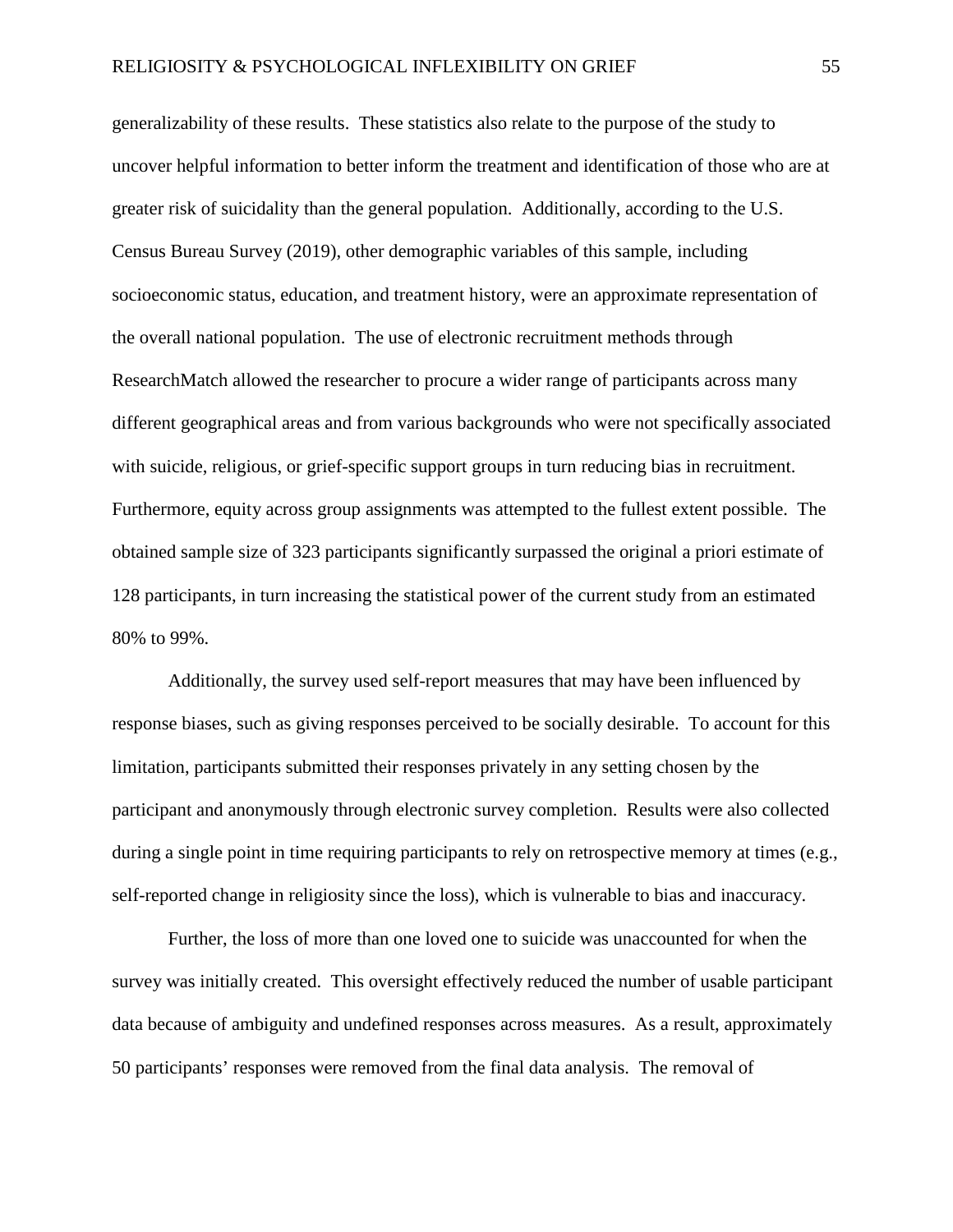generalizability of these results. These statistics also relate to the purpose of the study to uncover helpful information to better inform the treatment and identification of those who are at greater risk of suicidality than the general population. Additionally, according to the U.S. Census Bureau Survey (2019), other demographic variables of this sample, including socioeconomic status, education, and treatment history, were an approximate representation of the overall national population. The use of electronic recruitment methods through ResearchMatch allowed the researcher to procure a wider range of participants across many different geographical areas and from various backgrounds who were not specifically associated with suicide, religious, or grief-specific support groups in turn reducing bias in recruitment. Furthermore, equity across group assignments was attempted to the fullest extent possible. The obtained sample size of 323 participants significantly surpassed the original a priori estimate of 128 participants, in turn increasing the statistical power of the current study from an estimated 80% to 99%.

Additionally, the survey used self-report measures that may have been influenced by response biases, such as giving responses perceived to be socially desirable. To account for this limitation, participants submitted their responses privately in any setting chosen by the participant and anonymously through electronic survey completion. Results were also collected during a single point in time requiring participants to rely on retrospective memory at times (e.g., self-reported change in religiosity since the loss), which is vulnerable to bias and inaccuracy.

Further, the loss of more than one loved one to suicide was unaccounted for when the survey was initially created. This oversight effectively reduced the number of usable participant data because of ambiguity and undefined responses across measures. As a result, approximately 50 participants' responses were removed from the final data analysis. The removal of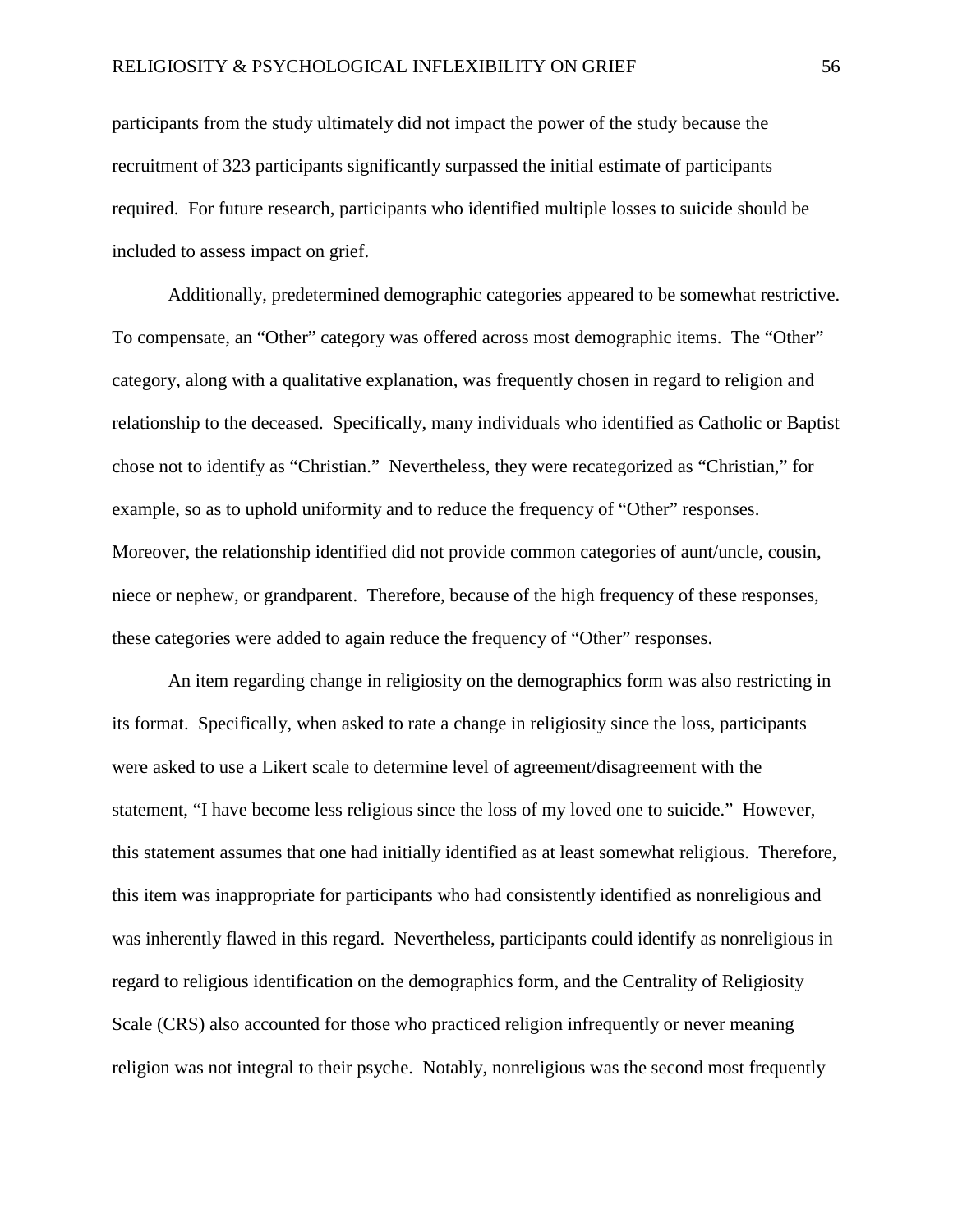participants from the study ultimately did not impact the power of the study because the recruitment of 323 participants significantly surpassed the initial estimate of participants required. For future research, participants who identified multiple losses to suicide should be included to assess impact on grief.

Additionally, predetermined demographic categories appeared to be somewhat restrictive. To compensate, an "Other" category was offered across most demographic items. The "Other" category, along with a qualitative explanation, was frequently chosen in regard to religion and relationship to the deceased. Specifically, many individuals who identified as Catholic or Baptist chose not to identify as "Christian." Nevertheless, they were recategorized as "Christian," for example, so as to uphold uniformity and to reduce the frequency of "Other" responses. Moreover, the relationship identified did not provide common categories of aunt/uncle, cousin, niece or nephew, or grandparent. Therefore, because of the high frequency of these responses, these categories were added to again reduce the frequency of "Other" responses.

An item regarding change in religiosity on the demographics form was also restricting in its format. Specifically, when asked to rate a change in religiosity since the loss, participants were asked to use a Likert scale to determine level of agreement/disagreement with the statement, "I have become less religious since the loss of my loved one to suicide." However, this statement assumes that one had initially identified as at least somewhat religious. Therefore, this item was inappropriate for participants who had consistently identified as nonreligious and was inherently flawed in this regard. Nevertheless, participants could identify as nonreligious in regard to religious identification on the demographics form, and the Centrality of Religiosity Scale (CRS) also accounted for those who practiced religion infrequently or never meaning religion was not integral to their psyche. Notably, nonreligious was the second most frequently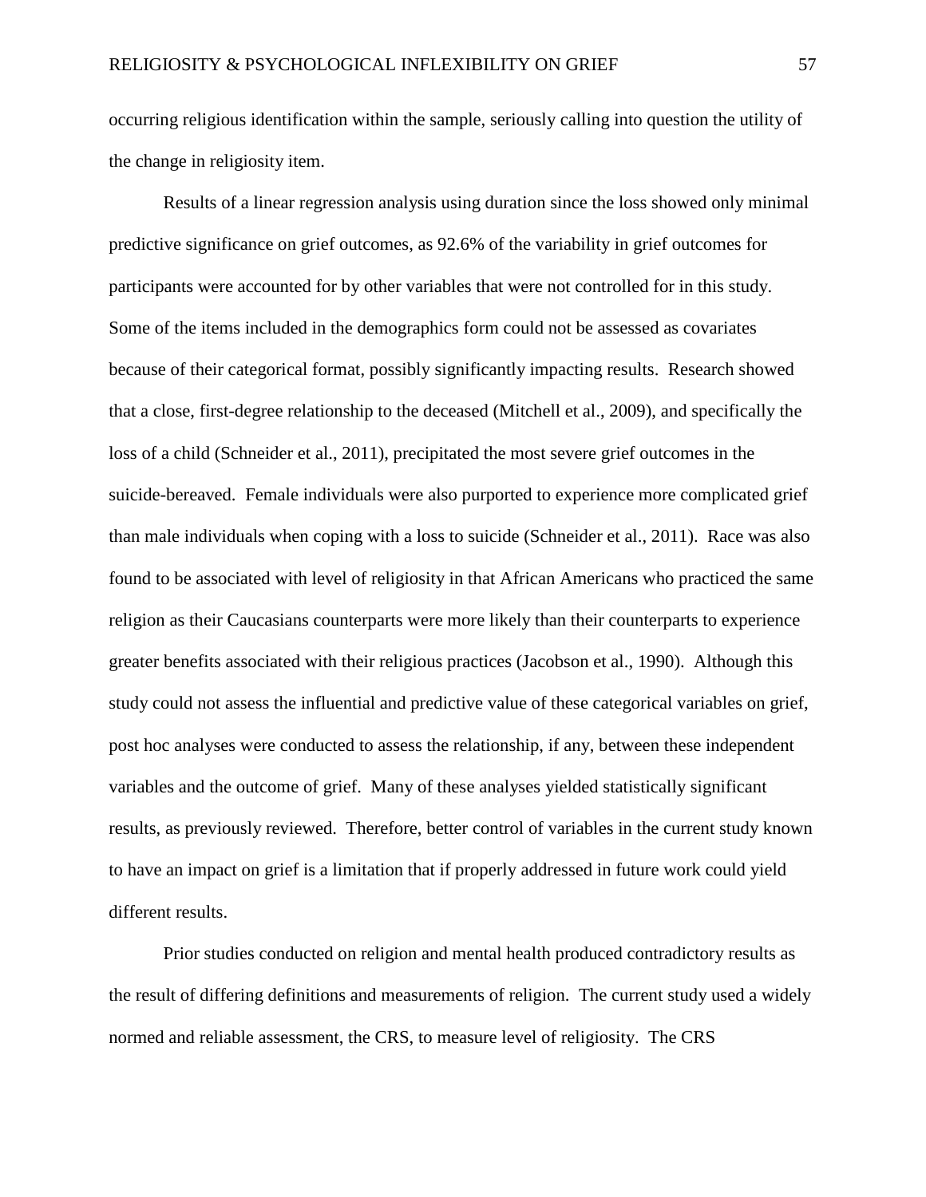occurring religious identification within the sample, seriously calling into question the utility of the change in religiosity item.

Results of a linear regression analysis using duration since the loss showed only minimal predictive significance on grief outcomes, as 92.6% of the variability in grief outcomes for participants were accounted for by other variables that were not controlled for in this study. Some of the items included in the demographics form could not be assessed as covariates because of their categorical format, possibly significantly impacting results. Research showed that a close, first-degree relationship to the deceased (Mitchell et al., 2009), and specifically the loss of a child (Schneider et al., 2011), precipitated the most severe grief outcomes in the suicide-bereaved. Female individuals were also purported to experience more complicated grief than male individuals when coping with a loss to suicide (Schneider et al., 2011). Race was also found to be associated with level of religiosity in that African Americans who practiced the same religion as their Caucasians counterparts were more likely than their counterparts to experience greater benefits associated with their religious practices (Jacobson et al., 1990). Although this study could not assess the influential and predictive value of these categorical variables on grief, post hoc analyses were conducted to assess the relationship, if any, between these independent variables and the outcome of grief. Many of these analyses yielded statistically significant results, as previously reviewed. Therefore, better control of variables in the current study known to have an impact on grief is a limitation that if properly addressed in future work could yield different results.

Prior studies conducted on religion and mental health produced contradictory results as the result of differing definitions and measurements of religion. The current study used a widely normed and reliable assessment, the CRS, to measure level of religiosity. The CRS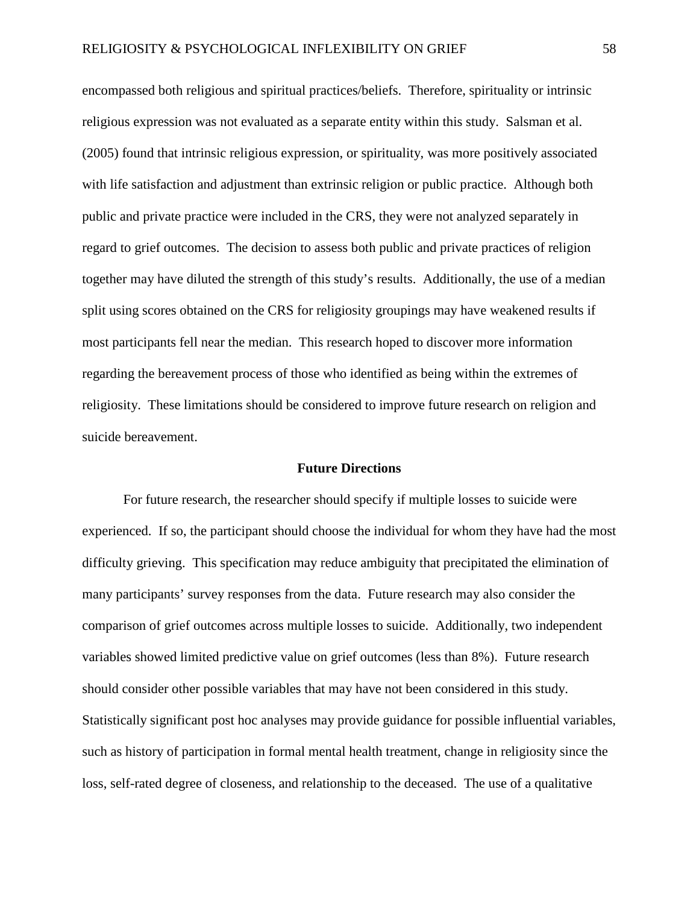encompassed both religious and spiritual practices/beliefs. Therefore, spirituality or intrinsic religious expression was not evaluated as a separate entity within this study. Salsman et al. (2005) found that intrinsic religious expression, or spirituality, was more positively associated with life satisfaction and adjustment than extrinsic religion or public practice. Although both public and private practice were included in the CRS, they were not analyzed separately in regard to grief outcomes. The decision to assess both public and private practices of religion together may have diluted the strength of this study's results. Additionally, the use of a median split using scores obtained on the CRS for religiosity groupings may have weakened results if most participants fell near the median. This research hoped to discover more information regarding the bereavement process of those who identified as being within the extremes of religiosity. These limitations should be considered to improve future research on religion and suicide bereavement.

## Future Directions

For future research, the researcher should specify if multiple losses to suicide were experienced. If so, the participant should choose the individual for whom they have had the most difficulty grieving. This specification may reduce ambiguity that precipitated the elimination of many participants' survey responses from the data. Future research may also consider the comparison of grief outcomes across multiple losses to suicide. Additionally, two independent variables showed limited predictive value on grief outcomes (less than 8%). Future research should consider other possible variables that may have not been considered in this study. Statistically significant post hoc analyses may provide guidance for possible influential variables, such as history of participation in formal mental health treatment, change in religiosity since the loss, self-rated degree of closeness, and relationship to the deceased. The use of a qualitative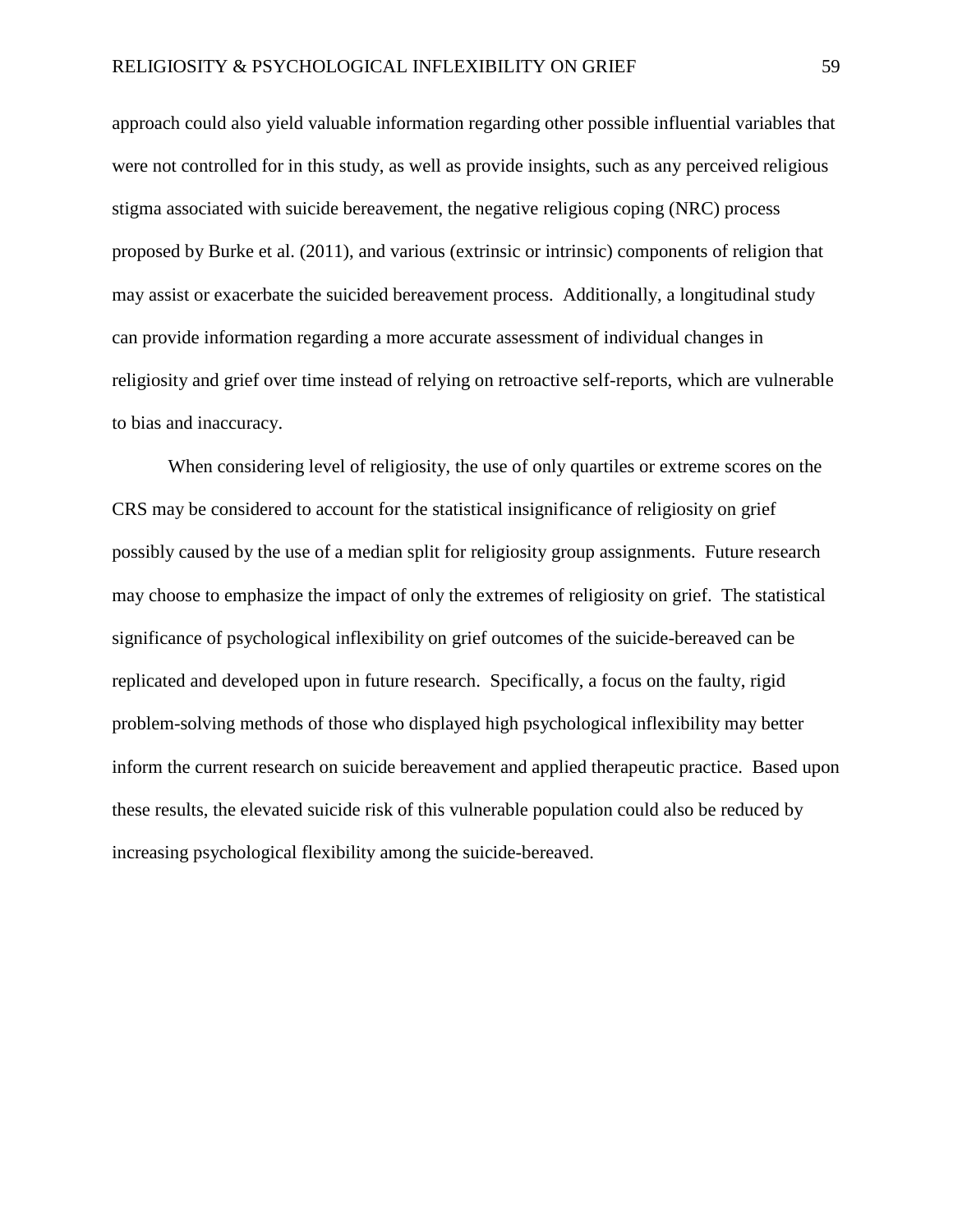approach could also yield valuable information regarding other possible influential variables that were not controlled for in this study, as well as provide insights, such as any perceived religious stigma associated with suicide bereavement, the negative religious coping (NRC) process proposed by Burke et al. (2011), and various (extrinsic or intrinsic) components of religion that may assist or exacerbate the suicided bereavement process. Additionally, a longitudinal study can provide information regarding a more accurate assessment of individual changes in religiosity and grief over time instead of relying on retroactive self-reports, which are vulnerable to bias and inaccuracy.

When considering level of religiosity, the use of only quartiles or extreme scores on the CRS may be considered to account for the statistical insignificance of religiosity on grief possibly caused by the use of a median split for religiosity group assignments. Future research may choose to emphasize the impact of only the extremes of religiosity on grief. The statistical significance of psychological inflexibility on grief outcomes of the suicide-bereaved can be replicated and developed upon in future research. Specifically, a focus on the faulty, rigid problem-solving methods of those who displayed high psychological inflexibility may better inform the current research on suicide bereavement and applied therapeutic practice. Based upon these results, the elevated suicide risk of this vulnerable population could also be reduced by increasing psychological flexibility among the suicide-bereaved.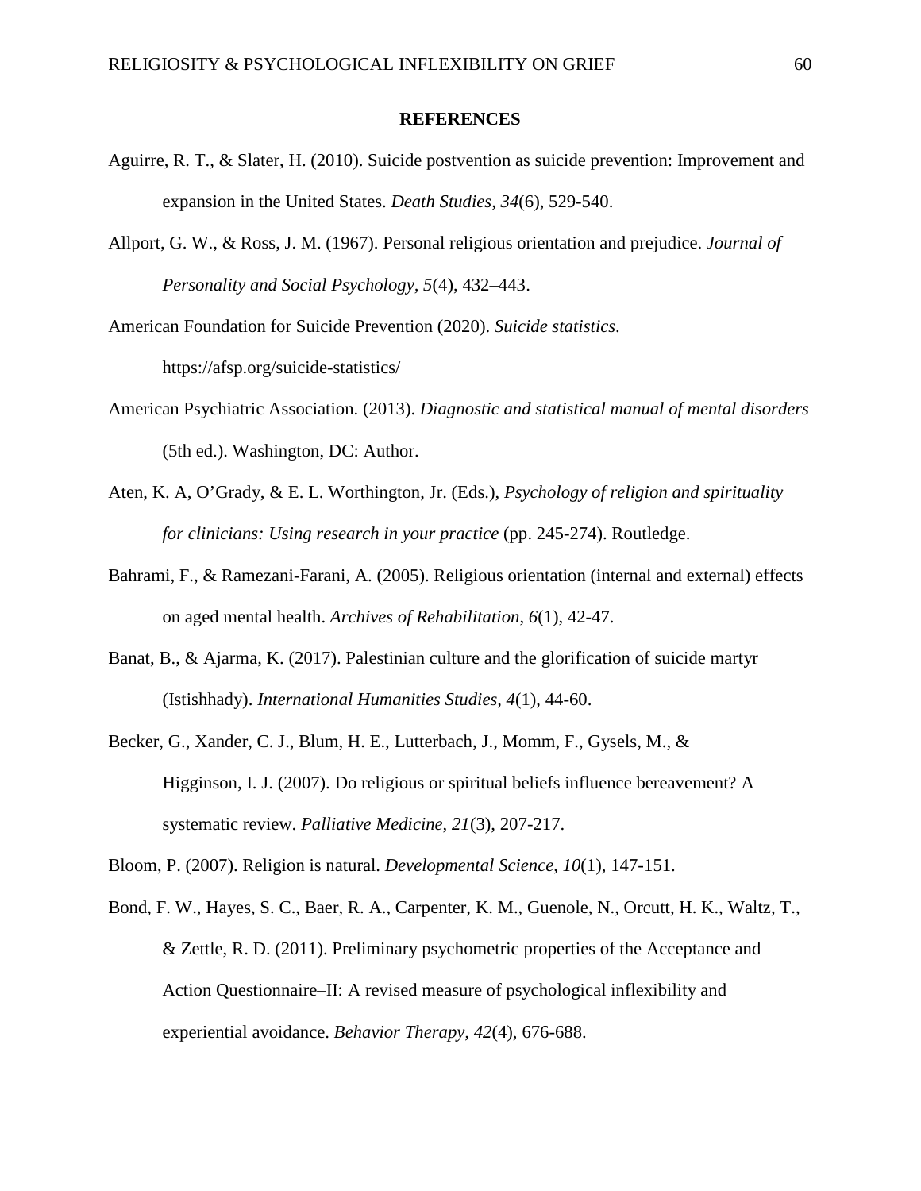# REFERENCES

Aguirre, R. T., & Slater, H. (2010). Suicide postvention as suicide prevention: Improvement and expansion in the United States. *Death Studies*, *34*(6), 529-540.

Allport, G. W., & Ross, J. M. (1967). Personal religious orientation and prejudice. *Journal of Personality and Social Psychology, 5*(4), 432–443.

American Foundation for Suicide Prevention (2020). *Suicide statistics*. https://afsp.org/suicide-statistics/

American Psychiatric Association. (2013). *Diagnostic and statistical manual of mental disorders* (5th ed.). Washington, DC: Author.

Aten, K. A, O'Grady, & E. L. Worthington, Jr. (Eds.), *Psychology of religion and spirituality for clinicians: Using research in your practice* (pp. 245-274). Routledge.

Bahrami, F., & Ramezani-Farani, A. (2005). Religious orientation (internal and external) effects on aged mental health. *Archives of Rehabilitation*, *6*(1), 42-47.

Banat, B., & Ajarma, K. (2017). Palestinian culture and the glorification of suicide martyr (Istishhady). *International Humanities Studies, 4*(1), 44-60.

Becker, G., Xander, C. J., Blum, H. E., Lutterbach, J., Momm, F., Gysels, M., & Higginson, I. J. (2007). Do religious or spiritual beliefs influence bereavement? A systematic review. *Palliative Medicine*, *21*(3), 207-217.

Bloom, P. (2007). Religion is natural. *Developmental Science, 10*(1), 147-151.

Bond, F. W., Hayes, S. C., Baer, R. A., Carpenter, K. M., Guenole, N., Orcutt, H. K., Waltz, T., & Zettle, R. D. (2011). Preliminary psychometric properties of the Acceptance and Action Questionnaire–II: A revised measure of psychological inflexibility and experiential avoidance. *Behavior Therapy*, *42*(4), 676-688.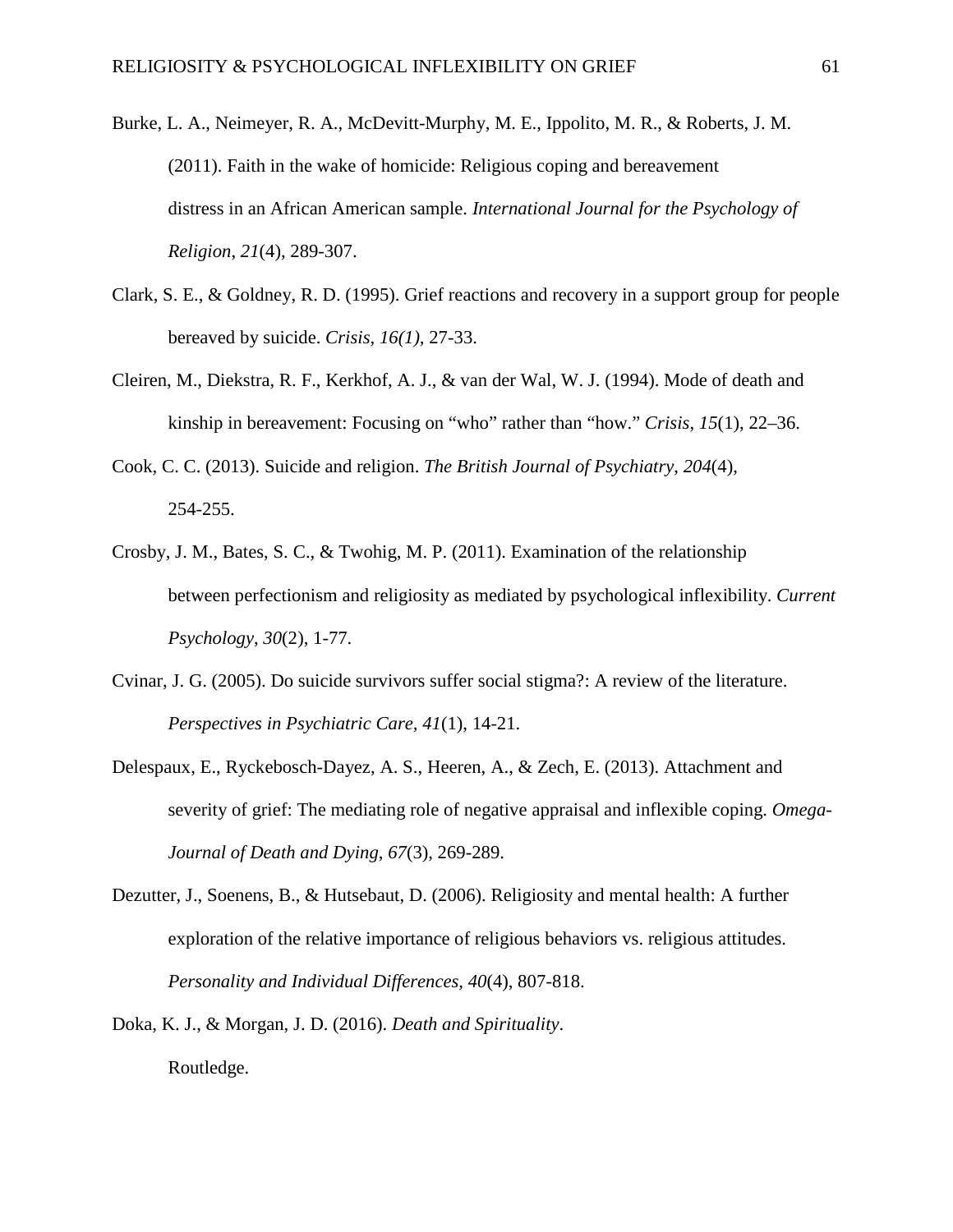Burke, L. A., Neimeyer, R. A., McDevitt-Murphy, M. E., Ippolito, M. R., & Roberts, J. M. (2011). Faith in the wake of homicide: Religious coping and bereavement distress in an African American sample. *International Journal for the Psychology of Religion*, *21*(4), 289-307.

Clark, S. E., & Goldney, R. D. (1995). Grief reactions and recovery in a support group for people bereaved by suicide. *Crisis, 16(1),* 27-33.

Cleiren, M., Diekstra, R. F., Kerkhof, A. J., & van der Wal, W. J. (1994). Mode of death and kinship in bereavement: Focusing on "who" rather than "how." *Crisis*, *15*(1), 22–36.

Cook, C. C. (2013). Suicide and religion. *The British Journal of Psychiatry*, *204*(4), 254-255.

Crosby, J. M., Bates, S. C., & Twohig, M. P. (2011). Examination of the relationship between perfectionism and religiosity as mediated by psychological inflexibility. *Current Psychology*, *30*(2), 1-77.

Cvinar, J. G. (2005). Do suicide survivors suffer social stigma?: A review of the literature. *Perspectives in Psychiatric Care*, *41*(1), 14-21.

Delespaux, E., Ryckebosch-Dayez, A. S., Heeren, A., & Zech, E. (2013). Attachment and severity of grief: The mediating role of negative appraisal and inflexible coping. *Omega-Journal of Death and Dying*, *67*(3), 269-289.

Dezutter, J., Soenens, B., & Hutsebaut, D. (2006). Religiosity and mental health: A further exploration of the relative importance of religious behaviors vs. religious attitudes. *Personality and Individual Differences*, *40*(4), 807-818.

Doka, K. J., & Morgan, J. D. (2016). *Death and Spirituality*. Routledge.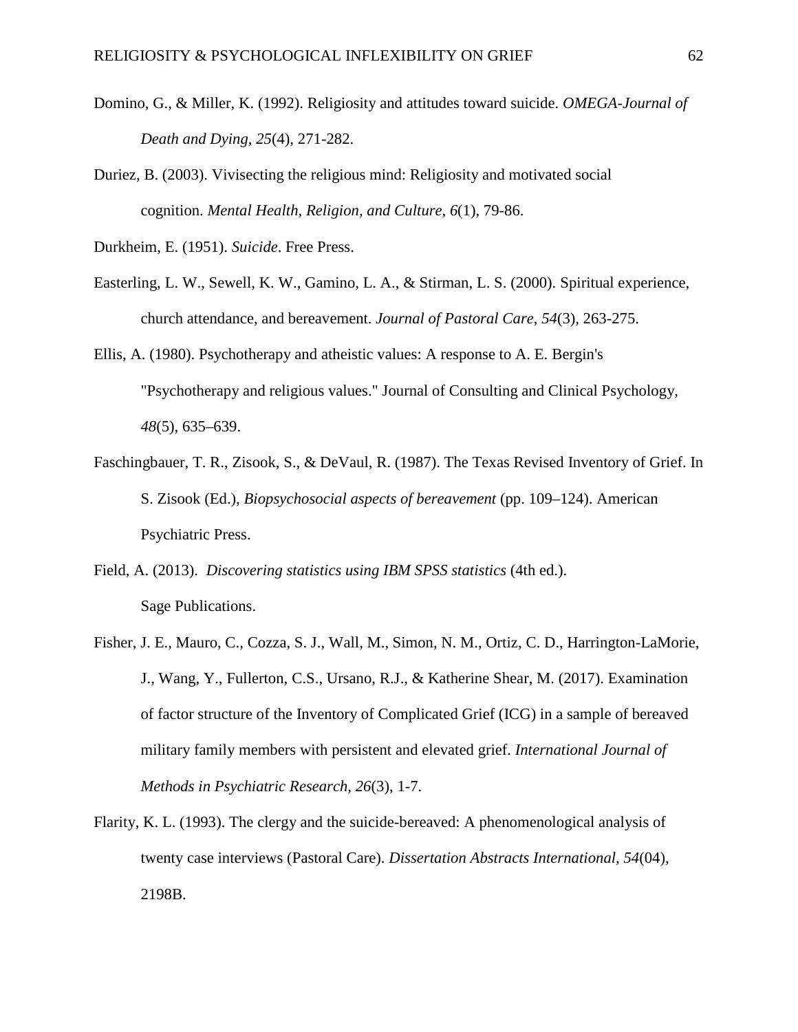Domino, G., & Miller, K. (1992). Religiosity and attitudes toward suicide. *OMEGA-Journal of Death and Dying, 25*(4), 271-282.

Duriez, B. (2003). Vivisecting the religious mind: Religiosity and motivated social cognition. *Mental Health, Religion, and Culture*, *6*(1), 79-86.

Durkheim, E. (1951). *Suicide*. Free Press.

Easterling, L. W., Sewell, K. W., Gamino, L. A., & Stirman, L. S. (2000). Spiritual experience, church attendance, and bereavement. *Journal of Pastoral Care*, *54*(3), 263-275.

Ellis, A. (1980). Psychotherapy and atheistic values: A response to A. E. Bergin's "Psychotherapy and religious values." Journal of Consulting and Clinical Psychology, *48*(5), 635–639.

Faschingbauer, T. R., Zisook, S., & DeVaul, R. (1987). The Texas Revised Inventory of Grief. In S. Zisook (Ed.), *Biopsychosocial aspects of bereavement* (pp. 109–124). American Psychiatric Press.

Field, A. (2013). *Discovering statistics using IBM SPSS statistics* (4th ed.). Sage Publications.

Fisher, J. E., Mauro, C., Cozza, S. J., Wall, M., Simon, N. M., Ortiz, C. D., Harrington-LaMorie, J., Wang, Y., Fullerton, C.S., Ursano, R.J., & Katherine Shear, M. (2017). Examination of factor structure of the Inventory of Complicated Grief (ICG) in a sample of bereaved military family members with persistent and elevated grief. *International Journal of Methods in Psychiatric Research, 26*(3), 1-7.

Flarity, K. L. (1993). The clergy and the suicide-bereaved: A phenomenological analysis of twenty case interviews (Pastoral Care). *Dissertation Abstracts International*, *54*(04), 2198B.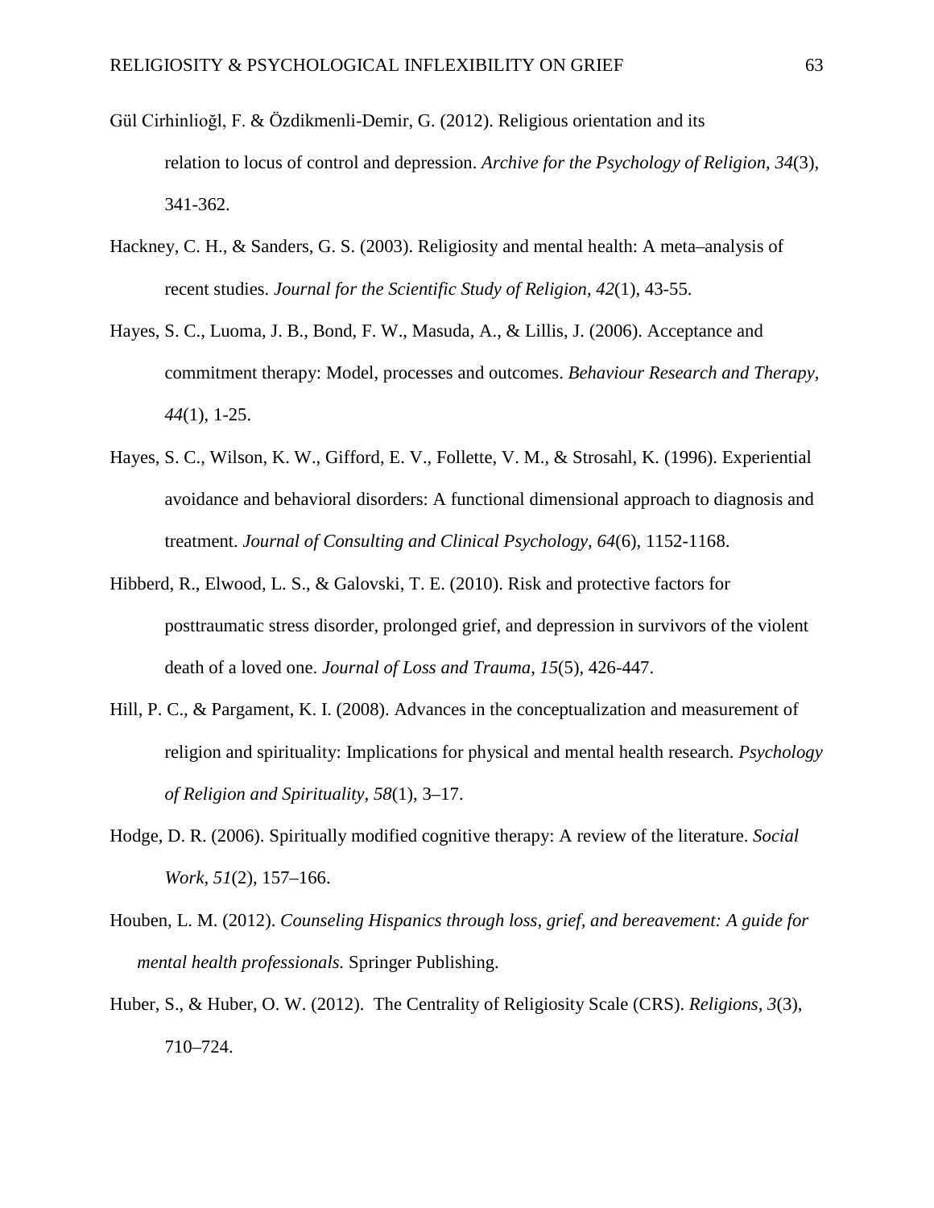Gül Cirhinlioğl, F. & Özdikmenli-Demir, G. (2012). Religious orientation and its relation to locus of control and depression. *Archive for the Psychology of Religion, 34*(3), 341-362.

Hackney, C. H., & Sanders, G. S. (2003). Religiosity and mental health: A meta–analysis of recent studies. *Journal for the Scientific Study of Religion, 42*(1), 43-55.

Hayes, S. C., Luoma, J. B., Bond, F. W., Masuda, A., & Lillis, J. (2006). Acceptance and commitment therapy: Model, processes and outcomes. *Behaviour Research and Therapy, 44*(1), 1-25.

Hayes, S. C., Wilson, K. W., Gifford, E. V., Follette, V. M., & Strosahl, K. (1996). Experiential avoidance and behavioral disorders: A functional dimensional approach to diagnosis and treatment. *Journal of Consulting and Clinical Psychology, 64*(6), 1152-1168.

Hibberd, R., Elwood, L. S., & Galovski, T. E. (2010). Risk and protective factors for posttraumatic stress disorder, prolonged grief, and depression in survivors of the violent death of a loved one. *Journal of Loss and Trauma*, *15*(5), 426-447.

Hill, P. C., & Pargament, K. I. (2008). Advances in the conceptualization and measurement of religion and spirituality: Implications for physical and mental health research. *Psychology of Religion and Spirituality, 58*(1), 3–17.

Hodge, D. R. (2006). Spiritually modified cognitive therapy: A review of the literature. *Social Work, 51*(2), 157–166.

Houben, L. M. (2012). *Counseling Hispanics through loss, grief, and bereavement: A guide for mental health professionals.* Springer Publishing.

Huber, S., & Huber, O. W. (2012). The Centrality of Religiosity Scale (CRS). *Religions*, *3*(3), 710–724.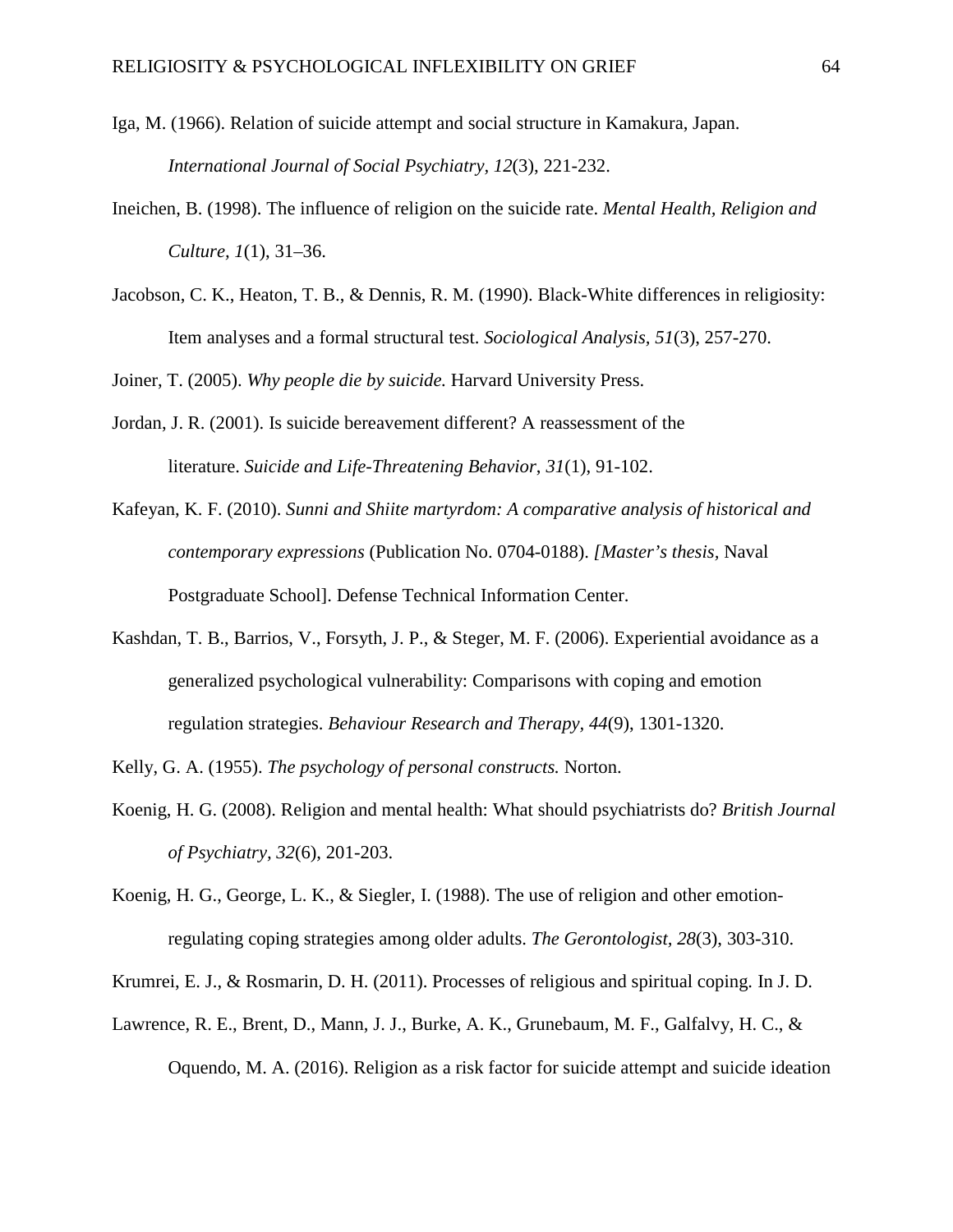Iga, M. (1966). Relation of suicide attempt and social structure in Kamakura, Japan. *International Journal of Social Psychiatry, 12*(3), 221-232.

Ineichen, B. (1998). The influence of religion on the suicide rate. *Mental Health, Religion and Culture, 1*(1), 31–36.

Jacobson, C. K., Heaton, T. B., & Dennis, R. M. (1990). Black-White differences in religiosity: Item analyses and a formal structural test. *Sociological Analysis, 51*(3), 257-270.

Joiner, T. (2005). *Why people die by suicide.* Harvard University Press.

Jordan, J. R. (2001). Is suicide bereavement different? A reassessment of the literature. *Suicide and Life-Threatening Behavior*, *31*(1), 91-102.

Kafeyan, K. F. (2010). *Sunni and Shiite martyrdom: A comparative analysis of historical and contemporary expressions* (Publication No. 0704-0188). *[Master's thesis,* Naval Postgraduate School]. Defense Technical Information Center.

Kashdan, T. B., Barrios, V., Forsyth, J. P., & Steger, M. F. (2006). Experiential avoidance as a generalized psychological vulnerability: Comparisons with coping and emotion regulation strategies. *Behaviour Research and Therapy*, *44*(9), 1301-1320.

Kelly, G. A. (1955). *The psychology of personal constructs.* Norton.

Koenig, H. G. (2008). Religion and mental health: What should psychiatrists do? *British Journal of Psychiatry, 32*(6), 201-203.

Koenig, H. G., George, L. K., & Siegler, I. (1988). The use of religion and other emotion-regulating coping strategies among older adults. *The Gerontologist, 28*(3), 303-310.

Krumrei, E. J., & Rosmarin, D. H. (2011). Processes of religious and spiritual coping. In J. D.

Lawrence, R. E., Brent, D., Mann, J. J., Burke, A. K., Grunebaum, M. F., Galfalvy, H. C., & Oquendo, M. A. (2016). Religion as a risk factor for suicide attempt and suicide ideation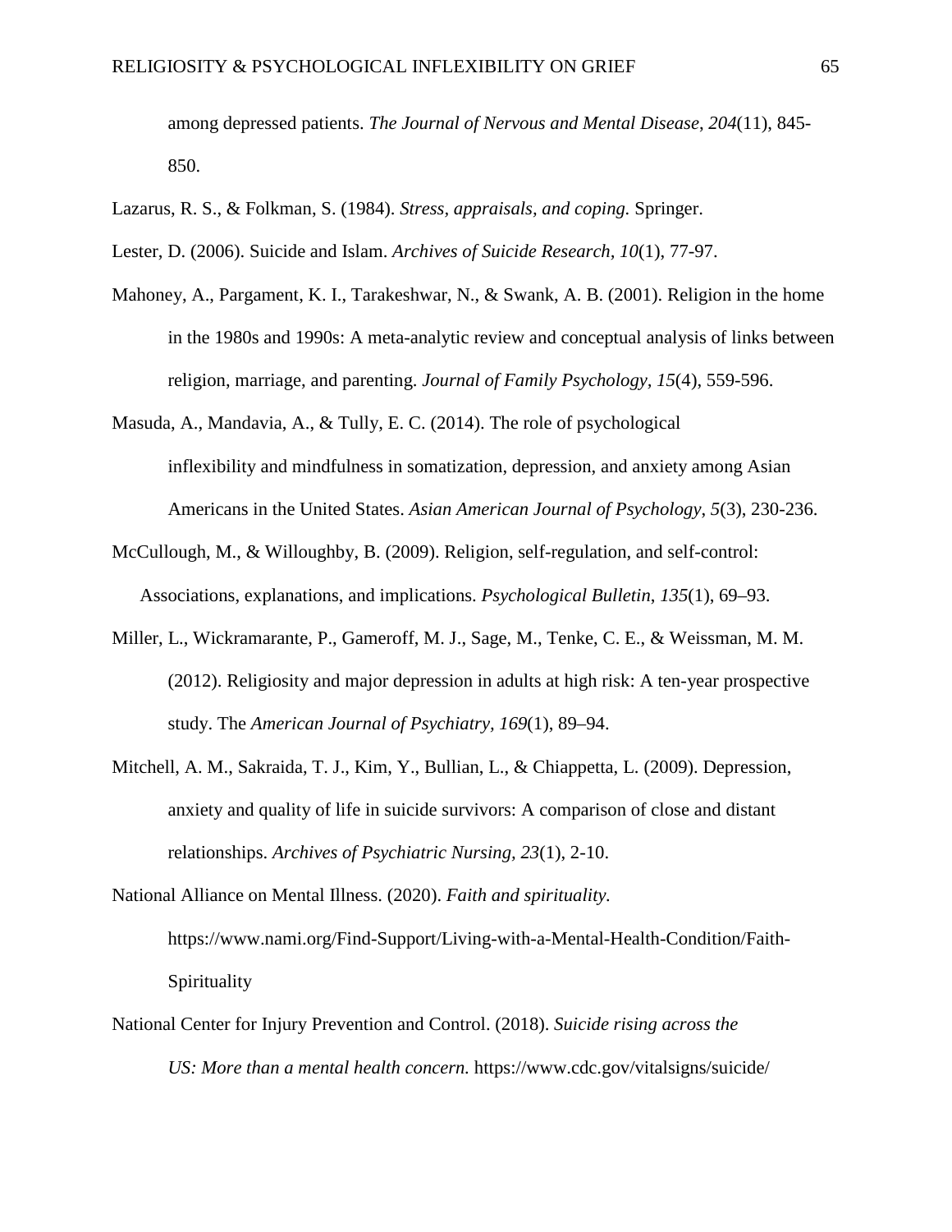among depressed patients. *The Journal of Nervous and Mental Disease*, *204*(11), 845-850.

Lazarus, R. S., & Folkman, S. (1984). *Stress, appraisals, and coping.* Springer.

Lester, D. (2006). Suicide and Islam. *Archives of Suicide Research*, *10*(1), 77-97.

Mahoney, A., Pargament, K. I., Tarakeshwar, N., & Swank, A. B. (2001). Religion in the home in the 1980s and 1990s: A meta-analytic review and conceptual analysis of links between religion, marriage, and parenting. *Journal of Family Psychology*, *15*(4), 559-596.

Masuda, A., Mandavia, A., & Tully, E. C. (2014). The role of psychological inflexibility and mindfulness in somatization, depression, and anxiety among Asian Americans in the United States. *Asian American Journal of Psychology*, *5*(3), 230-236.

McCullough, M., & Willoughby, B. (2009). Religion, self-regulation, and self-control: Associations, explanations, and implications. *Psychological Bulletin*, *135*(1), 69–93.

Miller, L., Wickramarante, P., Gameroff, M. J., Sage, M., Tenke, C. E., & Weissman, M. M. (2012). Religiosity and major depression in adults at high risk: A ten-year prospective study. The *American Journal of Psychiatry, 169*(1), 89–94.

Mitchell, A. M., Sakraida, T. J., Kim, Y., Bullian, L., & Chiappetta, L. (2009). Depression, anxiety and quality of life in suicide survivors: A comparison of close and distant relationships. *Archives of Psychiatric Nursing, 23*(1), 2-10.

National Alliance on Mental Illness. (2020). *Faith and spirituality.* https://www.nami.org/Find-Support/Living-with-a-Mental-Health-Condition/Faith-Spirituality

National Center for Injury Prevention and Control. (2018). *Suicide rising across the US: More than a mental health concern.* https://www.cdc.gov/vitalsigns/suicide/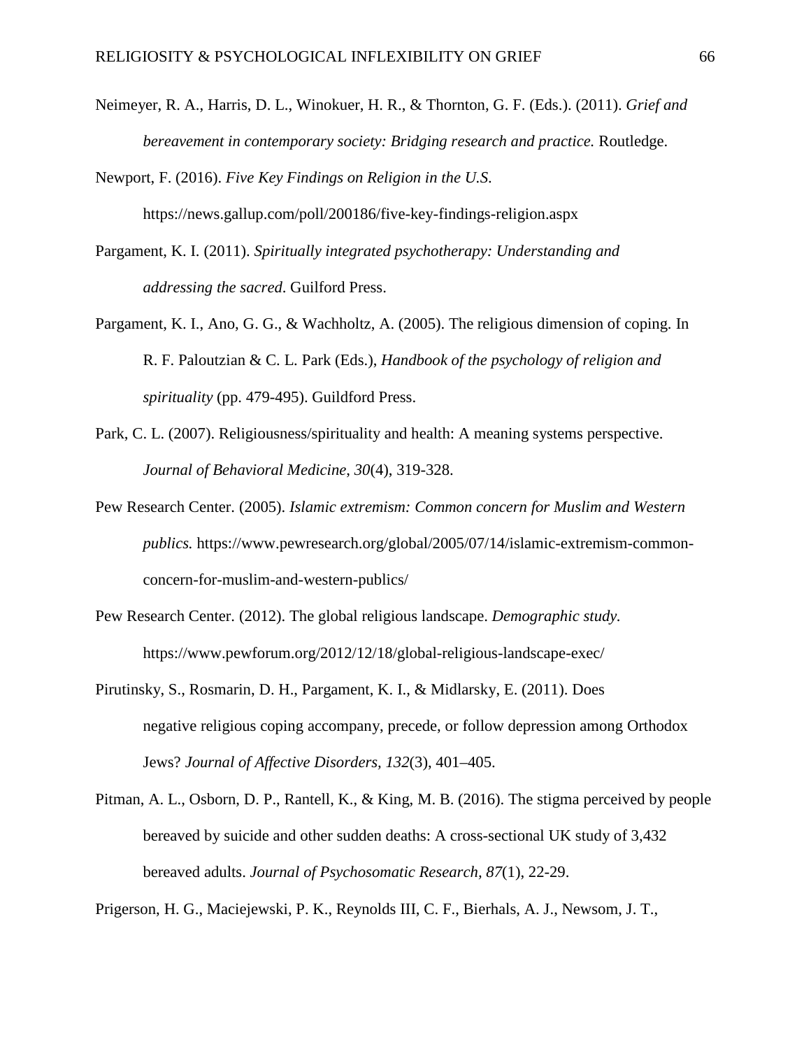Neimeyer, R. A., Harris, D. L., Winokuer, H. R., & Thornton, G. F. (Eds.). (2011). *Grief and bereavement in contemporary society: Bridging research and practice.* Routledge.

Newport, F. (2016). *Five Key Findings on Religion in the U.S.* https://news.gallup.com/poll/200186/five-key-findings-religion.aspx

Pargament, K. I. (2011). *Spiritually integrated psychotherapy: Understanding and addressing the sacred*. Guilford Press.

Pargament, K. I., Ano, G. G., & Wachholtz, A. (2005). The religious dimension of coping. In R. F. Paloutzian & C. L. Park (Eds.), *Handbook of the psychology of religion and spirituality* (pp. 479-495). Guildford Press.

Park, C. L. (2007). Religiousness/spirituality and health: A meaning systems perspective. *Journal of Behavioral Medicine*, *30*(4), 319-328.

Pew Research Center. (2005). *Islamic extremism: Common concern for Muslim and Western publics.* https://www.pewresearch.org/global/2005/07/14/islamic-extremism-common-concern-for-muslim-and-western-publics/

Pew Research Center. (2012). The global religious landscape. *Demographic study.* https://www.pewforum.org/2012/12/18/global-religious-landscape-exec/

Pirutinsky, S., Rosmarin, D. H., Pargament, K. I., & Midlarsky, E. (2011). Does negative religious coping accompany, precede, or follow depression among Orthodox Jews? *Journal of Affective Disorders, 132*(3), 401–405.

Pitman, A. L., Osborn, D. P., Rantell, K., & King, M. B. (2016). The stigma perceived by people bereaved by suicide and other sudden deaths: A cross-sectional UK study of 3,432 bereaved adults. *Journal of Psychosomatic Research, 87*(1), 22-29.

Prigerson, H. G., Maciejewski, P. K., Reynolds III, C. F., Bierhals, A. J., Newsom, J. T.,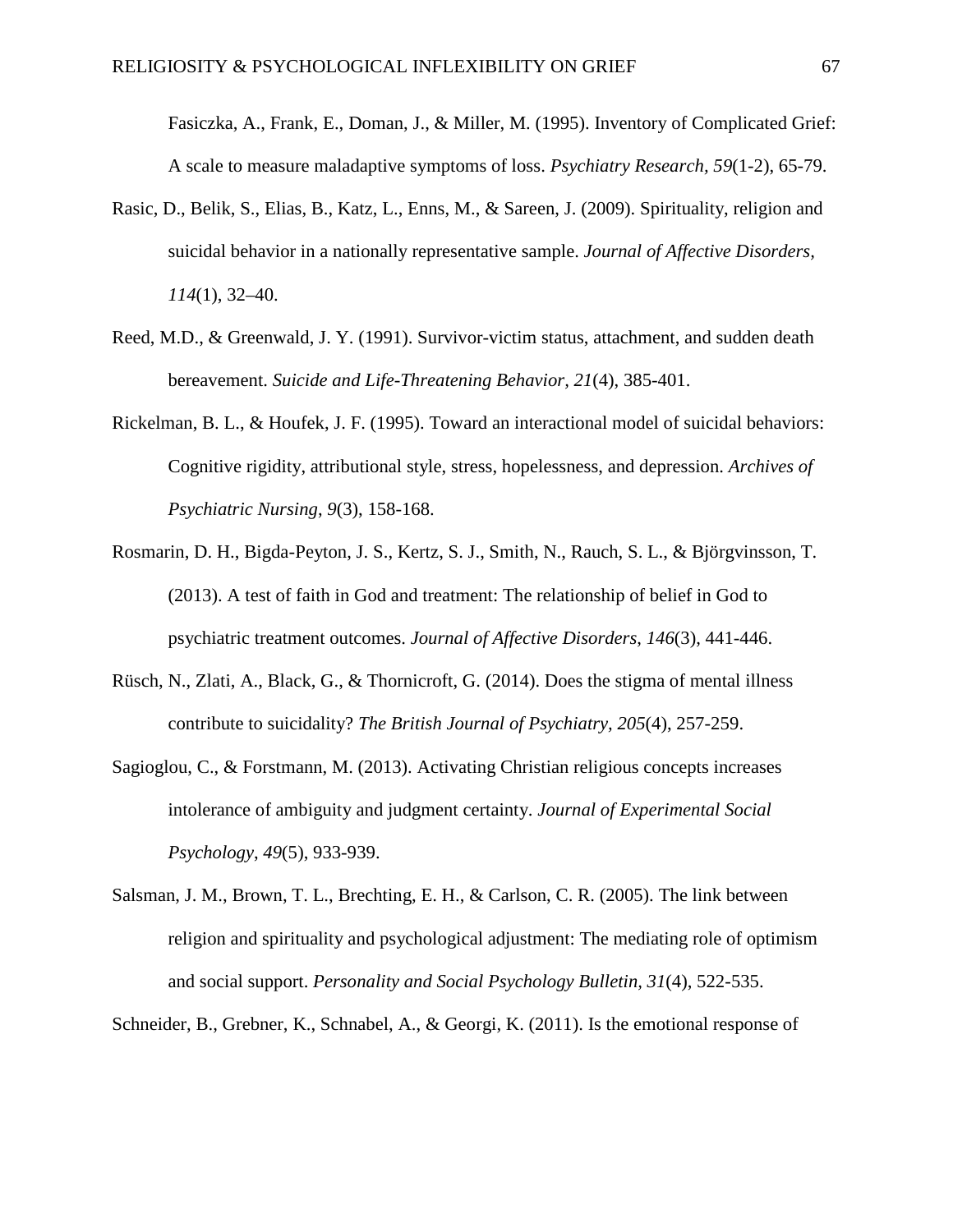Fasiczka, A., Frank, E., Doman, J., & Miller, M. (1995). Inventory of Complicated Grief: A scale to measure maladaptive symptoms of loss. *Psychiatry Research, 59*(1-2), 65-79.

Rasic, D., Belik, S., Elias, B., Katz, L., Enns, M., & Sareen, J. (2009). Spirituality, religion and suicidal behavior in a nationally representative sample. *Journal of Affective Disorders, 114*(1), 32–40.

Reed, M.D., & Greenwald, J. Y. (1991). Survivor-victim status, attachment, and sudden death bereavement. *Suicide and Life-Threatening Behavior, 21*(4), 385-401.

Rickelman, B. L., & Houfek, J. F. (1995). Toward an interactional model of suicidal behaviors: Cognitive rigidity, attributional style, stress, hopelessness, and depression. *Archives of Psychiatric Nursing*, *9*(3), 158-168.

Rosmarin, D. H., Bigda-Peyton, J. S., Kertz, S. J., Smith, N., Rauch, S. L., & Björgvinsson, T. (2013). A test of faith in God and treatment: The relationship of belief in God to psychiatric treatment outcomes. *Journal of Affective Disorders, 146*(3), 441-446.

Rüsch, N., Zlati, A., Black, G., & Thornicroft, G. (2014). Does the stigma of mental illness contribute to suicidality? *The British Journal of Psychiatry, 205*(4), 257-259.

Sagioglou, C., & Forstmann, M. (2013). Activating Christian religious concepts increases intolerance of ambiguity and judgment certainty. *Journal of Experimental Social Psychology*, *49*(5), 933-939.

Salsman, J. M., Brown, T. L., Brechting, E. H., & Carlson, C. R. (2005). The link between religion and spirituality and psychological adjustment: The mediating role of optimism and social support. *Personality and Social Psychology Bulletin, 31*(4), 522-535.

Schneider, B., Grebner, K., Schnabel, A., & Georgi, K. (2011). Is the emotional response of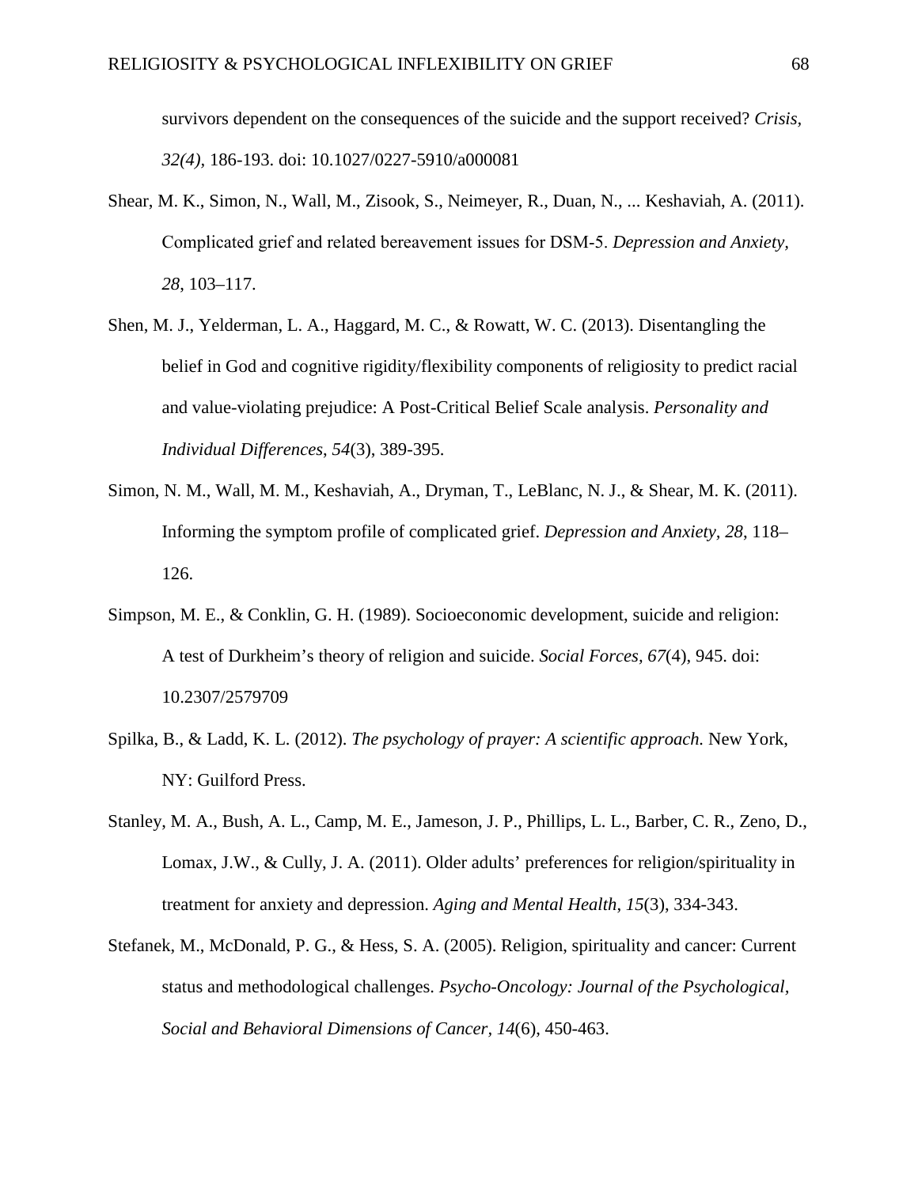survivors dependent on the consequences of the suicide and the support received? *Crisis*, *32(4)*, 186-193. doi: 10.1027/0227-5910/a000081

Shear, M. K., Simon, N., Wall, M., Zisook, S., Neimeyer, R., Duan, N., ... Keshaviah, A. (2011). Complicated grief and related bereavement issues for DSM-5. *Depression and Anxiety*, *28*, 103–117.

Shen, M. J., Yelderman, L. A., Haggard, M. C., & Rowatt, W. C. (2013). Disentangling the belief in God and cognitive rigidity/flexibility components of religiosity to predict racial and value-violating prejudice: A Post-Critical Belief Scale analysis. *Personality and Individual Differences*, *54*(3), 389-395.

Simon, N. M., Wall, M. M., Keshaviah, A., Dryman, T., LeBlanc, N. J., & Shear, M. K. (2011). Informing the symptom profile of complicated grief. *Depression and Anxiety*, *28*, 118–126.

Simpson, M. E., & Conklin, G. H. (1989). Socioeconomic development, suicide and religion: A test of Durkheim's theory of religion and suicide. *Social Forces*, *67*(4), 945. doi: 10.2307/2579709

Spilka, B., & Ladd, K. L. (2012). *The psychology of prayer: A scientific approach.* New York, NY: Guilford Press.

Stanley, M. A., Bush, A. L., Camp, M. E., Jameson, J. P., Phillips, L. L., Barber, C. R., Zeno, D., Lomax, J.W., & Cully, J. A. (2011). Older adults' preferences for religion/spirituality in treatment for anxiety and depression. *Aging and Mental Health*, *15*(3), 334-343.

Stefanek, M., McDonald, P. G., & Hess, S. A. (2005). Religion, spirituality and cancer: Current status and methodological challenges. *Psycho-Oncology: Journal of the Psychological, Social and Behavioral Dimensions of Cancer*, *14*(6), 450-463.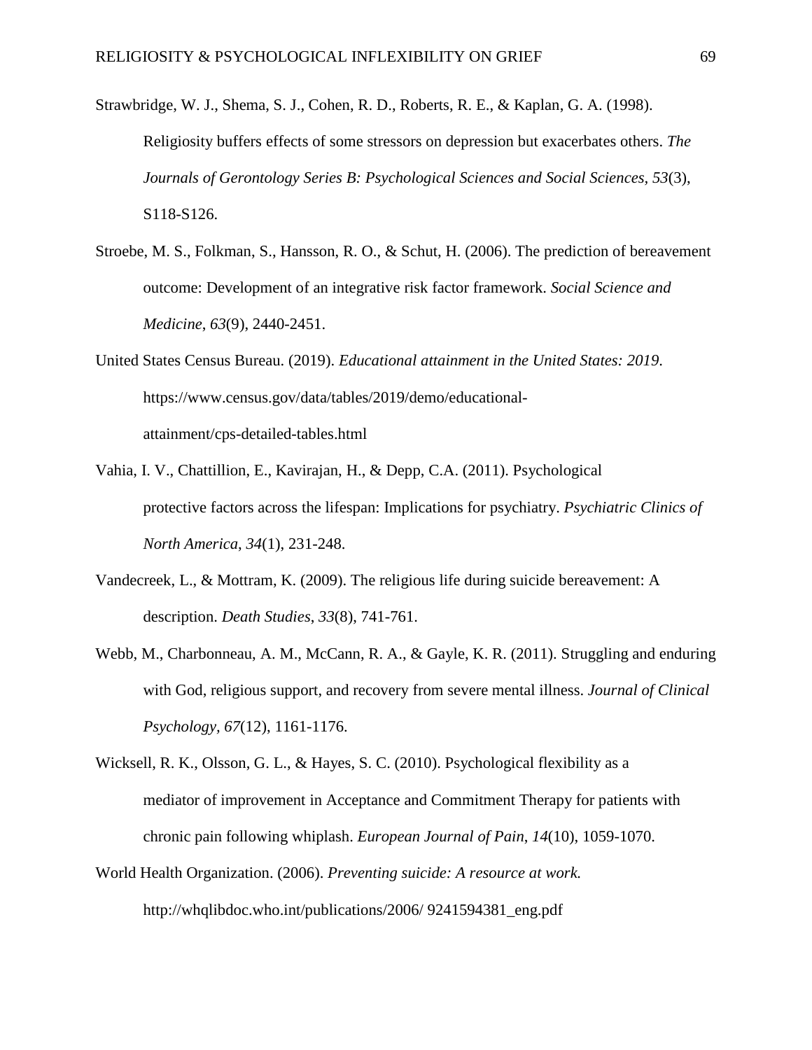Strawbridge, W. J., Shema, S. J., Cohen, R. D., Roberts, R. E., & Kaplan, G. A. (1998). Religiosity buffers effects of some stressors on depression but exacerbates others. *The Journals of Gerontology Series B: Psychological Sciences and Social Sciences, 53*(3), S118-S126.

Stroebe, M. S., Folkman, S., Hansson, R. O., & Schut, H. (2006). The prediction of bereavement outcome: Development of an integrative risk factor framework. *Social Science and Medicine*, *63*(9), 2440-2451.

United States Census Bureau. (2019). *Educational attainment in the United States: 2019*. https://www.census.gov/data/tables/2019/demo/educational-attainment/cps-detailed-tables.html

Vahia, I. V., Chattillion, E., Kavirajan, H., & Depp, C.A. (2011). Psychological protective factors across the lifespan: Implications for psychiatry. *Psychiatric Clinics of North America*, *34*(1), 231-248.

Vandecreek, L., & Mottram, K. (2009). The religious life during suicide bereavement: A description. *Death Studies*, *33*(8), 741-761.

Webb, M., Charbonneau, A. M., McCann, R. A., & Gayle, K. R. (2011). Struggling and enduring with God, religious support, and recovery from severe mental illness. *Journal of Clinical Psychology*, *67*(12), 1161-1176.

Wicksell, R. K., Olsson, G. L., & Hayes, S. C. (2010). Psychological flexibility as a mediator of improvement in Acceptance and Commitment Therapy for patients with chronic pain following whiplash. *European Journal of Pain*, *14*(10), 1059-1070.

World Health Organization. (2006). *Preventing suicide: A resource at work.* http://whqlibdoc.who.int/publications/2006/ 9241594381_eng.pdf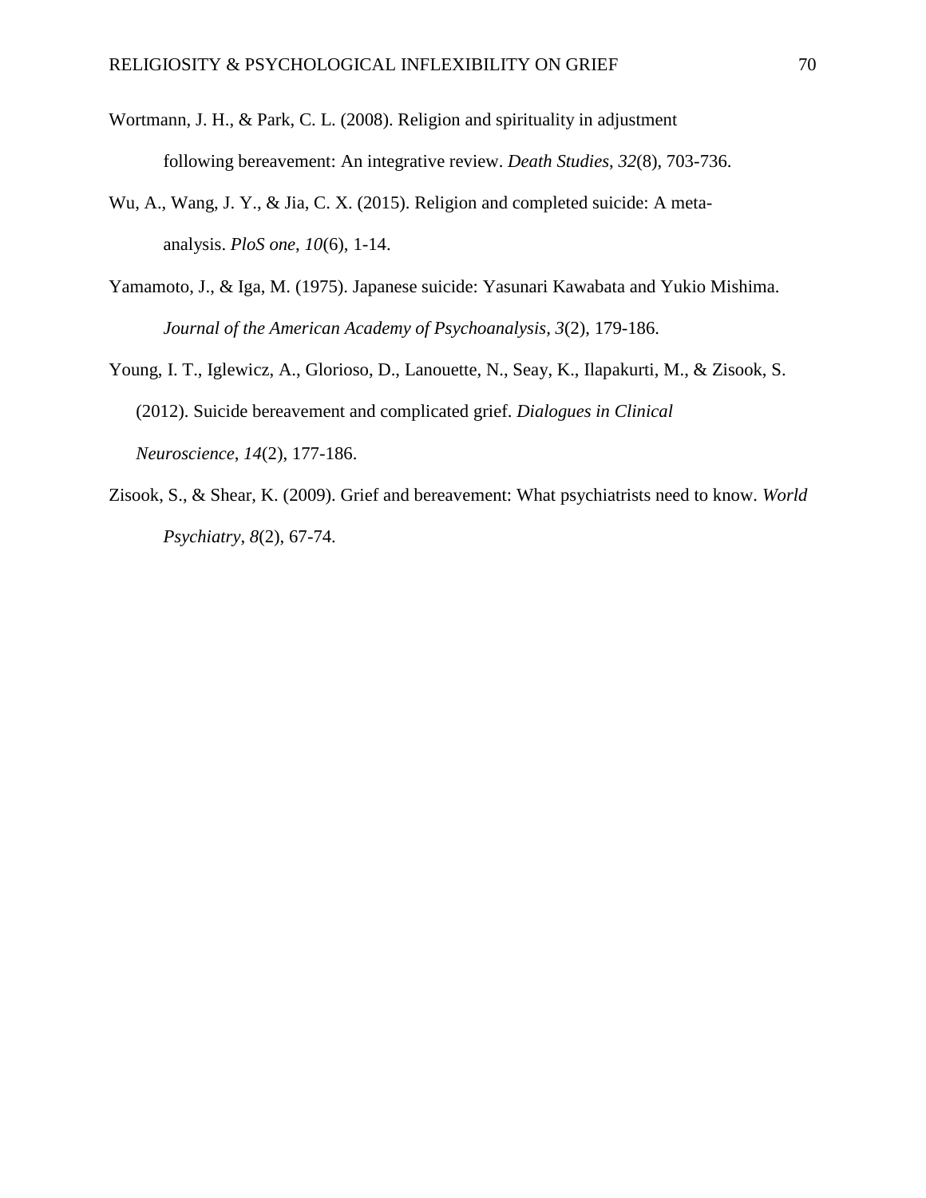Wortmann, J. H., & Park, C. L. (2008). Religion and spirituality in adjustment following bereavement: An integrative review. *Death Studies*, *32*(8), 703-736.

Wu, A., Wang, J. Y., & Jia, C. X. (2015). Religion and completed suicide: A meta-analysis. *PloS one*, *10*(6), 1-14.

Yamamoto, J., & Iga, M. (1975). Japanese suicide: Yasunari Kawabata and Yukio Mishima. *Journal of the American Academy of Psychoanalysis*, *3*(2), 179-186.

Young, I. T., Iglewicz, A., Glorioso, D., Lanouette, N., Seay, K., Ilapakurti, M., & Zisook, S. (2012). Suicide bereavement and complicated grief. *Dialogues in Clinical Neuroscience*, *14*(2), 177-186.

Zisook, S., & Shear, K. (2009). Grief and bereavement: What psychiatrists need to know. *World Psychiatry*, *8*(2), 67-74.